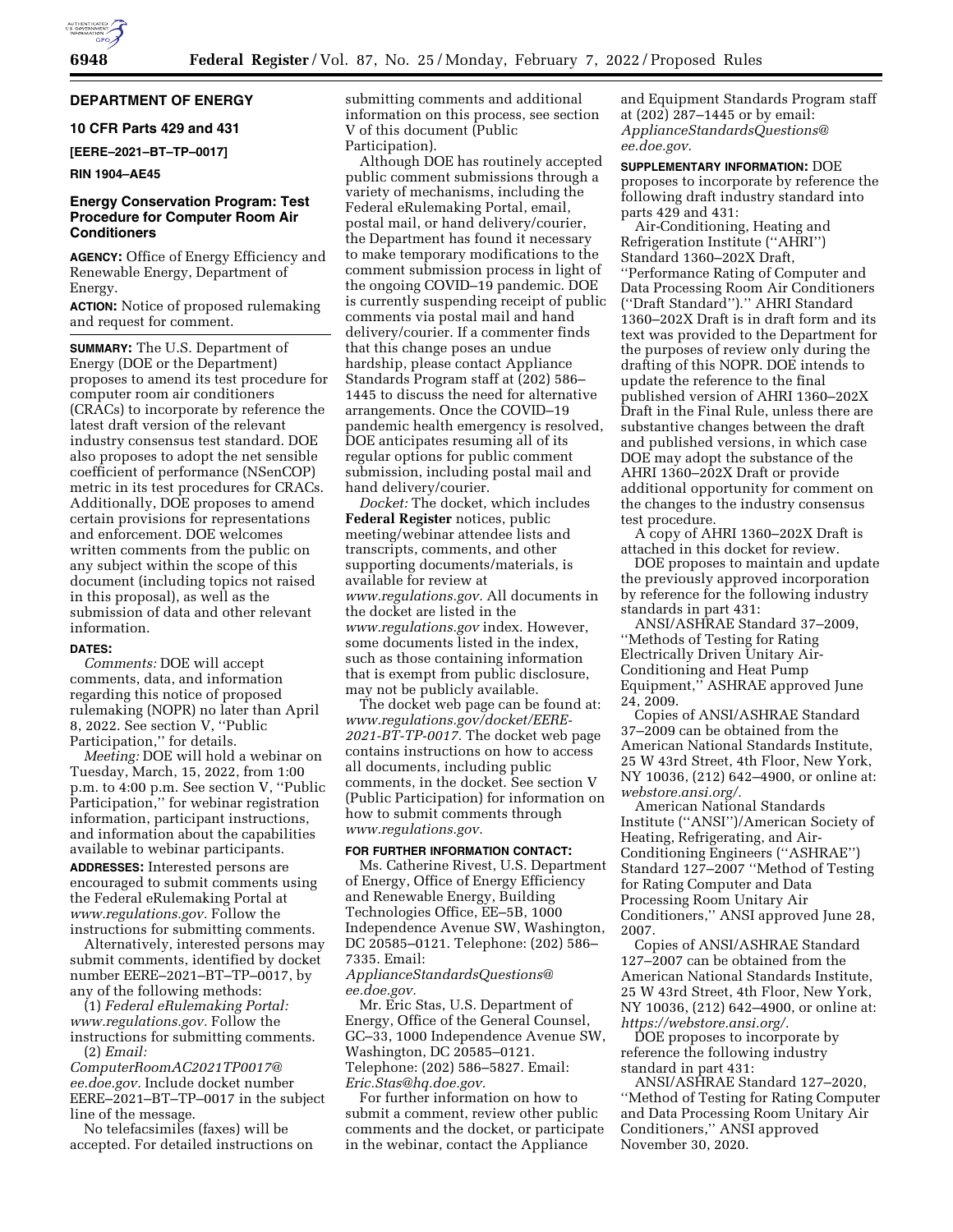# DEPARTMENT OF ENERGY

## 10 CFR Parts 429 and 431

**[EERE–2021–BT–TP–0017]**

**RIN 1904–AE45**

## Energy Conservation Program: Test Procedure for Computer Room Air Conditioners

**AGENCY:** Office of Energy Efficiency and Renewable Energy, Department of Energy.

**ACTION:** Notice of proposed rulemaking and request for comment.

**SUMMARY:** The U.S. Department of Energy (DOE or the Department) proposes to amend its test procedure for computer room air conditioners (CRACs) to incorporate by reference the latest draft version of the relevant industry consensus test standard. DOE also proposes to adopt the net sensible coefficient of performance (NSenCOP) metric in its test procedures for CRACs. Additionally, DOE proposes to amend certain provisions for representations and enforcement. DOE welcomes written comments from the public on any subject within the scope of this document (including topics not raised in this proposal), as well as the submission of data and other relevant information.

**DATES:**

*Comments:* DOE will accept comments, data, and information regarding this notice of proposed rulemaking (NOPR) no later than April 8, 2022. See section V, ''Public Participation,'' for details.

*Meeting:* DOE will hold a webinar on Tuesday, March, 15, 2022, from 1:00 p.m. to 4:00 p.m. See section V, ''Public Participation,'' for webinar registration information, participant instructions, and information about the capabilities available to webinar participants.

**ADDRESSES:** Interested persons are encouraged to submit comments using the Federal eRulemaking Portal at *www.regulations.gov.* Follow the instructions for submitting comments.

Alternatively, interested persons may submit comments, identified by docket number EERE–2021–BT–TP–0017, by any of the following methods:

(1) *Federal eRulemaking Portal: www.regulations.gov.* Follow the instructions for submitting comments.

(2) *Email: ComputerRoomAC2021TP0017@ee.doe.gov.* Include docket number EERE–2021–BT–TP–0017 in the subject line of the message.

No telefacsimiles (faxes) will be accepted. For detailed instructions on submitting comments and additional information on this process, see section V of this document (Public Participation).

Although DOE has routinely accepted public comment submissions through a variety of mechanisms, including the Federal eRulemaking Portal, email, postal mail, or hand delivery/courier, the Department has found it necessary to make temporary modifications to the comment submission process in light of the ongoing COVID–19 pandemic. DOE is currently suspending receipt of public comments via postal mail and hand delivery/courier. If a commenter finds that this change poses an undue hardship, please contact Appliance Standards Program staff at (202) 586–1445 to discuss the need for alternative arrangements. Once the COVID–19 pandemic health emergency is resolved, DOE anticipates resuming all of its regular options for public comment submission, including postal mail and hand delivery/courier.

*Docket:* The docket, which includes **Federal Register** notices, public meeting/webinar attendee lists and transcripts, comments, and other supporting documents/materials, is available for review at *www.regulations.gov.* All documents in the docket are listed in the *www.regulations.gov* index. However, some documents listed in the index, such as those containing information that is exempt from public disclosure, may not be publicly available.

The docket web page can be found at: *www.regulations.gov/docket/EERE-2021-BT-TP-0017.* The docket web page contains instructions on how to access all documents, including public comments, in the docket. See section V (Public Participation) for information on how to submit comments through *www.regulations.gov.*

**FOR FURTHER INFORMATION CONTACT:**

Ms. Catherine Rivest, U.S. Department of Energy, Office of Energy Efficiency and Renewable Energy, Building Technologies Office, EE–5B, 1000 Independence Avenue SW, Washington, DC 20585–0121. Telephone: (202) 586–7335. Email: *ApplianceStandardsQuestions@ee.doe.gov.*

Mr. Eric Stas, U.S. Department of Energy, Office of the General Counsel, GC–33, 1000 Independence Avenue SW, Washington, DC 20585–0121. Telephone: (202) 586–5827. Email: *Eric.Stas@hq.doe.gov.*

For further information on how to submit a comment, review other public comments and the docket, or participate in the webinar, contact the Appliance and Equipment Standards Program staff at (202) 287–1445 or by email: *ApplianceStandardsQuestions@ee.doe.gov.*

**SUPPLEMENTARY INFORMATION:** DOE proposes to incorporate by reference the following draft industry standard into parts 429 and 431:

Air-Conditioning, Heating and Refrigeration Institute (''AHRI'') Standard 1360–202X Draft, ''Performance Rating of Computer and Data Processing Room Air Conditioners (''Draft Standard'').'' AHRI Standard 1360–202X Draft is in draft form and its text was provided to the Department for the purposes of review only during the drafting of this NOPR. DOE intends to update the reference to the final published version of AHRI 1360–202X Draft in the Final Rule, unless there are substantive changes between the draft and published versions, in which case DOE may adopt the substance of the AHRI 1360–202X Draft or provide additional opportunity for comment on the changes to the industry consensus test procedure.

A copy of AHRI 1360–202X Draft is attached in this docket for review.

DOE proposes to maintain and update the previously approved incorporation by reference for the following industry standards in part 431:

ANSI/ASHRAE Standard 37–2009, ''Methods of Testing for Rating Electrically Driven Unitary Air-Conditioning and Heat Pump Equipment,'' ASHRAE approved June 24, 2009.

Copies of ANSI/ASHRAE Standard 37–2009 can be obtained from the American National Standards Institute, 25 W 43rd Street, 4th Floor, New York, NY 10036, (212) 642–4900, or online at: *webstore.ansi.org/.*

American National Standards Institute (''ANSI'')/American Society of Heating, Refrigerating, and Air-Conditioning Engineers (''ASHRAE'') Standard 127–2007 ''Method of Testing for Rating Computer and Data Processing Room Unitary Air Conditioners,'' ANSI approved June 28, 2007.

Copies of ANSI/ASHRAE Standard 127–2007 can be obtained from the American National Standards Institute, 25 W 43rd Street, 4th Floor, New York, NY 10036, (212) 642–4900, or online at: *https://webstore.ansi.org/.*

DOE proposes to incorporate by reference the following industry standard in part 431:

ANSI/ASHRAE Standard 127–2020, ''Method of Testing for Rating Computer and Data Processing Room Unitary Air Conditioners,'' ANSI approved November 30, 2020.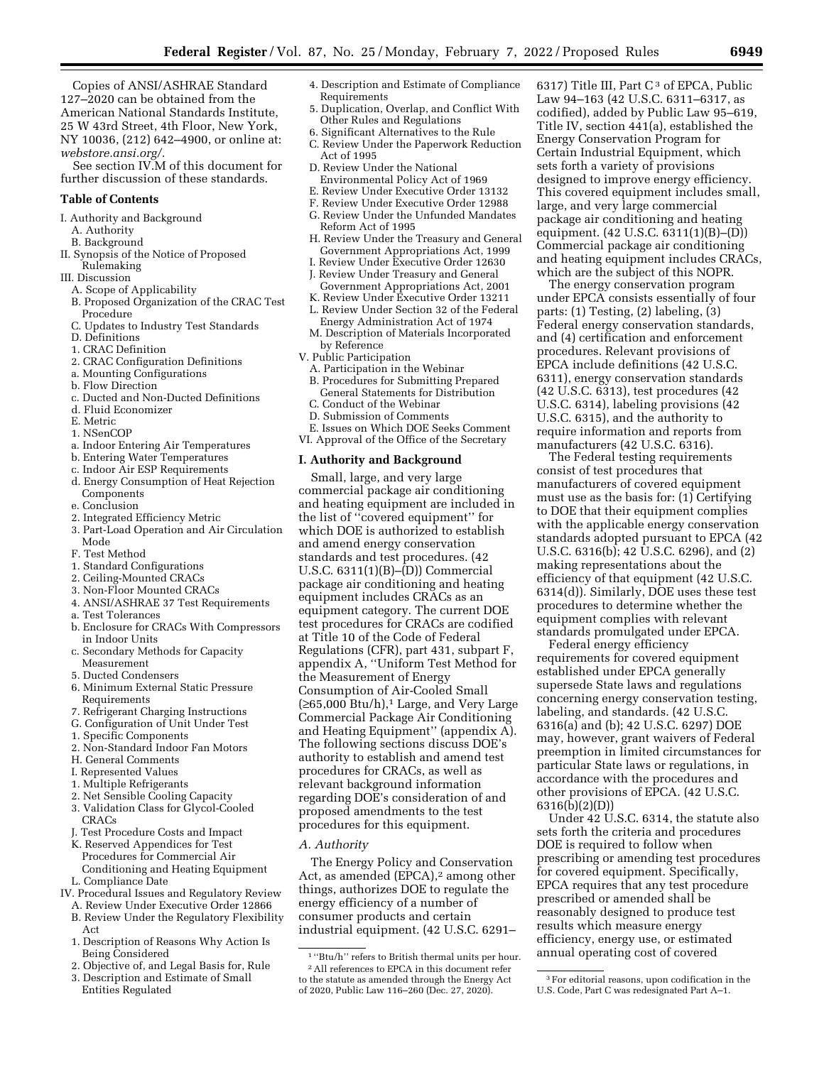Copies of ANSI/ASHRAE Standard 127–2020 can be obtained from the American National Standards Institute, 25 W 43rd Street, 4th Floor, New York, NY 10036, (212) 642–4900, or online at: *webstore.ansi.org/.*

See section IV.M of this document for further discussion of these standards.

**Table of Contents**

- I. Authority and Background
  - A. Authority
  - B. Background
- II. Synopsis of the Notice of Proposed Rulemaking
- III. Discussion
  - A. Scope of Applicability
  - B. Proposed Organization of the CRAC Test Procedure
  - C. Updates to Industry Test Standards
  - D. Definitions
    - 1. CRAC Definition
    - 2. CRAC Configuration Definitions
      - a. Mounting Configurations
      - b. Flow Direction
      - c. Ducted and Non-Ducted Definitions
      - d. Fluid Economizer
  - E. Metric
    - 1. NSenCOP
      - a. Indoor Entering Air Temperatures
      - b. Entering Water Temperatures
      - c. Indoor Air ESP Requirements
      - d. Energy Consumption of Heat Rejection Components
      - e. Conclusion
    - 2. Integrated Efficiency Metric
    - 3. Part-Load Operation and Air Circulation Mode
  - F. Test Method
    - 1. Standard Configurations
    - 2. Ceiling-Mounted CRACs
    - 3. Non-Floor Mounted CRACs
    - 4. ANSI/ASHRAE 37 Test Requirements
      - a. Test Tolerances
      - b. Enclosure for CRACs With Compressors in Indoor Units
      - c. Secondary Methods for Capacity Measurement
    - 5. Ducted Condensers
    - 6. Minimum External Static Pressure Requirements
    - 7. Refrigerant Charging Instructions
  - G. Configuration of Unit Under Test
    - 1. Specific Components
    - 2. Non-Standard Indoor Fan Motors
  - H. General Comments
  - I. Represented Values
    - 1. Multiple Refrigerants
    - 2. Net Sensible Cooling Capacity
    - 3. Validation Class for Glycol-Cooled CRACs
  - J. Test Procedure Costs and Impact
  - K. Reserved Appendices for Test Procedures for Commercial Air Conditioning and Heating Equipment
  - L. Compliance Date
- IV. Procedural Issues and Regulatory Review
  - A. Review Under Executive Order 12866
  - B. Review Under the Regulatory Flexibility Act
    - 1. Description of Reasons Why Action Is Being Considered
    - 2. Objective of, and Legal Basis for, Rule
    - 3. Description and Estimate of Small Entities Regulated
    - 4. Description and Estimate of Compliance Requirements
    - 5. Duplication, Overlap, and Conflict With Other Rules and Regulations
    - 6. Significant Alternatives to the Rule
  - C. Review Under the Paperwork Reduction Act of 1995
  - D. Review Under the National Environmental Policy Act of 1969
  - E. Review Under Executive Order 13132
  - F. Review Under Executive Order 12988
  - G. Review Under the Unfunded Mandates Reform Act of 1995
  - H. Review Under the Treasury and General Government Appropriations Act, 1999
  - I. Review Under Executive Order 12630
  - J. Review Under Treasury and General Government Appropriations Act, 2001
  - K. Review Under Executive Order 13211
  - L. Review Under Section 32 of the Federal Energy Administration Act of 1974
  - M. Description of Materials Incorporated by Reference
- V. Public Participation
  - A. Participation in the Webinar
  - B. Procedures for Submitting Prepared General Statements for Distribution
  - C. Conduct of the Webinar
  - D. Submission of Comments
  - E. Issues on Which DOE Seeks Comment
- VI. Approval of the Office of the Secretary

## I. Authority and Background

Small, large, and very large commercial package air conditioning and heating equipment are included in the list of ''covered equipment'' for which DOE is authorized to establish and amend energy conservation standards and test procedures. (42 U.S.C. 6311(1)(B)–(D)) Commercial package air conditioning and heating equipment includes CRACs as an equipment category. The current DOE test procedures for CRACs are codified at Title 10 of the Code of Federal Regulations (CFR), part 431, subpart F, appendix A, ''Uniform Test Method for the Measurement of Energy Consumption of Air-Cooled Small (≥65,000 Btu/h),[1] Large, and Very Large Commercial Package Air Conditioning and Heating Equipment'' (appendix A). The following sections discuss DOE's authority to establish and amend test procedures for CRACs, as well as relevant background information regarding DOE's consideration of and proposed amendments to the test procedures for this equipment.

### A. Authority

The Energy Policy and Conservation Act, as amended (EPCA),[2] among other things, authorizes DOE to regulate the energy efficiency of a number of consumer products and certain industrial equipment. (42 U.S.C. 6291–6317) Title III, Part C [3] of EPCA, Public Law 94–163 (42 U.S.C. 6311–6317, as codified), added by Public Law 95–619, Title IV, section 441(a), established the Energy Conservation Program for Certain Industrial Equipment, which sets forth a variety of provisions designed to improve energy efficiency. This covered equipment includes small, large, and very large commercial package air conditioning and heating equipment. (42 U.S.C. 6311(1)(B)–(D)) Commercial package air conditioning and heating equipment includes CRACs, which are the subject of this NOPR.

The energy conservation program under EPCA consists essentially of four parts: (1) Testing, (2) labeling, (3) Federal energy conservation standards, and (4) certification and enforcement procedures. Relevant provisions of EPCA include definitions (42 U.S.C. 6311), energy conservation standards (42 U.S.C. 6313), test procedures (42 U.S.C. 6314), labeling provisions (42 U.S.C. 6315), and the authority to require information and reports from manufacturers (42 U.S.C. 6316).

The Federal testing requirements consist of test procedures that manufacturers of covered equipment must use as the basis for: (1) Certifying to DOE that their equipment complies with the applicable energy conservation standards adopted pursuant to EPCA (42 U.S.C. 6316(b); 42 U.S.C. 6296), and (2) making representations about the efficiency of that equipment (42 U.S.C. 6314(d)). Similarly, DOE uses these test procedures to determine whether the equipment complies with relevant standards promulgated under EPCA.

Federal energy efficiency requirements for covered equipment established under EPCA generally supersede State laws and regulations concerning energy conservation testing, labeling, and standards. (42 U.S.C. 6316(a) and (b); 42 U.S.C. 6297) DOE may, however, grant waivers of Federal preemption in limited circumstances for particular State laws or regulations, in accordance with the procedures and other provisions of EPCA. (42 U.S.C. 6316(b)(2)(D))

Under 42 U.S.C. 6314, the statute also sets forth the criteria and procedures DOE is required to follow when prescribing or amending test procedures for covered equipment. Specifically, EPCA requires that any test procedure prescribed or amended shall be reasonably designed to produce test results which measure energy efficiency, energy use, or estimated annual operating cost of covered

[1] ''Btu/h'' refers to British thermal units per hour.

[2] All references to EPCA in this document refer to the statute as amended through the Energy Act of 2020, Public Law 116–260 (Dec. 27, 2020).

[3] For editorial reasons, upon codification in the U.S. Code, Part C was redesignated Part A–1.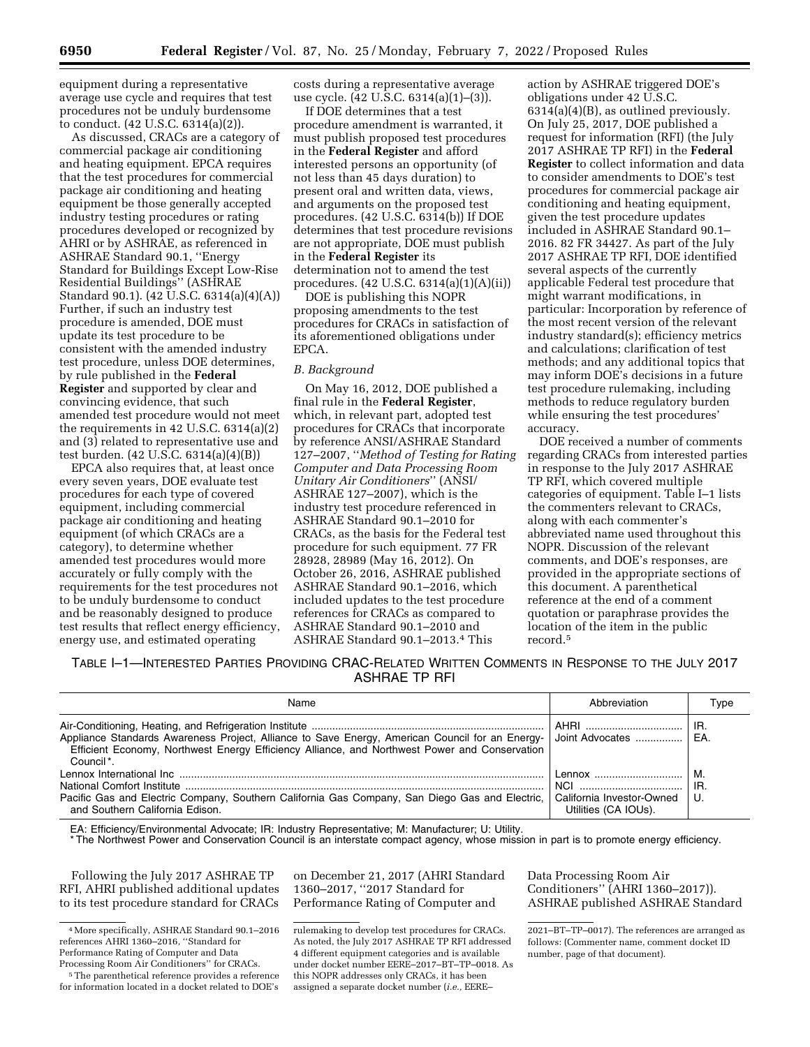equipment during a representative average use cycle and requires that test procedures not be unduly burdensome to conduct. (42 U.S.C. 6314(a)(2)).

As discussed, CRACs are a category of commercial package air conditioning and heating equipment. EPCA requires that the test procedures for commercial package air conditioning and heating equipment be those generally accepted industry testing procedures or rating procedures developed or recognized by AHRI or by ASHRAE, as referenced in ASHRAE Standard 90.1, ''Energy Standard for Buildings Except Low-Rise Residential Buildings'' (ASHRAE Standard 90.1). (42 U.S.C. 6314(a)(4)(A)) Further, if such an industry test procedure is amended, DOE must update its test procedure to be consistent with the amended industry test procedure, unless DOE determines, by rule published in the **Federal Register** and supported by clear and convincing evidence, that such amended test procedure would not meet the requirements in 42 U.S.C. 6314(a)(2) and (3) related to representative use and test burden. (42 U.S.C. 6314(a)(4)(B))

EPCA also requires that, at least once every seven years, DOE evaluate test procedures for each type of covered equipment, including commercial package air conditioning and heating equipment (of which CRACs are a category), to determine whether amended test procedures would more accurately or fully comply with the requirements for the test procedures not to be unduly burdensome to conduct and be reasonably designed to produce test results that reflect energy efficiency, energy use, and estimated operating costs during a representative average use cycle. (42 U.S.C. 6314(a)(1)–(3)).

If DOE determines that a test procedure amendment is warranted, it must publish proposed test procedures in the **Federal Register** and afford interested persons an opportunity (of not less than 45 days duration) to present oral and written data, views, and arguments on the proposed test procedures. (42 U.S.C. 6314(b)) If DOE determines that test procedure revisions are not appropriate, DOE must publish in the **Federal Register** its determination not to amend the test procedures. (42 U.S.C. 6314(a)(1)(A)(ii))

DOE is publishing this NOPR proposing amendments to the test procedures for CRACs in satisfaction of its aforementioned obligations under EPCA.

*B. Background*

On May 16, 2012, DOE published a final rule in the **Federal Register**, which, in relevant part, adopted test procedures for CRACs that incorporate by reference ANSI/ASHRAE Standard 127–2007, ''*Method of Testing for Rating Computer and Data Processing Room Unitary Air Conditioners*'' (ANSI/ASHRAE 127–2007), which is the industry test procedure referenced in ASHRAE Standard 90.1–2010 for CRACs, as the basis for the Federal test procedure for such equipment. 77 FR 28928, 28989 (May 16, 2012). On October 26, 2016, ASHRAE published ASHRAE Standard 90.1–2016, which included updates to the test procedure references for CRACs as compared to ASHRAE Standard 90.1–2010 and ASHRAE Standard 90.1–2013.[4] This action by ASHRAE triggered DOE's obligations under 42 U.S.C. 6314(a)(4)(B), as outlined previously. On July 25, 2017, DOE published a request for information (RFI) (the July 2017 ASHRAE TP RFI) in the **Federal Register** to collect information and data to consider amendments to DOE's test procedures for commercial package air conditioning and heating equipment, given the test procedure updates included in ASHRAE Standard 90.1–2016. 82 FR 34427. As part of the July 2017 ASHRAE TP RFI, DOE identified several aspects of the currently applicable Federal test procedure that might warrant modifications, in particular: Incorporation by reference of the most recent version of the relevant industry standard(s); efficiency metrics and calculations; clarification of test methods; and any additional topics that may inform DOE's decisions in a future test procedure rulemaking, including methods to reduce regulatory burden while ensuring the test procedures' accuracy.

DOE received a number of comments regarding CRACs from interested parties in response to the July 2017 ASHRAE TP RFI, which covered multiple categories of equipment. Table I–1 lists the commenters relevant to CRACs, along with each commenter's abbreviated name used throughout this NOPR. Discussion of the relevant comments, and DOE's responses, are provided in the appropriate sections of this document. A parenthetical reference at the end of a comment quotation or paraphrase provides the location of the item in the public record.[5]

TABLE I–1—INTERESTED PARTIES PROVIDING CRAC-RELATED WRITTEN COMMENTS IN RESPONSE TO THE JULY 2017 ASHRAE TP RFI

| Name | Abbreviation | Type |
|---|---|---|
| Air-Conditioning, Heating, and Refrigeration Institute | AHRI | IR. |
| Appliance Standards Awareness Project, Alliance to Save Energy, American Council for an Energy-Efficient Economy, Northwest Energy Efficiency Alliance, and Northwest Power and Conservation Council*. | Joint Advocates | EA. |
| Lennox International Inc | Lennox | M. |
| National Comfort Institute | NCI | IR. |
| Pacific Gas and Electric Company, Southern California Gas Company, San Diego Gas and Electric, and Southern California Edison. | California Investor-Owned Utilities (CA IOUs). | U. |

EA: Efficiency/Environmental Advocate; IR: Industry Representative; M: Manufacturer; U: Utility.

* The Northwest Power and Conservation Council is an interstate compact agency, whose mission in part is to promote energy efficiency.

Following the July 2017 ASHRAE TP RFI, AHRI published additional updates to its test procedure standard for CRACs on December 21, 2017 (AHRI Standard 1360–2017, ''2017 Standard for Performance Rating of Computer and Data Processing Room Air Conditioners'' (AHRI 1360–2017)). ASHRAE published ASHRAE Standard

[4] More specifically, ASHRAE Standard 90.1–2016 references AHRI 1360–2016, ''Standard for Performance Rating of Computer and Data Processing Room Air Conditioners'' for CRACs.

[5] The parenthetical reference provides a reference for information located in a docket related to DOE's rulemaking to develop test procedures for CRACs. As noted, the July 2017 ASHRAE TP RFI addressed 4 different equipment categories and is available under docket number EERE–2017–BT–TP–0018. As this NOPR addresses only CRACs, it has been assigned a separate docket number (*i.e.,* EERE–2021–BT–TP–0017). The references are arranged as follows: (Commenter name, comment docket ID number, page of that document).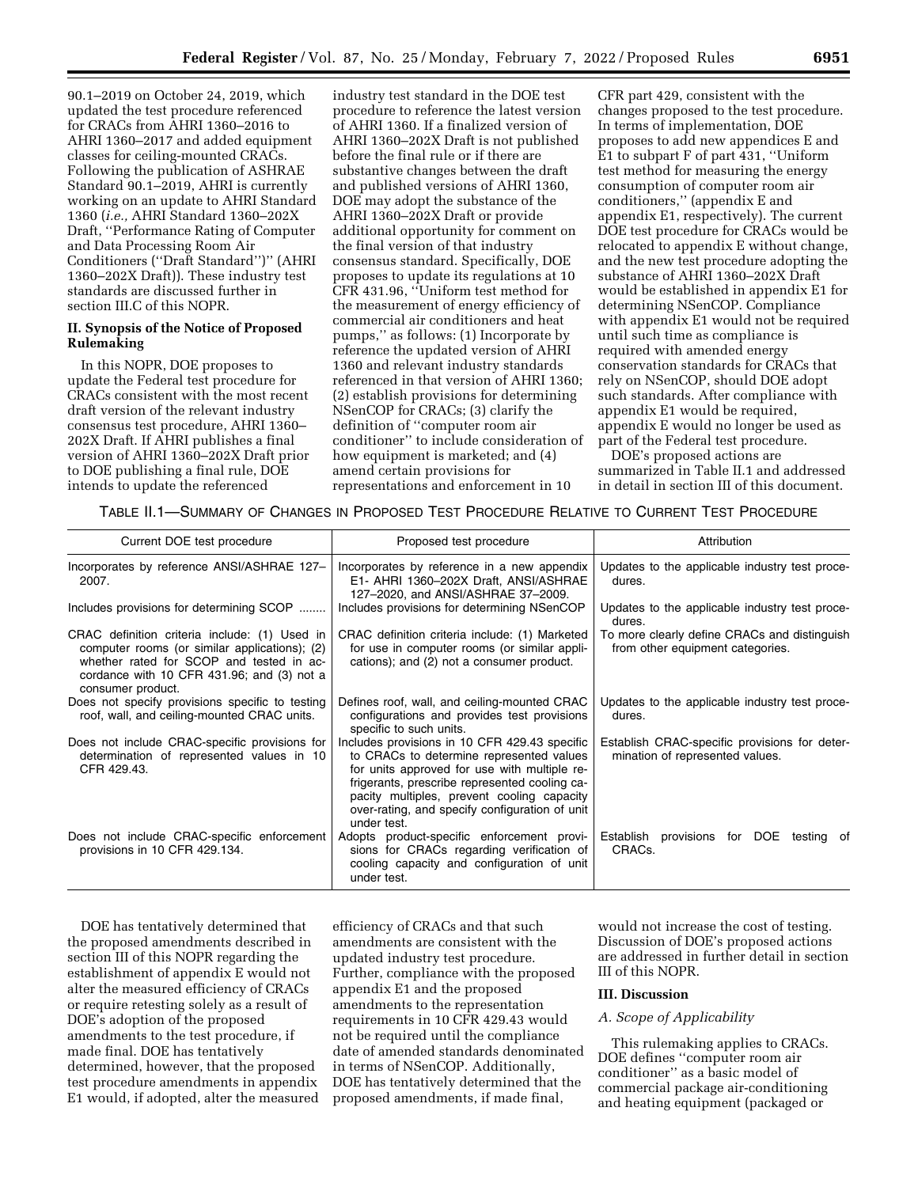90.1–2019 on October 24, 2019, which updated the test procedure referenced for CRACs from AHRI 1360–2016 to AHRI 1360–2017 and added equipment classes for ceiling-mounted CRACs. Following the publication of ASHRAE Standard 90.1–2019, AHRI is currently working on an update to AHRI Standard 1360 (*i.e.,* AHRI Standard 1360–202X Draft, "Performance Rating of Computer and Data Processing Room Air Conditioners ("Draft Standard")" (AHRI 1360–202X Draft)). These industry test standards are discussed further in section III.C of this NOPR.

## II. Synopsis of the Notice of Proposed Rulemaking

In this NOPR, DOE proposes to update the Federal test procedure for CRACs consistent with the most recent draft version of the relevant industry consensus test procedure, AHRI 1360–202X Draft. If AHRI publishes a final version of AHRI 1360–202X Draft prior to DOE publishing a final rule, DOE intends to update the referenced industry test standard in the DOE test procedure to reference the latest version of AHRI 1360. If a finalized version of AHRI 1360–202X Draft is not published before the final rule or if there are substantive changes between the draft and published versions of AHRI 1360, DOE may adopt the substance of the AHRI 1360–202X Draft or provide additional opportunity for comment on the final version of that industry consensus standard. Specifically, DOE proposes to update its regulations at 10 CFR 431.96, "Uniform test method for the measurement of energy efficiency of commercial air conditioners and heat pumps," as follows: (1) Incorporate by reference the updated version of AHRI 1360 and relevant industry standards referenced in that version of AHRI 1360; (2) establish provisions for determining NSenCOP for CRACs; (3) clarify the definition of "computer room air conditioner" to include consideration of how equipment is marketed; and (4) amend certain provisions for representations and enforcement in 10 CFR part 429, consistent with the changes proposed to the test procedure. In terms of implementation, DOE proposes to add new appendices E and E1 to subpart F of part 431, "Uniform test method for measuring the energy consumption of computer room air conditioners," (appendix E and appendix E1, respectively). The current DOE test procedure for CRACs would be relocated to appendix E without change, and the new test procedure adopting the substance of AHRI 1360–202X Draft would be established in appendix E1 for determining NSenCOP. Compliance with appendix E1 would not be required until such time as compliance is required with amended energy conservation standards for CRACs that rely on NSenCOP, should DOE adopt such standards. After compliance with appendix E1 would be required, appendix E would no longer be used as part of the Federal test procedure.

DOE's proposed actions are summarized in Table II.1 and addressed in detail in section III of this document.

TABLE II.1—SUMMARY OF CHANGES IN PROPOSED TEST PROCEDURE RELATIVE TO CURRENT TEST PROCEDURE

| Current DOE test procedure | Proposed test procedure | Attribution |
|---|---|---|
| Incorporates by reference ANSI/ASHRAE 127–2007. | Incorporates by reference in a new appendix E1- AHRI 1360–202X Draft, ANSI/ASHRAE 127–2020, and ANSI/ASHRAE 37–2009. | Updates to the applicable industry test procedures. |
| Includes provisions for determining SCOP ........ | Includes provisions for determining NSenCOP | Updates to the applicable industry test procedures. |
| CRAC definition criteria include: (1) Used in computer rooms (or similar applications); (2) whether rated for SCOP and tested in accordance with 10 CFR 431.96; and (3) not a consumer product. | CRAC definition criteria include: (1) Marketed for use in computer rooms (or similar applications); and (2) not a consumer product. | To more clearly define CRACs and distinguish from other equipment categories. |
| Does not specify provisions specific to testing roof, wall, and ceiling-mounted CRAC units. | Defines roof, wall, and ceiling-mounted CRAC configurations and provides test provisions specific to such units. | Updates to the applicable industry test procedures. |
| Does not include CRAC-specific provisions for determination of represented values in 10 CFR 429.43. | Includes provisions in 10 CFR 429.43 specific to CRACs to determine represented values for units approved for use with multiple refrigerants, prescribe represented cooling capacity multiples, prevent cooling capacity over-rating, and specify configuration of unit under test. | Establish CRAC-specific provisions for determination of represented values. |
| Does not include CRAC-specific enforcement provisions in 10 CFR 429.134. | Adopts product-specific enforcement provisions for CRACs regarding verification of cooling capacity and configuration of unit under test. | Establish provisions for DOE testing of CRACs. |

DOE has tentatively determined that the proposed amendments described in section III of this NOPR regarding the establishment of appendix E would not alter the measured efficiency of CRACs or require retesting solely as a result of DOE's adoption of the proposed amendments to the test procedure, if made final. DOE has tentatively determined, however, that the proposed test procedure amendments in appendix E1 would, if adopted, alter the measured efficiency of CRACs and that such amendments are consistent with the updated industry test procedure. Further, compliance with the proposed appendix E1 and the proposed amendments to the representation requirements in 10 CFR 429.43 would not be required until the compliance date of amended standards denominated in terms of NSenCOP. Additionally, DOE has tentatively determined that the proposed amendments, if made final, would not increase the cost of testing. Discussion of DOE's proposed actions are addressed in further detail in section III of this NOPR.

## III. Discussion

### *A. Scope of Applicability*

This rulemaking applies to CRACs. DOE defines "computer room air conditioner" as a basic model of commercial package air-conditioning and heating equipment (packaged or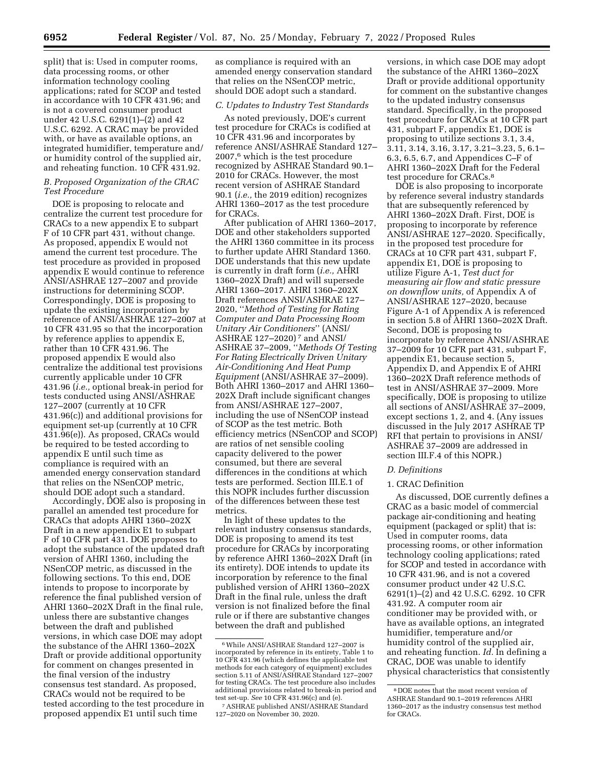split) that is: Used in computer rooms, data processing rooms, or other information technology cooling applications; rated for SCOP and tested in accordance with 10 CFR 431.96; and is not a covered consumer product under 42 U.S.C. 6291(1)–(2) and 42 U.S.C. 6292. A CRAC may be provided with, or have as available options, an integrated humidifier, temperature and/or humidity control of the supplied air, and reheating function. 10 CFR 431.92.

### B. Proposed Organization of the CRAC Test Procedure

DOE is proposing to relocate and centralize the current test procedure for CRACs to a new appendix E to subpart F of 10 CFR part 431, without change. As proposed, appendix E would not amend the current test procedure. The test procedure as provided in proposed appendix E would continue to reference ANSI/ASHRAE 127–2007 and provide instructions for determining SCOP. Correspondingly, DOE is proposing to update the existing incorporation by reference of ANSI/ASHRAE 127–2007 at 10 CFR 431.95 so that the incorporation by reference applies to appendix E, rather than 10 CFR 431.96. The proposed appendix E would also centralize the additional test provisions currently applicable under 10 CFR 431.96 (*i.e.,* optional break-in period for tests conducted using ANSI/ASHRAE 127–2007 (currently at 10 CFR 431.96(c)) and additional provisions for equipment set-up (currently at 10 CFR 431.96(e)). As proposed, CRACs would be required to be tested according to appendix E until such time as compliance is required with an amended energy conservation standard that relies on the NSenCOP metric, should DOE adopt such a standard.

Accordingly, DOE also is proposing in parallel an amended test procedure for CRACs that adopts AHRI 1360–202X Draft in a new appendix E1 to subpart F of 10 CFR part 431. DOE proposes to adopt the substance of the updated draft version of AHRI 1360, including the NSenCOP metric, as discussed in the following sections. To this end, DOE intends to propose to incorporate by reference the final published version of AHRI 1360–202X Draft in the final rule, unless there are substantive changes between the draft and published versions, in which case DOE may adopt the substance of the AHRI 1360–202X Draft or provide additional opportunity for comment on changes presented in the final version of the industry consensus test standard. As proposed, CRACs would not be required to be tested according to the test procedure in proposed appendix E1 until such time as compliance is required with an amended energy conservation standard that relies on the NSenCOP metric, should DOE adopt such a standard.

### C. Updates to Industry Test Standards

As noted previously, DOE's current test procedure for CRACs is codified at 10 CFR 431.96 and incorporates by reference ANSI/ASHRAE Standard 127–2007,[6] which is the test procedure recognized by ASHRAE Standard 90.1–2010 for CRACs. However, the most recent version of ASHRAE Standard 90.1 (*i.e.,* the 2019 edition) recognizes AHRI 1360–2017 as the test procedure for CRACs.

After publication of AHRI 1360–2017, DOE and other stakeholders supported the AHRI 1360 committee in its process to further update AHRI Standard 1360. DOE understands that this new update is currently in draft form (*i.e.,* AHRI 1360–202X Draft) and will supersede AHRI 1360–2017. AHRI 1360–202X Draft references ANSI/ASHRAE 127–2020, "*Method of Testing for Rating Computer and Data Processing Room Unitary Air Conditioners*" (ANSI/ASHRAE 127–2020)[7] and ANSI/ASHRAE 37–2009, "*Methods Of Testing For Rating Electrically Driven Unitary Air-Conditioning And Heat Pump Equipment* (ANSI/ASHRAE 37–2009). Both AHRI 1360–2017 and AHRI 1360–202X Draft include significant changes from ANSI/ASHRAE 127–2007, including the use of NSenCOP instead of SCOP as the test metric. Both efficiency metrics (NSenCOP and SCOP) are ratios of net sensible cooling capacity delivered to the power consumed, but there are several differences in the conditions at which tests are performed. Section III.E.1 of this NOPR includes further discussion of the differences between these test metrics.

In light of these updates to the relevant industry consensus standards, DOE is proposing to amend its test procedure for CRACs by incorporating by reference AHRI 1360–202X Draft (in its entirety). DOE intends to update its incorporation by reference to the final published version of AHRI 1360–202X Draft in the final rule, unless the draft version is not finalized before the final rule or if there are substantive changes between the draft and published versions, in which case DOE may adopt the substance of the AHRI 1360–202X Draft or provide additional opportunity for comment on the substantive changes to the updated industry consensus standard. Specifically, in the proposed test procedure for CRACs at 10 CFR part 431, subpart F, appendix E1, DOE is proposing to utilize sections 3.1, 3.4, 3.11, 3.14, 3.16, 3.17, 3.21–3.23, 5, 6.1–6.3, 6.5, 6.7, and Appendices C–F of AHRI 1360–202X Draft for the Federal test procedure for CRACs.[8]

DOE is also proposing to incorporate by reference several industry standards that are subsequently referenced by AHRI 1360–202X Draft. First, DOE is proposing to incorporate by reference ANSI/ASHRAE 127–2020. Specifically, in the proposed test procedure for CRACs at 10 CFR part 431, subpart F, appendix E1, DOE is proposing to utilize Figure A-1, *Test duct for measuring air flow and static pressure on downflow units,* of Appendix A of ANSI/ASHRAE 127–2020, because Figure A-1 of Appendix A is referenced in section 5.8 of AHRI 1360–202X Draft. Second, DOE is proposing to incorporate by reference ANSI/ASHRAE 37–2009 for 10 CFR part 431, subpart F, appendix E1, because section 5, Appendix D, and Appendix E of AHRI 1360–202X Draft reference methods of test in ANSI/ASHRAE 37–2009. More specifically, DOE is proposing to utilize all sections of ANSI/ASHRAE 37–2009, except sections 1, 2, and 4. (Any issues discussed in the July 2017 ASHRAE TP RFI that pertain to provisions in ANSI/ASHRAE 37–2009 are addressed in section III.F.4 of this NOPR.)

### D. Definitions

#### 1. CRAC Definition

As discussed, DOE currently defines a CRAC as a basic model of commercial package air-conditioning and heating equipment (packaged or split) that is: Used in computer rooms, data processing rooms, or other information technology cooling applications; rated for SCOP and tested in accordance with 10 CFR 431.96, and is not a covered consumer product under 42 U.S.C. 6291(1)–(2) and 42 U.S.C. 6292. 10 CFR 431.92. A computer room air conditioner may be provided with, or have as available options, an integrated humidifier, temperature and/or humidity control of the supplied air, and reheating function. *Id.* In defining a CRAC, DOE was unable to identify physical characteristics that consistently

---

[6] While ANSI/ASHRAE Standard 127–2007 is incorporated by reference in its entirety, Table 1 to 10 CFR 431.96 (which defines the applicable test methods for each category of equipment) excludes section 5.11 of ANSI/ASHRAE Standard 127–2007 for testing CRACs. The test procedure also includes additional provisions related to break-in period and test set-up. *See* 10 CFR 431.96(c) and (e).

[7] ASHRAE published ANSI/ASHRAE Standard 127–2020 on November 30, 2020.

[8] DOE notes that the most recent version of ASHRAE Standard 90.1–2019 references AHRI 1360–2017 as the industry consensus test method for CRACs.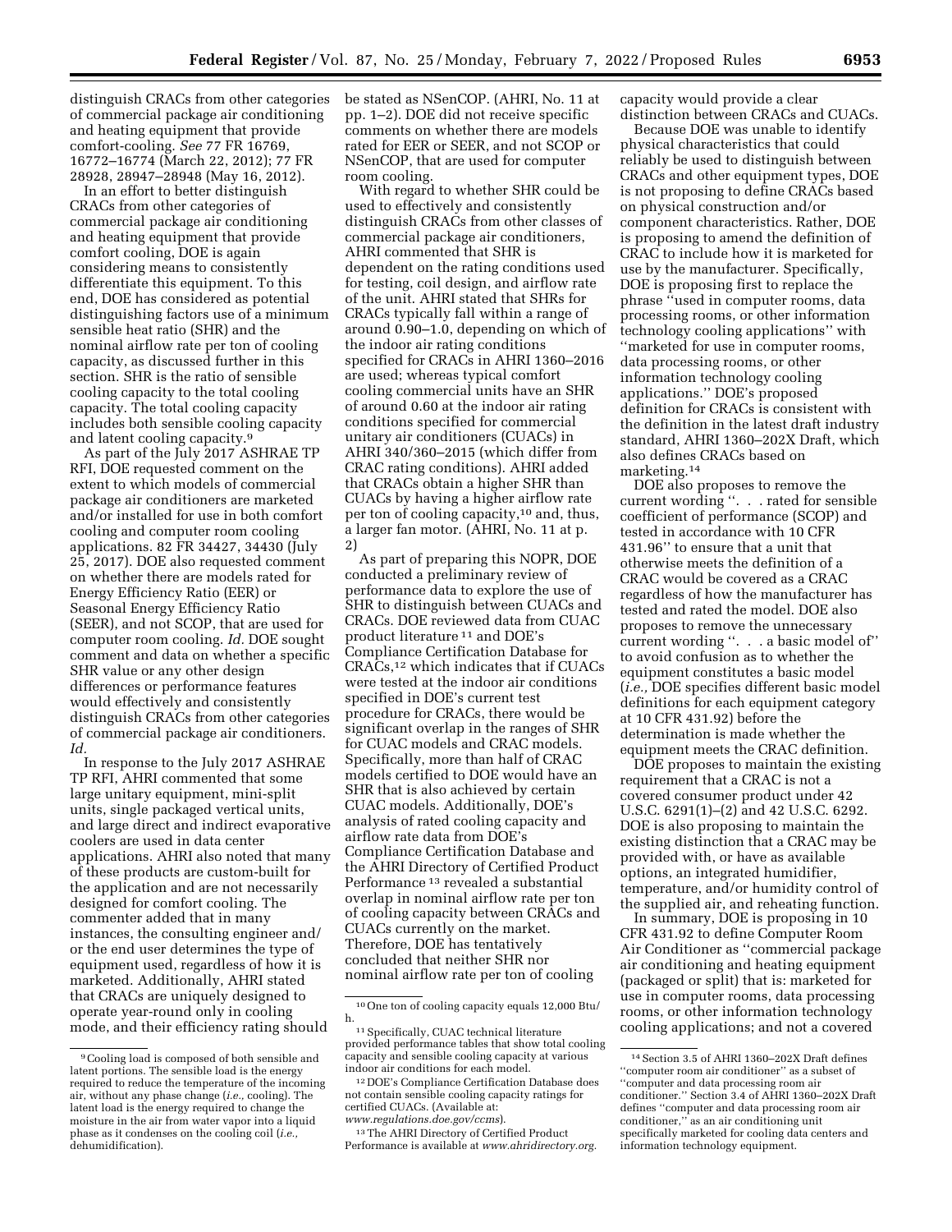distinguish CRACs from other categories of commercial package air conditioning and heating equipment that provide comfort-cooling. *See* 77 FR 16769, 16772–16774 (March 22, 2012); 77 FR 28928, 28947–28948 (May 16, 2012).

In an effort to better distinguish CRACs from other categories of commercial package air conditioning and heating equipment that provide comfort cooling, DOE is again considering means to consistently differentiate this equipment. To this end, DOE has considered as potential distinguishing factors use of a minimum sensible heat ratio (SHR) and the nominal airflow rate per ton of cooling capacity, as discussed further in this section. SHR is the ratio of sensible cooling capacity to the total cooling capacity. The total cooling capacity includes both sensible cooling capacity and latent cooling capacity.[9]

As part of the July 2017 ASHRAE TP RFI, DOE requested comment on the extent to which models of commercial package air conditioners are marketed and/or installed for use in both comfort cooling and computer room cooling applications. 82 FR 34427, 34430 (July 25, 2017). DOE also requested comment on whether there are models rated for Energy Efficiency Ratio (EER) or Seasonal Energy Efficiency Ratio (SEER), and not SCOP, that are used for computer room cooling. *Id.* DOE sought comment and data on whether a specific SHR value or any other design differences or performance features would effectively and consistently distinguish CRACs from other categories of commercial package air conditioners. *Id.*

In response to the July 2017 ASHRAE TP RFI, AHRI commented that some large unitary equipment, mini-split units, single packaged vertical units, and large direct and indirect evaporative coolers are used in data center applications. AHRI also noted that many of these products are custom-built for the application and are not necessarily designed for comfort cooling. The commenter added that in many instances, the consulting engineer and/or the end user determines the type of equipment used, regardless of how it is marketed. Additionally, AHRI stated that CRACs are uniquely designed to operate year-round only in cooling mode, and their efficiency rating should be stated as NSenCOP. (AHRI, No. 11 at pp. 1–2). DOE did not receive specific comments on whether there are models rated for EER or SEER, and not SCOP or NSenCOP, that are used for computer room cooling.

With regard to whether SHR could be used to effectively and consistently distinguish CRACs from other classes of commercial package air conditioners, AHRI commented that SHR is dependent on the rating conditions used for testing, coil design, and airflow rate of the unit. AHRI stated that SHRs for CRACs typically fall within a range of around 0.90–1.0, depending on which of the indoor air rating conditions specified for CRACs in AHRI 1360–2016 are used; whereas typical comfort cooling commercial units have an SHR of around 0.60 at the indoor air rating conditions specified for commercial unitary air conditioners (CUACs) in AHRI 340/360–2015 (which differ from CRAC rating conditions). AHRI added that CRACs obtain a higher SHR than CUACs by having a higher airflow rate per ton of cooling capacity,[10] and, thus, a larger fan motor. (AHRI, No. 11 at p. 2)

As part of preparing this NOPR, DOE conducted a preliminary review of performance data to explore the use of SHR to distinguish between CUACs and CRACs. DOE reviewed data from CUAC product literature [11] and DOE's Compliance Certification Database for CRACs,[12] which indicates that if CUACs were tested at the indoor air conditions specified in DOE's current test procedure for CRACs, there would be significant overlap in the ranges of SHR for CUAC models and CRAC models. Specifically, more than half of CRAC models certified to DOE would have an SHR that is also achieved by certain CUAC models. Additionally, DOE's analysis of rated cooling capacity and airflow rate data from DOE's Compliance Certification Database and the AHRI Directory of Certified Product Performance [13] revealed a substantial overlap in nominal airflow rate per ton of cooling capacity between CRACs and CUACs currently on the market. Therefore, DOE has tentatively concluded that neither SHR nor nominal airflow rate per ton of cooling capacity would provide a clear distinction between CRACs and CUACs.

Because DOE was unable to identify physical characteristics that could reliably be used to distinguish between CRACs and other equipment types, DOE is not proposing to define CRACs based on physical construction and/or component characteristics. Rather, DOE is proposing to amend the definition of CRAC to include how it is marketed for use by the manufacturer. Specifically, DOE is proposing first to replace the phrase "used in computer rooms, data processing rooms, or other information technology cooling applications" with "marketed for use in computer rooms, data processing rooms, or other information technology cooling applications." DOE's proposed definition for CRACs is consistent with the definition in the latest draft industry standard, AHRI 1360–202X Draft, which also defines CRACs based on marketing.[14]

DOE also proposes to remove the current wording ". . . rated for sensible coefficient of performance (SCOP) and tested in accordance with 10 CFR 431.96" to ensure that a unit that otherwise meets the definition of a CRAC would be covered as a CRAC regardless of how the manufacturer has tested and rated the model. DOE also proposes to remove the unnecessary current wording ". . . a basic model of" to avoid confusion as to whether the equipment constitutes a basic model (*i.e.,* DOE specifies different basic model definitions for each equipment category at 10 CFR 431.92) before the determination is made whether the equipment meets the CRAC definition.

DOE proposes to maintain the existing requirement that a CRAC is not a covered consumer product under 42 U.S.C. 6291(1)–(2) and 42 U.S.C. 6292. DOE is also proposing to maintain the existing distinction that a CRAC may be provided with, or have as available options, an integrated humidifier, temperature, and/or humidity control of the supplied air, and reheating function.

In summary, DOE is proposing in 10 CFR 431.92 to define Computer Room Air Conditioner as "commercial package air conditioning and heating equipment (packaged or split) that is: marketed for use in computer rooms, data processing rooms, or other information technology cooling applications; and not a covered

---

[9] Cooling load is composed of both sensible and latent portions. The sensible load is the energy required to reduce the temperature of the incoming air, without any phase change (*i.e.,* cooling). The latent load is the energy required to change the moisture in the air from water vapor into a liquid phase as it condenses on the cooling coil (*i.e.,* dehumidification).

[10] One ton of cooling capacity equals 12,000 Btu/h.

[11] Specifically, CUAC technical literature provided performance tables that show total cooling capacity and sensible cooling capacity at various indoor air conditions for each model.

[12] DOE's Compliance Certification Database does not contain sensible cooling capacity ratings for certified CUACs. (Available at: *www.regulations.doe.gov/ccms*).

[13] The AHRI Directory of Certified Product Performance is available at *www.ahridirectory.org.*

[14] Section 3.5 of AHRI 1360–202X Draft defines "computer room air conditioner" as a subset of "computer and data processing room air conditioner." Section 3.4 of AHRI 1360–202X Draft defines "computer and data processing room air conditioner," as an air conditioning unit specifically marketed for cooling data centers and information technology equipment.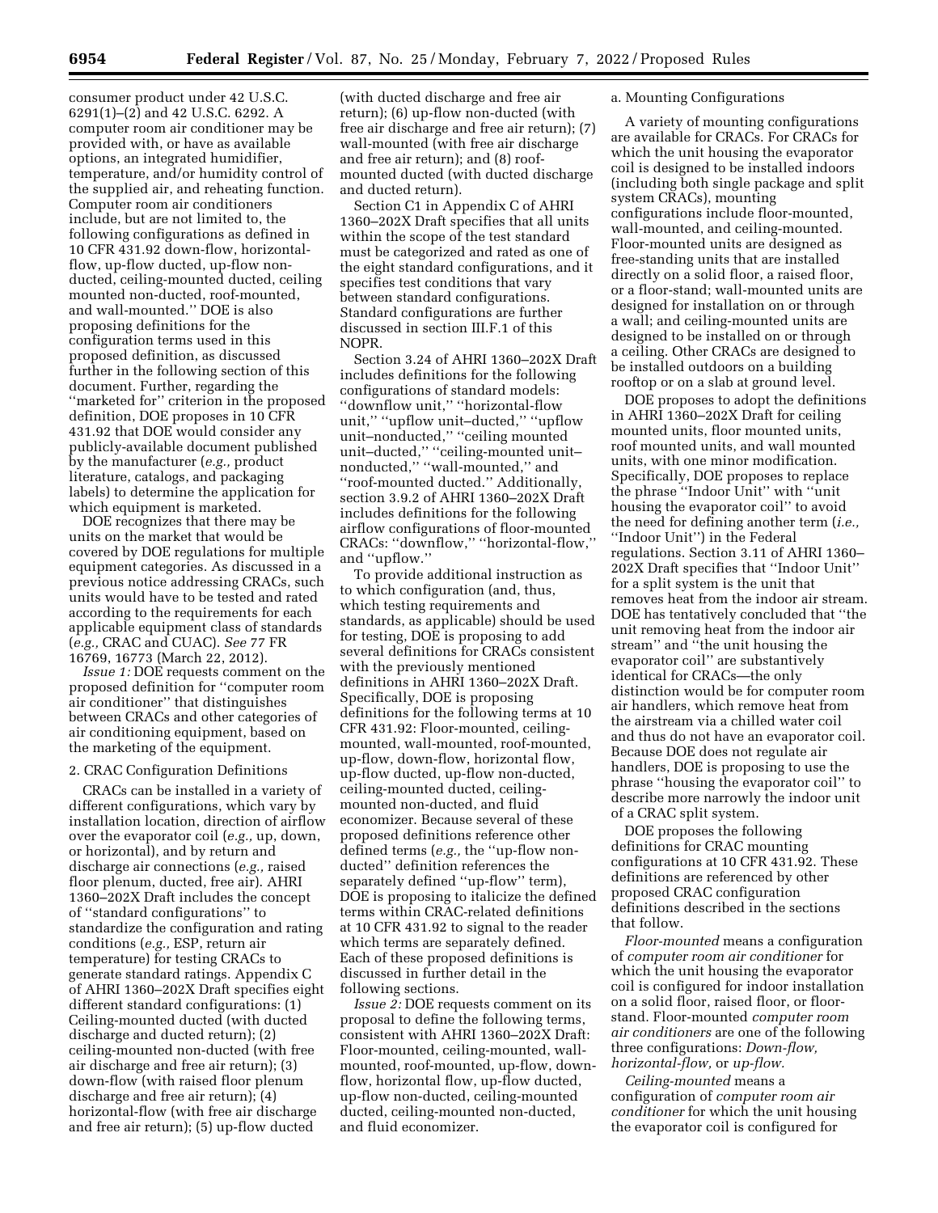consumer product under 42 U.S.C. 6291(1)–(2) and 42 U.S.C. 6292. A computer room air conditioner may be provided with, or have as available options, an integrated humidifier, temperature, and/or humidity control of the supplied air, and reheating function. Computer room air conditioners include, but are not limited to, the following configurations as defined in 10 CFR 431.92 down-flow, horizontal-flow, up-flow ducted, up-flow non-ducted, ceiling-mounted ducted, ceiling mounted non-ducted, roof-mounted, and wall-mounted.'' DOE is also proposing definitions for the configuration terms used in this proposed definition, as discussed further in the following section of this document. Further, regarding the ''marketed for'' criterion in the proposed definition, DOE proposes in 10 CFR 431.92 that DOE would consider any publicly-available document published by the manufacturer (*e.g.,* product literature, catalogs, and packaging labels) to determine the application for which equipment is marketed.

DOE recognizes that there may be units on the market that would be covered by DOE regulations for multiple equipment categories. As discussed in a previous notice addressing CRACs, such units would have to be tested and rated according to the requirements for each applicable equipment class of standards (*e.g.,* CRAC and CUAC). *See* 77 FR 16769, 16773 (March 22, 2012).

*Issue 1:* DOE requests comment on the proposed definition for ''computer room air conditioner'' that distinguishes between CRACs and other categories of air conditioning equipment, based on the marketing of the equipment.

## 2. CRAC Configuration Definitions

CRACs can be installed in a variety of different configurations, which vary by installation location, direction of airflow over the evaporator coil (*e.g.,* up, down, or horizontal), and by return and discharge air connections (*e.g.,* raised floor plenum, ducted, free air). AHRI 1360–202X Draft includes the concept of ''standard configurations'' to standardize the configuration and rating conditions (*e.g.,* ESP, return air temperature) for testing CRACs to generate standard ratings. Appendix C of AHRI 1360–202X Draft specifies eight different standard configurations: (1) Ceiling-mounted ducted (with ducted discharge and ducted return); (2) ceiling-mounted non-ducted (with free air discharge and free air return); (3) down-flow (with raised floor plenum discharge and free air return); (4) horizontal-flow (with free air discharge and free air return); (5) up-flow ducted (with ducted discharge and free air return); (6) up-flow non-ducted (with free air discharge and free air return); (7) wall-mounted (with free air discharge and free air return); and (8) roof-mounted ducted (with ducted discharge and ducted return).

Section C1 in Appendix C of AHRI 1360–202X Draft specifies that all units within the scope of the test standard must be categorized and rated as one of the eight standard configurations, and it specifies test conditions that vary between standard configurations. Standard configurations are further discussed in section III.F.1 of this NOPR.

Section 3.24 of AHRI 1360–202X Draft includes definitions for the following configurations of standard models: ''downflow unit,'' ''horizontal-flow unit,'' ''upflow unit–ducted,'' ''upflow unit–nonducted,'' ''ceiling mounted unit–ducted,'' ''ceiling-mounted unit–nonducted,'' ''wall-mounted,'' and ''roof-mounted ducted.'' Additionally, section 3.9.2 of AHRI 1360–202X Draft includes definitions for the following airflow configurations of floor-mounted CRACs: ''downflow,'' ''horizontal-flow,'' and ''upflow.''

To provide additional instruction as to which configuration (and, thus, which testing requirements and standards, as applicable) should be used for testing, DOE is proposing to add several definitions for CRACs consistent with the previously mentioned definitions in AHRI 1360–202X Draft. Specifically, DOE is proposing definitions for the following terms at 10 CFR 431.92: Floor-mounted, ceiling-mounted, wall-mounted, roof-mounted, up-flow, down-flow, horizontal flow, up-flow ducted, up-flow non-ducted, ceiling-mounted ducted, ceiling-mounted non-ducted, and fluid economizer. Because several of these proposed definitions reference other defined terms (*e.g.,* the ''up-flow non-ducted'' definition references the separately defined ''up-flow'' term), DOE is proposing to italicize the defined terms within CRAC-related definitions at 10 CFR 431.92 to signal to the reader which terms are separately defined. Each of these proposed definitions is discussed in further detail in the following sections.

*Issue 2:* DOE requests comment on its proposal to define the following terms, consistent with AHRI 1360–202X Draft: Floor-mounted, ceiling-mounted, wall-mounted, roof-mounted, up-flow, down-flow, horizontal flow, up-flow ducted, up-flow non-ducted, ceiling-mounted ducted, ceiling-mounted non-ducted, and fluid economizer.

### a. Mounting Configurations

A variety of mounting configurations are available for CRACs. For CRACs for which the unit housing the evaporator coil is designed to be installed indoors (including both single package and split system CRACs), mounting configurations include floor-mounted, wall-mounted, and ceiling-mounted. Floor-mounted units are designed as free-standing units that are installed directly on a solid floor, a raised floor, or a floor-stand; wall-mounted units are designed for installation on or through a wall; and ceiling-mounted units are designed to be installed on or through a ceiling. Other CRACs are designed to be installed outdoors on a building rooftop or on a slab at ground level.

DOE proposes to adopt the definitions in AHRI 1360–202X Draft for ceiling mounted units, floor mounted units, roof mounted units, and wall mounted units, with one minor modification. Specifically, DOE proposes to replace the phrase ''Indoor Unit'' with ''unit housing the evaporator coil'' to avoid the need for defining another term (*i.e.,* ''Indoor Unit'') in the Federal regulations. Section 3.11 of AHRI 1360–202X Draft specifies that ''Indoor Unit'' for a split system is the unit that removes heat from the indoor air stream. DOE has tentatively concluded that ''the unit removing heat from the indoor air stream'' and ''the unit housing the evaporator coil'' are substantively identical for CRACs—the only distinction would be for computer room air handlers, which remove heat from the airstream via a chilled water coil and thus do not have an evaporator coil. Because DOE does not regulate air handlers, DOE is proposing to use the phrase ''housing the evaporator coil'' to describe more narrowly the indoor unit of a CRAC split system.

DOE proposes the following definitions for CRAC mounting configurations at 10 CFR 431.92. These definitions are referenced by other proposed CRAC configuration definitions described in the sections that follow.

*Floor-mounted* means a configuration of *computer room air conditioner* for which the unit housing the evaporator coil is configured for indoor installation on a solid floor, raised floor, or floor-stand. Floor-mounted *computer room air conditioners* are one of the following three configurations: *Down-flow, horizontal-flow,* or *up-flow.*

*Ceiling-mounted* means a configuration of *computer room air conditioner* for which the unit housing the evaporator coil is configured for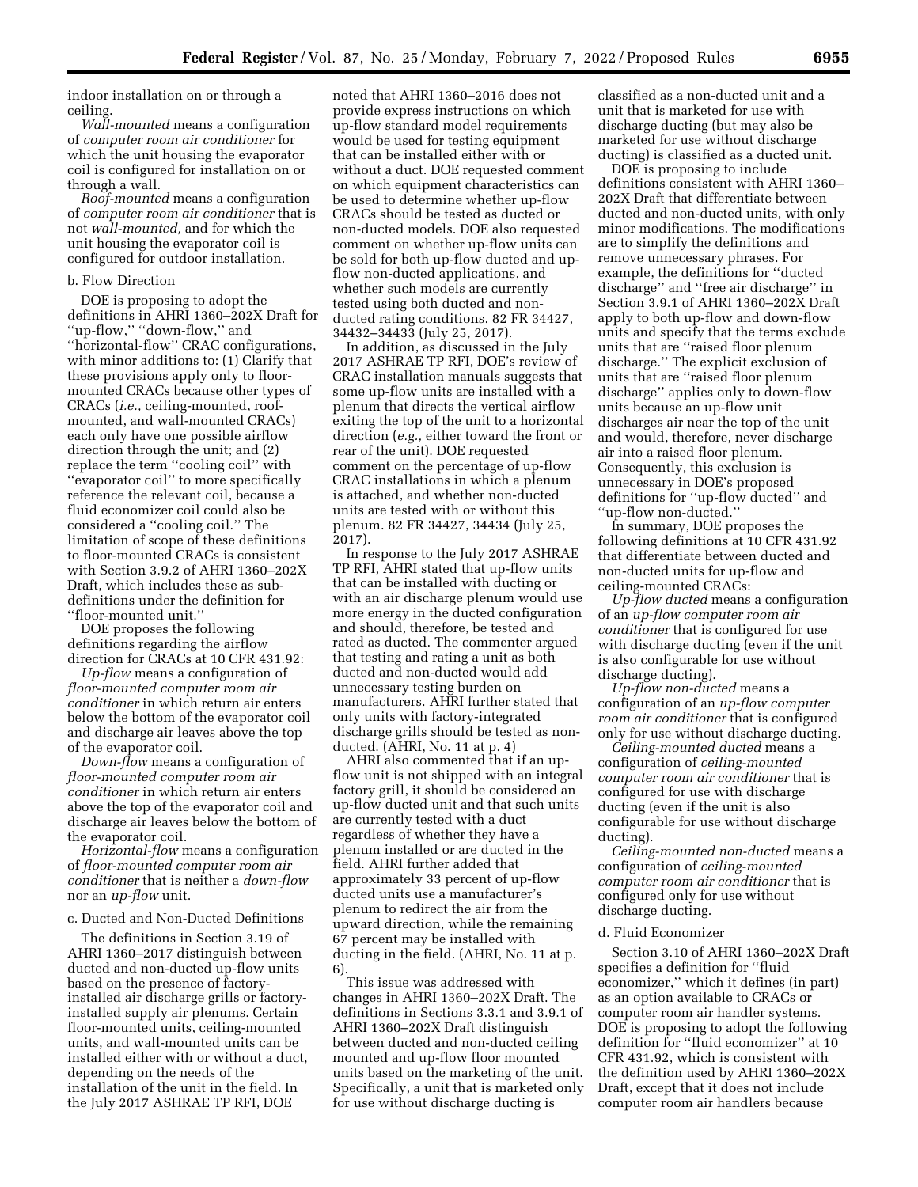indoor installation on or through a ceiling.

*Wall-mounted* means a configuration of *computer room air conditioner* for which the unit housing the evaporator coil is configured for installation on or through a wall.

*Roof-mounted* means a configuration of *computer room air conditioner* that is not *wall-mounted,* and for which the unit housing the evaporator coil is configured for outdoor installation.

b. Flow Direction

DOE is proposing to adopt the definitions in AHRI 1360–202X Draft for ''up-flow,'' ''down-flow,'' and ''horizontal-flow'' CRAC configurations, with minor additions to: (1) Clarify that these provisions apply only to floor-mounted CRACs because other types of CRACs (*i.e.,* ceiling-mounted, roof-mounted, and wall-mounted CRACs) each only have one possible airflow direction through the unit; and (2) replace the term ''cooling coil'' with ''evaporator coil'' to more specifically reference the relevant coil, because a fluid economizer coil could also be considered a ''cooling coil.'' The limitation of scope of these definitions to floor-mounted CRACs is consistent with Section 3.9.2 of AHRI 1360–202X Draft, which includes these as sub-definitions under the definition for ''floor-mounted unit.''

DOE proposes the following definitions regarding the airflow direction for CRACs at 10 CFR 431.92:

*Up-flow* means a configuration of *floor-mounted computer room air conditioner* in which return air enters below the bottom of the evaporator coil and discharge air leaves above the top of the evaporator coil.

*Down-flow* means a configuration of *floor-mounted computer room air conditioner* in which return air enters above the top of the evaporator coil and discharge air leaves below the bottom of the evaporator coil.

*Horizontal-flow* means a configuration of *floor-mounted computer room air conditioner* that is neither a *down-flow* nor an *up-flow* unit.

c. Ducted and Non-Ducted Definitions

The definitions in Section 3.19 of AHRI 1360–2017 distinguish between ducted and non-ducted up-flow units based on the presence of factory-installed air discharge grills or factory-installed supply air plenums. Certain floor-mounted units, ceiling-mounted units, and wall-mounted units can be installed either with or without a duct, depending on the needs of the installation of the unit in the field. In the July 2017 ASHRAE TP RFI, DOE noted that AHRI 1360–2016 does not provide express instructions on which up-flow standard model requirements would be used for testing equipment that can be installed either with or without a duct. DOE requested comment on which equipment characteristics can be used to determine whether up-flow CRACs should be tested as ducted or non-ducted models. DOE also requested comment on whether up-flow units can be sold for both up-flow ducted and up-flow non-ducted applications, and whether such models are currently tested using both ducted and non-ducted rating conditions. 82 FR 34427, 34432–34433 (July 25, 2017).

In addition, as discussed in the July 2017 ASHRAE TP RFI, DOE's review of CRAC installation manuals suggests that some up-flow units are installed with a plenum that directs the vertical airflow exiting the top of the unit to a horizontal direction (*e.g.,* either toward the front or rear of the unit). DOE requested comment on the percentage of up-flow CRAC installations in which a plenum is attached, and whether non-ducted units are tested with or without this plenum. 82 FR 34427, 34434 (July 25, 2017).

In response to the July 2017 ASHRAE TP RFI, AHRI stated that up-flow units that can be installed with ducting or with an air discharge plenum would use more energy in the ducted configuration and should, therefore, be tested and rated as ducted. The commenter argued that testing and rating a unit as both ducted and non-ducted would add unnecessary testing burden on manufacturers. AHRI further stated that only units with factory-integrated discharge grills should be tested as non-ducted. (AHRI, No. 11 at p. 4)

AHRI also commented that if an up-flow unit is not shipped with an integral factory grill, it should be considered an up-flow ducted unit and that such units are currently tested with a duct regardless of whether they have a plenum installed or are ducted in the field. AHRI further added that approximately 33 percent of up-flow ducted units use a manufacturer's plenum to redirect the air from the upward direction, while the remaining 67 percent may be installed with ducting in the field. (AHRI, No. 11 at p. 6).

This issue was addressed with changes in AHRI 1360–202X Draft. The definitions in Sections 3.3.1 and 3.9.1 of AHRI 1360–202X Draft distinguish between ducted and non-ducted ceiling mounted and up-flow floor mounted units based on the marketing of the unit. Specifically, a unit that is marketed only for use without discharge ducting is classified as a non-ducted unit and a unit that is marketed for use with discharge ducting (but may also be marketed for use without discharge ducting) is classified as a ducted unit.

DOE is proposing to include definitions consistent with AHRI 1360–202X Draft that differentiate between ducted and non-ducted units, with only minor modifications. The modifications are to simplify the definitions and remove unnecessary phrases. For example, the definitions for ''ducted discharge'' and ''free air discharge'' in Section 3.9.1 of AHRI 1360–202X Draft apply to both up-flow and down-flow units and specify that the terms exclude units that are ''raised floor plenum discharge.'' The explicit exclusion of units that are ''raised floor plenum discharge'' applies only to down-flow units because an up-flow unit discharges air near the top of the unit and would, therefore, never discharge air into a raised floor plenum. Consequently, this exclusion is unnecessary in DOE's proposed definitions for ''up-flow ducted'' and ''up-flow non-ducted.''

In summary, DOE proposes the following definitions at 10 CFR 431.92 that differentiate between ducted and non-ducted units for up-flow and ceiling-mounted CRACs:

*Up-flow ducted* means a configuration of an *up-flow computer room air conditioner* that is configured for use with discharge ducting (even if the unit is also configurable for use without discharge ducting).

*Up-flow non-ducted* means a configuration of an *up-flow computer room air conditioner* that is configured only for use without discharge ducting.

*Ceiling-mounted ducted* means a configuration of *ceiling-mounted computer room air conditioner* that is configured for use with discharge ducting (even if the unit is also configurable for use without discharge ducting).

*Ceiling-mounted non-ducted* means a configuration of *ceiling-mounted computer room air conditioner* that is configured only for use without discharge ducting.

d. Fluid Economizer

Section 3.10 of AHRI 1360–202X Draft specifies a definition for ''fluid economizer,'' which it defines (in part) as an option available to CRACs or computer room air handler systems. DOE is proposing to adopt the following definition for ''fluid economizer'' at 10 CFR 431.92, which is consistent with the definition used by AHRI 1360–202X Draft, except that it does not include computer room air handlers because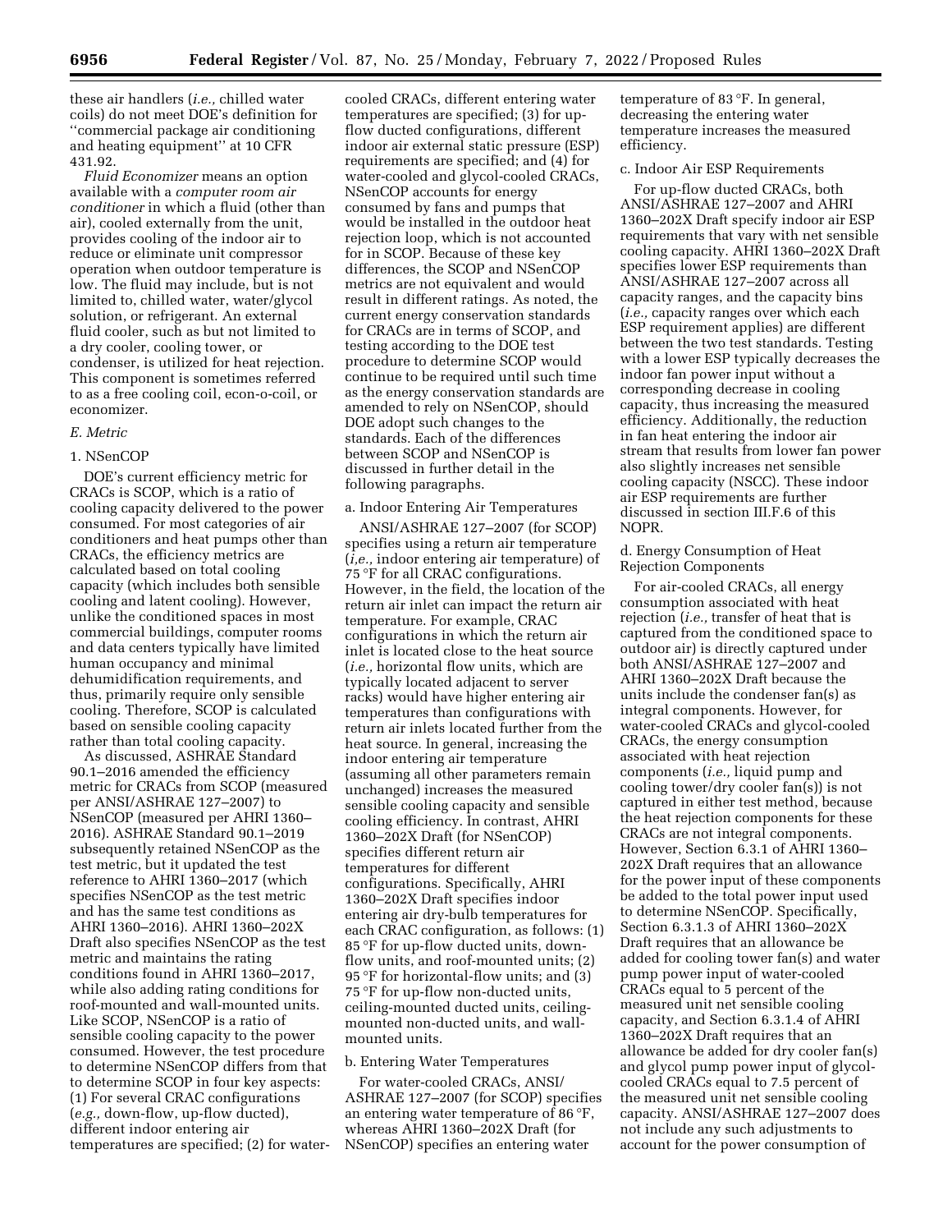these air handlers (*i.e.,* chilled water coils) do not meet DOE's definition for ''commercial package air conditioning and heating equipment'' at 10 CFR 431.92.

*Fluid Economizer* means an option available with a *computer room air conditioner* in which a fluid (other than air), cooled externally from the unit, provides cooling of the indoor air to reduce or eliminate unit compressor operation when outdoor temperature is low. The fluid may include, but is not limited to, chilled water, water/glycol solution, or refrigerant. An external fluid cooler, such as but not limited to a dry cooler, cooling tower, or condenser, is utilized for heat rejection. This component is sometimes referred to as a free cooling coil, econ-o-coil, or economizer.

### E. Metric

#### 1. NSenCOP

DOE's current efficiency metric for CRACs is SCOP, which is a ratio of cooling capacity delivered to the power consumed. For most categories of air conditioners and heat pumps other than CRACs, the efficiency metrics are calculated based on total cooling capacity (which includes both sensible cooling and latent cooling). However, unlike the conditioned spaces in most commercial buildings, computer rooms and data centers typically have limited human occupancy and minimal dehumidification requirements, and thus, primarily require only sensible cooling. Therefore, SCOP is calculated based on sensible cooling capacity rather than total cooling capacity.

As discussed, ASHRAE Standard 90.1–2016 amended the efficiency metric for CRACs from SCOP (measured per ANSI/ASHRAE 127–2007) to NSenCOP (measured per AHRI 1360–2016). ASHRAE Standard 90.1–2019 subsequently retained NSenCOP as the test metric, but it updated the test reference to AHRI 1360–2017 (which specifies NSenCOP as the test metric and has the same test conditions as AHRI 1360–2016). AHRI 1360–202X Draft also specifies NSenCOP as the test metric and maintains the rating conditions found in AHRI 1360–2017, while also adding rating conditions for roof-mounted and wall-mounted units. Like SCOP, NSenCOP is a ratio of sensible cooling capacity to the power consumed. However, the test procedure to determine NSenCOP differs from that to determine SCOP in four key aspects: (1) For several CRAC configurations (*e.g.,* down-flow, up-flow ducted), different indoor entering air temperatures are specified; (2) for water-cooled CRACs, different entering water temperatures are specified; (3) for up-flow ducted configurations, different indoor air external static pressure (ESP) requirements are specified; and (4) for water-cooled and glycol-cooled CRACs, NSenCOP accounts for energy consumed by fans and pumps that would be installed in the outdoor heat rejection loop, which is not accounted for in SCOP. Because of these key differences, the SCOP and NSenCOP metrics are not equivalent and would result in different ratings. As noted, the current energy conservation standards for CRACs are in terms of SCOP, and testing according to the DOE test procedure to determine SCOP would continue to be required until such time as the energy conservation standards are amended to rely on NSenCOP, should DOE adopt such changes to the standards. Each of the differences between SCOP and NSenCOP is discussed in further detail in the following paragraphs.

##### a. Indoor Entering Air Temperatures

ANSI/ASHRAE 127–2007 (for SCOP) specifies using a return air temperature (*i.e.,* indoor entering air temperature) of 75 °F for all CRAC configurations. However, in the field, the location of the return air inlet can impact the return air temperature. For example, CRAC configurations in which the return air inlet is located close to the heat source (*i.e.,* horizontal flow units, which are typically located adjacent to server racks) would have higher entering air temperatures than configurations with return air inlets located further from the heat source. In general, increasing the indoor entering air temperature (assuming all other parameters remain unchanged) increases the measured sensible cooling capacity and sensible cooling efficiency. In contrast, AHRI 1360–202X Draft (for NSenCOP) specifies different return air temperatures for different configurations. Specifically, AHRI 1360–202X Draft specifies indoor entering air dry-bulb temperatures for each CRAC configuration, as follows: (1) 85 °F for up-flow ducted units, down-flow units, and roof-mounted units; (2) 95 °F for horizontal-flow units; and (3) 75 °F for up-flow non-ducted units, ceiling-mounted ducted units, ceiling-mounted non-ducted units, and wall-mounted units.

##### b. Entering Water Temperatures

For water-cooled CRACs, ANSI/ASHRAE 127–2007 (for SCOP) specifies an entering water temperature of 86 °F, whereas AHRI 1360–202X Draft (for NSenCOP) specifies an entering water temperature of 83 °F. In general, decreasing the entering water temperature increases the measured efficiency.

##### c. Indoor Air ESP Requirements

For up-flow ducted CRACs, both ANSI/ASHRAE 127–2007 and AHRI 1360–202X Draft specify indoor air ESP requirements that vary with net sensible cooling capacity. AHRI 1360–202X Draft specifies lower ESP requirements than ANSI/ASHRAE 127–2007 across all capacity ranges, and the capacity bins (*i.e.,* capacity ranges over which each ESP requirement applies) are different between the two test standards. Testing with a lower ESP typically decreases the indoor fan power input without a corresponding decrease in cooling capacity, thus increasing the measured efficiency. Additionally, the reduction in fan heat entering the indoor air stream that results from lower fan power also slightly increases net sensible cooling capacity (NSCC). These indoor air ESP requirements are further discussed in section III.F.6 of this NOPR.

##### d. Energy Consumption of Heat Rejection Components

For air-cooled CRACs, all energy consumption associated with heat rejection (*i.e.,* transfer of heat that is captured from the conditioned space to outdoor air) is directly captured under both ANSI/ASHRAE 127–2007 and AHRI 1360–202X Draft because the units include the condenser fan(s) as integral components. However, for water-cooled CRACs and glycol-cooled CRACs, the energy consumption associated with heat rejection components (*i.e.,* liquid pump and cooling tower/dry cooler fan(s)) is not captured in either test method, because the heat rejection components for these CRACs are not integral components. However, Section 6.3.1 of AHRI 1360–202X Draft requires that an allowance for the power input of these components be added to the total power input used to determine NSenCOP. Specifically, Section 6.3.1.3 of AHRI 1360–202X Draft requires that an allowance be added for cooling tower fan(s) and water pump power input of water-cooled CRACs equal to 5 percent of the measured unit net sensible cooling capacity, and Section 6.3.1.4 of AHRI 1360–202X Draft requires that an allowance be added for dry cooler fan(s) and glycol pump power input of glycol-cooled CRACs equal to 7.5 percent of the measured unit net sensible cooling capacity. ANSI/ASHRAE 127–2007 does not include any such adjustments to account for the power consumption of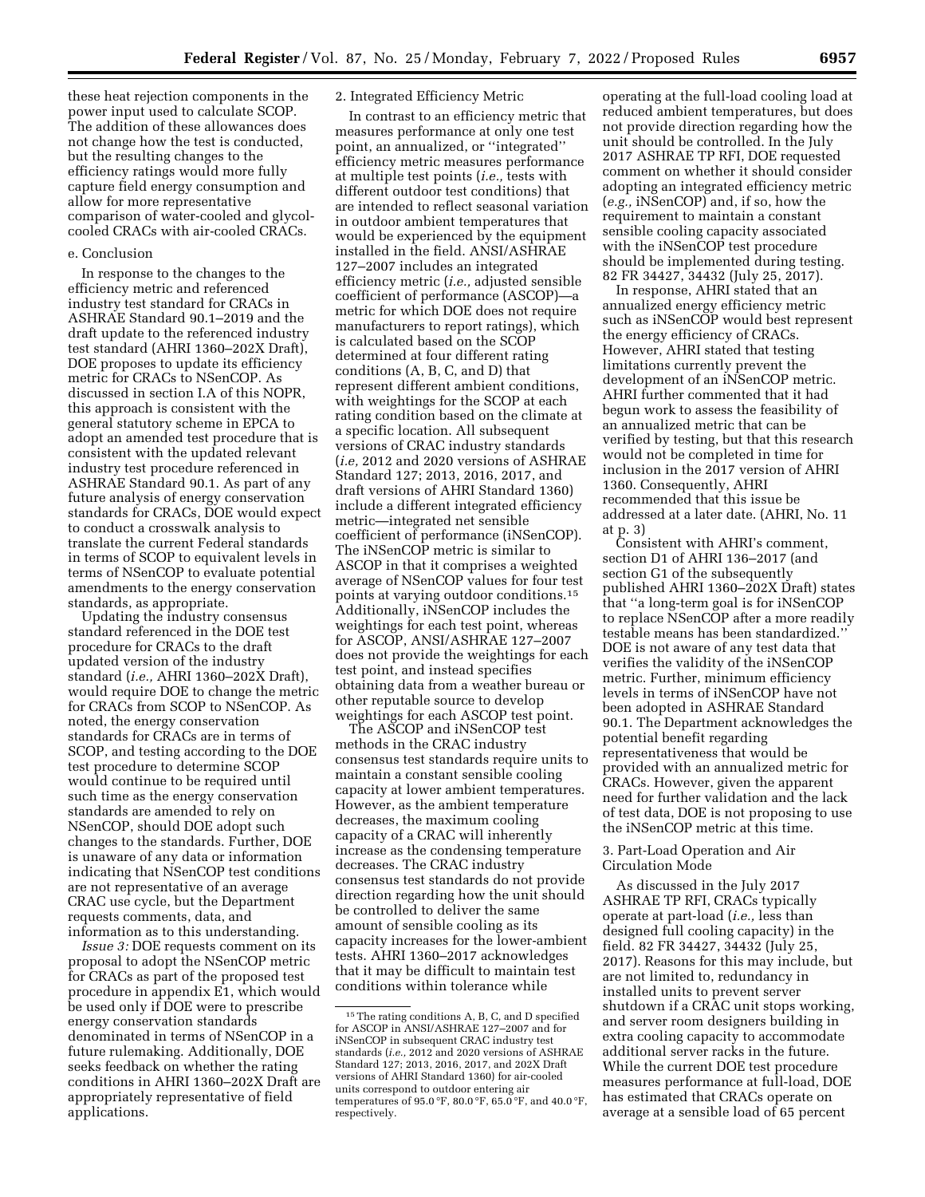these heat rejection components in the power input used to calculate SCOP. The addition of these allowances does not change how the test is conducted, but the resulting changes to the efficiency ratings would more fully capture field energy consumption and allow for more representative comparison of water-cooled and glycol-cooled CRACs with air-cooled CRACs.

e. Conclusion

In response to the changes to the efficiency metric and referenced industry test standard for CRACs in ASHRAE Standard 90.1–2019 and the draft update to the referenced industry test standard (AHRI 1360–202X Draft), DOE proposes to update its efficiency metric for CRACs to NSenCOP. As discussed in section I.A of this NOPR, this approach is consistent with the general statutory scheme in EPCA to adopt an amended test procedure that is consistent with the updated relevant industry test procedure referenced in ASHRAE Standard 90.1. As part of any future analysis of energy conservation standards for CRACs, DOE would expect to conduct a crosswalk analysis to translate the current Federal standards in terms of SCOP to equivalent levels in terms of NSenCOP to evaluate potential amendments to the energy conservation standards, as appropriate.

Updating the industry consensus standard referenced in the DOE test procedure for CRACs to the draft updated version of the industry standard (*i.e.,* AHRI 1360–202X Draft), would require DOE to change the metric for CRACs from SCOP to NSenCOP. As noted, the energy conservation standards for CRACs are in terms of SCOP, and testing according to the DOE test procedure to determine SCOP would continue to be required until such time as the energy conservation standards are amended to rely on NSenCOP, should DOE adopt such changes to the standards. Further, DOE is unaware of any data or information indicating that NSenCOP test conditions are not representative of an average CRAC use cycle, but the Department requests comments, data, and information as to this understanding.

*Issue 3:* DOE requests comment on its proposal to adopt the NSenCOP metric for CRACs as part of the proposed test procedure in appendix E1, which would be used only if DOE were to prescribe energy conservation standards denominated in terms of NSenCOP in a future rulemaking. Additionally, DOE seeks feedback on whether the rating conditions in AHRI 1360–202X Draft are appropriately representative of field applications.

2. Integrated Efficiency Metric

In contrast to an efficiency metric that measures performance at only one test point, an annualized, or "integrated" efficiency metric measures performance at multiple test points (*i.e.,* tests with different outdoor test conditions) that are intended to reflect seasonal variation in outdoor ambient temperatures that would be experienced by the equipment installed in the field. ANSI/ASHRAE 127–2007 includes an integrated efficiency metric (*i.e.,* adjusted sensible coefficient of performance (ASCOP)—a metric for which DOE does not require manufacturers to report ratings), which is calculated based on the SCOP determined at four different rating conditions (A, B, C, and D) that represent different ambient conditions, with weightings for the SCOP at each rating condition based on the climate at a specific location. All subsequent versions of CRAC industry standards (*i.e,* 2012 and 2020 versions of ASHRAE Standard 127; 2013, 2016, 2017, and draft versions of AHRI Standard 1360) include a different integrated efficiency metric—integrated net sensible coefficient of performance (iNSenCOP). The iNSenCOP metric is similar to ASCOP in that it comprises a weighted average of NSenCOP values for four test points at varying outdoor conditions.[15] Additionally, iNSenCOP includes the weightings for each test point, whereas for ASCOP, ANSI/ASHRAE 127–2007 does not provide the weightings for each test point, and instead specifies obtaining data from a weather bureau or other reputable source to develop weightings for each ASCOP test point.

The ASCOP and iNSenCOP test methods in the CRAC industry consensus test standards require units to maintain a constant sensible cooling capacity at lower ambient temperatures. However, as the ambient temperature decreases, the maximum cooling capacity of a CRAC will inherently increase as the condensing temperature decreases. The CRAC industry consensus test standards do not provide direction regarding how the unit should be controlled to deliver the same amount of sensible cooling as its capacity increases for the lower-ambient tests. AHRI 1360–2017 acknowledges that it may be difficult to maintain test conditions within tolerance while operating at the full-load cooling load at reduced ambient temperatures, but does not provide direction regarding how the unit should be controlled. In the July 2017 ASHRAE TP RFI, DOE requested comment on whether it should consider adopting an integrated efficiency metric (*e.g.,* iNSenCOP) and, if so, how the requirement to maintain a constant sensible cooling capacity associated with the iNSenCOP test procedure should be implemented during testing. 82 FR 34427, 34432 (July 25, 2017).

In response, AHRI stated that an annualized energy efficiency metric such as iNSenCOP would best represent the energy efficiency of CRACs. However, AHRI stated that testing limitations currently prevent the development of an iNSenCOP metric. AHRI further commented that it had begun work to assess the feasibility of an annualized metric that can be verified by testing, but that this research would not be completed in time for inclusion in the 2017 version of AHRI 1360. Consequently, AHRI recommended that this issue be addressed at a later date. (AHRI, No. 11 at p. 3)

Consistent with AHRI's comment, section D1 of AHRI 136–2017 (and section G1 of the subsequently published AHRI 1360–202X Draft) states that "a long-term goal is for iNSenCOP to replace NSenCOP after a more readily testable means has been standardized." DOE is not aware of any test data that verifies the validity of the iNSenCOP metric. Further, minimum efficiency levels in terms of iNSenCOP have not been adopted in ASHRAE Standard 90.1. The Department acknowledges the potential benefit regarding representativeness that would be provided with an annualized metric for CRACs. However, given the apparent need for further validation and the lack of test data, DOE is not proposing to use the iNSenCOP metric at this time.

3. Part-Load Operation and Air Circulation Mode

As discussed in the July 2017 ASHRAE TP RFI, CRACs typically operate at part-load (*i.e.,* less than designed full cooling capacity) in the field. 82 FR 34427, 34432 (July 25, 2017). Reasons for this may include, but are not limited to, redundancy in installed units to prevent server shutdown if a CRAC unit stops working, and server room designers building in extra cooling capacity to accommodate additional server racks in the future. While the current DOE test procedure measures performance at full-load, DOE has estimated that CRACs operate on average at a sensible load of 65 percent

[15] The rating conditions A, B, C, and D specified for ASCOP in ANSI/ASHRAE 127–2007 and for iNSenCOP in subsequent CRAC industry test standards (*i.e.,* 2012 and 2020 versions of ASHRAE Standard 127; 2013, 2016, 2017, and 202X Draft versions of AHRI Standard 1360) for air-cooled units correspond to outdoor entering air temperatures of 95.0 °F, 80.0 °F, 65.0 °F, and 40.0 °F, respectively.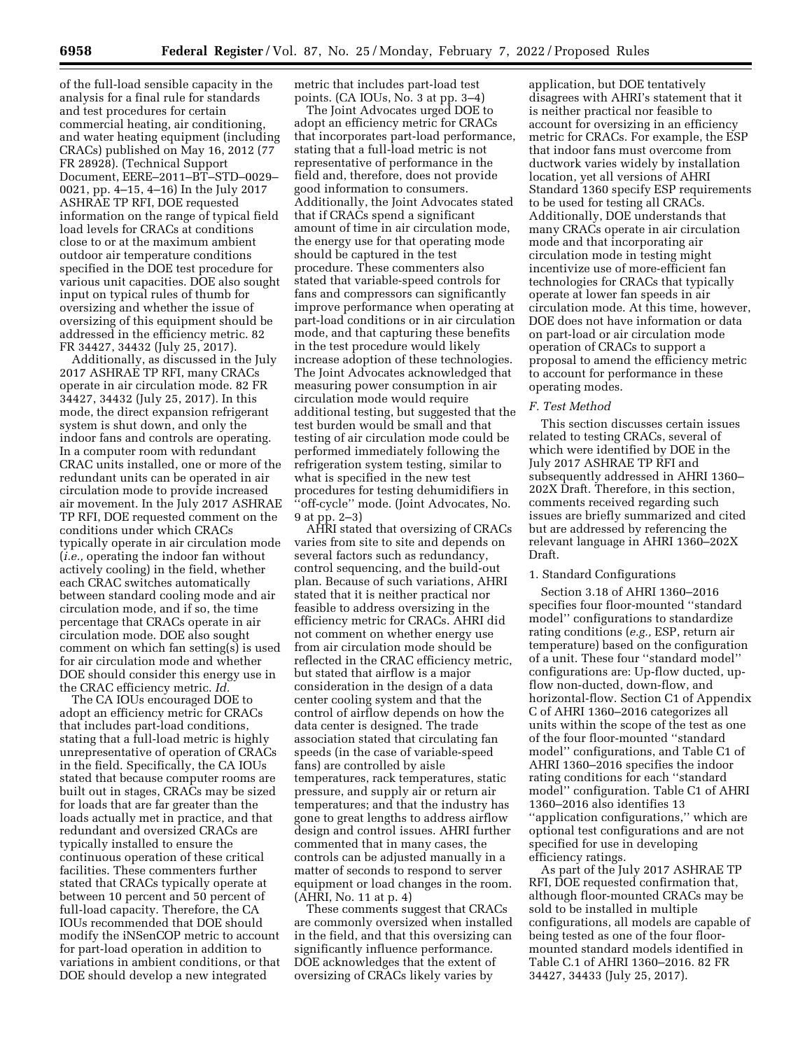of the full-load sensible capacity in the analysis for a final rule for standards and test procedures for certain commercial heating, air conditioning, and water heating equipment (including CRACs) published on May 16, 2012 (77 FR 28928). (Technical Support Document, EERE–2011–BT–STD–0029–0021, pp. 4–15, 4–16) In the July 2017 ASHRAE TP RFI, DOE requested information on the range of typical field load levels for CRACs at conditions close to or at the maximum ambient outdoor air temperature conditions specified in the DOE test procedure for various unit capacities. DOE also sought input on typical rules of thumb for oversizing and whether the issue of oversizing of this equipment should be addressed in the efficiency metric. 82 FR 34427, 34432 (July 25, 2017).

Additionally, as discussed in the July 2017 ASHRAE TP RFI, many CRACs operate in air circulation mode. 82 FR 34427, 34432 (July 25, 2017). In this mode, the direct expansion refrigerant system is shut down, and only the indoor fans and controls are operating. In a computer room with redundant CRAC units installed, one or more of the redundant units can be operated in air circulation mode to provide increased air movement. In the July 2017 ASHRAE TP RFI, DOE requested comment on the conditions under which CRACs typically operate in air circulation mode (*i.e.,* operating the indoor fan without actively cooling) in the field, whether each CRAC switches automatically between standard cooling mode and air circulation mode, and if so, the time percentage that CRACs operate in air circulation mode. DOE also sought comment on which fan setting(s) is used for air circulation mode and whether DOE should consider this energy use in the CRAC efficiency metric. *Id.*

The CA IOUs encouraged DOE to adopt an efficiency metric for CRACs that includes part-load conditions, stating that a full-load metric is highly unrepresentative of operation of CRACs in the field. Specifically, the CA IOUs stated that because computer rooms are built out in stages, CRACs may be sized for loads that are far greater than the loads actually met in practice, and that redundant and oversized CRACs are typically installed to ensure the continuous operation of these critical facilities. These commenters further stated that CRACs typically operate at between 10 percent and 50 percent of full-load capacity. Therefore, the CA IOUs recommended that DOE should modify the iNSenCOP metric to account for part-load operation in addition to variations in ambient conditions, or that DOE should develop a new integrated metric that includes part-load test points. (CA IOUs, No. 3 at pp. 3–4)

The Joint Advocates urged DOE to adopt an efficiency metric for CRACs that incorporates part-load performance, stating that a full-load metric is not representative of performance in the field and, therefore, does not provide good information to consumers. Additionally, the Joint Advocates stated that if CRACs spend a significant amount of time in air circulation mode, the energy use for that operating mode should be captured in the test procedure. These commenters also stated that variable-speed controls for fans and compressors can significantly improve performance when operating at part-load conditions or in air circulation mode, and that capturing these benefits in the test procedure would likely increase adoption of these technologies. The Joint Advocates acknowledged that measuring power consumption in air circulation mode would require additional testing, but suggested that the test burden would be small and that testing of air circulation mode could be performed immediately following the refrigeration system testing, similar to what is specified in the new test procedures for testing dehumidifiers in ''off-cycle'' mode. (Joint Advocates, No. 9 at pp. 2–3)

AHRI stated that oversizing of CRACs varies from site to site and depends on several factors such as redundancy, control sequencing, and the build-out plan. Because of such variations, AHRI stated that it is neither practical nor feasible to address oversizing in the efficiency metric for CRACs. AHRI did not comment on whether energy use from air circulation mode should be reflected in the CRAC efficiency metric, but stated that airflow is a major consideration in the design of a data center cooling system and that the control of airflow depends on how the data center is designed. The trade association stated that circulating fan speeds (in the case of variable-speed fans) are controlled by aisle temperatures, rack temperatures, static pressure, and supply air or return air temperatures; and that the industry has gone to great lengths to address airflow design and control issues. AHRI further commented that in many cases, the controls can be adjusted manually in a matter of seconds to respond to server equipment or load changes in the room. (AHRI, No. 11 at p. 4)

These comments suggest that CRACs are commonly oversized when installed in the field, and that this oversizing can significantly influence performance. DOE acknowledges that the extent of oversizing of CRACs likely varies by application, but DOE tentatively disagrees with AHRI's statement that it is neither practical nor feasible to account for oversizing in an efficiency metric for CRACs. For example, the ESP that indoor fans must overcome from ductwork varies widely by installation location, yet all versions of AHRI Standard 1360 specify ESP requirements to be used for testing all CRACs. Additionally, DOE understands that many CRACs operate in air circulation mode and that incorporating air circulation mode in testing might incentivize use of more-efficient fan technologies for CRACs that typically operate at lower fan speeds in air circulation mode. At this time, however, DOE does not have information or data on part-load or air circulation mode operation of CRACs to support a proposal to amend the efficiency metric to account for performance in these operating modes.

### *F. Test Method*

This section discusses certain issues related to testing CRACs, several of which were identified by DOE in the July 2017 ASHRAE TP RFI and subsequently addressed in AHRI 1360–202X Draft. Therefore, in this section, comments received regarding such issues are briefly summarized and cited but are addressed by referencing the relevant language in AHRI 1360–202X Draft.

#### 1. Standard Configurations

Section 3.18 of AHRI 1360–2016 specifies four floor-mounted ''standard model'' configurations to standardize rating conditions (*e.g.,* ESP, return air temperature) based on the configuration of a unit. These four ''standard model'' configurations are: Up-flow ducted, up-flow non-ducted, down-flow, and horizontal-flow. Section C1 of Appendix C of AHRI 1360–2016 categorizes all units within the scope of the test as one of the four floor-mounted ''standard model'' configurations, and Table C1 of AHRI 1360–2016 specifies the indoor rating conditions for each ''standard model'' configuration. Table C1 of AHRI 1360–2016 also identifies 13 ''application configurations,'' which are optional test configurations and are not specified for use in developing efficiency ratings.

As part of the July 2017 ASHRAE TP RFI, DOE requested confirmation that, although floor-mounted CRACs may be sold to be installed in multiple configurations, all models are capable of being tested as one of the four floor-mounted standard models identified in Table C.1 of AHRI 1360–2016. 82 FR 34427, 34433 (July 25, 2017).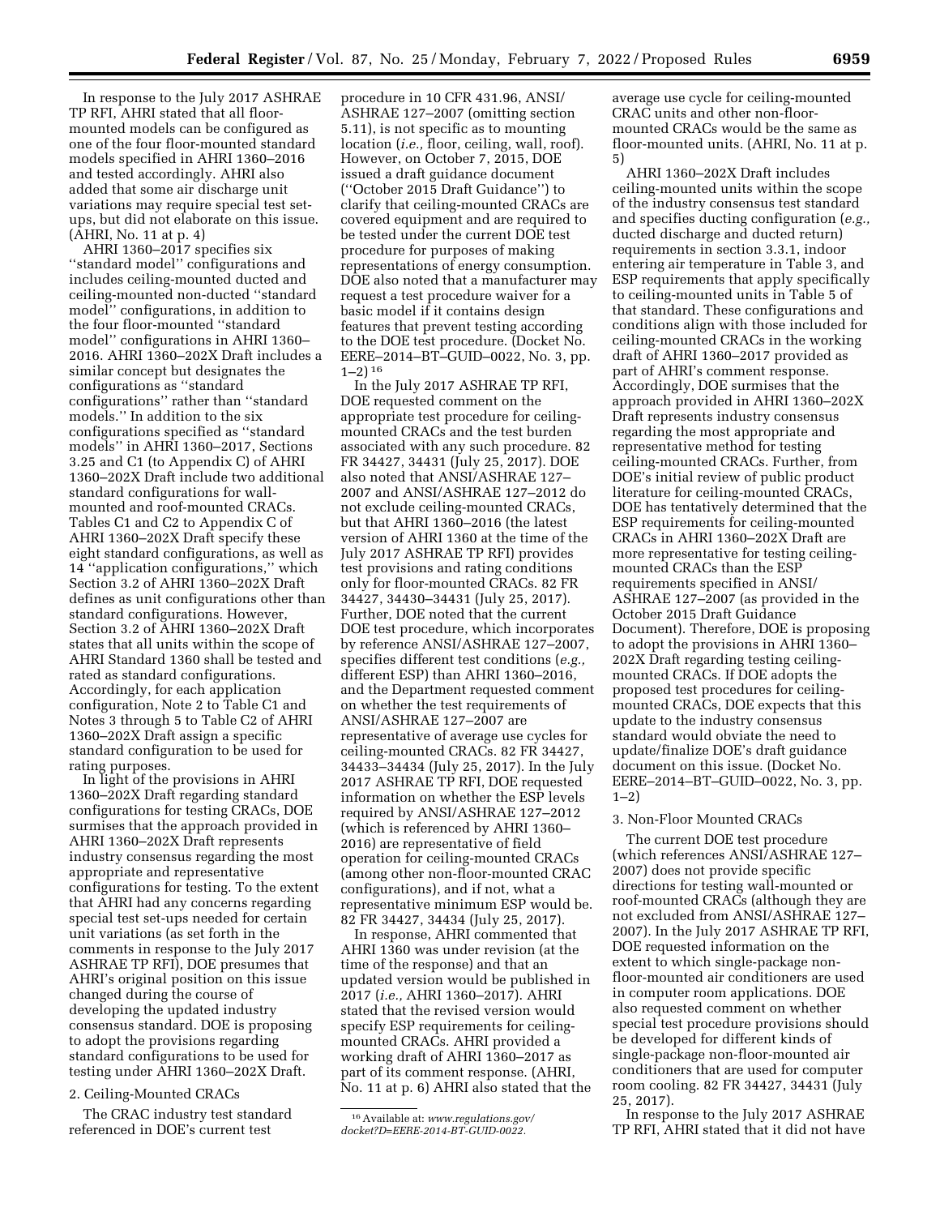In response to the July 2017 ASHRAE TP RFI, AHRI stated that all floor-mounted models can be configured as one of the four floor-mounted standard models specified in AHRI 1360–2016 and tested accordingly. AHRI also added that some air discharge unit variations may require special test set-ups, but did not elaborate on this issue. (AHRI, No. 11 at p. 4)

AHRI 1360–2017 specifies six ''standard model'' configurations and includes ceiling-mounted ducted and ceiling-mounted non-ducted ''standard model'' configurations, in addition to the four floor-mounted ''standard model'' configurations in AHRI 1360–2016. AHRI 1360–202X Draft includes a similar concept but designates the configurations as ''standard configurations'' rather than ''standard models.'' In addition to the six configurations specified as ''standard models'' in AHRI 1360–2017, Sections 3.25 and C1 (to Appendix C) of AHRI 1360–202X Draft include two additional standard configurations for wall-mounted and roof-mounted CRACs. Tables C1 and C2 to Appendix C of AHRI 1360–202X Draft specify these eight standard configurations, as well as 14 ''application configurations,'' which Section 3.2 of AHRI 1360–202X Draft defines as unit configurations other than standard configurations. However, Section 3.2 of AHRI 1360–202X Draft states that all units within the scope of AHRI Standard 1360 shall be tested and rated as standard configurations. Accordingly, for each application configuration, Note 2 to Table C1 and Notes 3 through 5 to Table C2 of AHRI 1360–202X Draft assign a specific standard configuration to be used for rating purposes.

In light of the provisions in AHRI 1360–202X Draft regarding standard configurations for testing CRACs, DOE surmises that the approach provided in AHRI 1360–202X Draft represents industry consensus regarding the most appropriate and representative configurations for testing. To the extent that AHRI had any concerns regarding special test set-ups needed for certain unit variations (as set forth in the comments in response to the July 2017 ASHRAE TP RFI), DOE presumes that AHRI's original position on this issue changed during the course of developing the updated industry consensus standard. DOE is proposing to adopt the provisions regarding standard configurations to be used for testing under AHRI 1360–202X Draft.

2. Ceiling-Mounted CRACs

The CRAC industry test standard referenced in DOE's current test procedure in 10 CFR 431.96, ANSI/ASHRAE 127–2007 (omitting section 5.11), is not specific as to mounting location (*i.e.,* floor, ceiling, wall, roof). However, on October 7, 2015, DOE issued a draft guidance document (''October 2015 Draft Guidance'') to clarify that ceiling-mounted CRACs are covered equipment and are required to be tested under the current DOE test procedure for purposes of making representations of energy consumption. DOE also noted that a manufacturer may request a test procedure waiver for a basic model if it contains design features that prevent testing according to the DOE test procedure. (Docket No. EERE–2014–BT–GUID–0022, No. 3, pp. 1–2) [16]

In the July 2017 ASHRAE TP RFI, DOE requested comment on the appropriate test procedure for ceiling-mounted CRACs and the test burden associated with any such procedure. 82 FR 34427, 34431 (July 25, 2017). DOE also noted that ANSI/ASHRAE 127–2007 and ANSI/ASHRAE 127–2012 do not exclude ceiling-mounted CRACs, but that AHRI 1360–2016 (the latest version of AHRI 1360 at the time of the July 2017 ASHRAE TP RFI) provides test provisions and rating conditions only for floor-mounted CRACs. 82 FR 34427, 34430–34431 (July 25, 2017). Further, DOE noted that the current DOE test procedure, which incorporates by reference ANSI/ASHRAE 127–2007, specifies different test conditions (*e.g.,* different ESP) than AHRI 1360–2016, and the Department requested comment on whether the test requirements of ANSI/ASHRAE 127–2007 are representative of average use cycles for ceiling-mounted CRACs. 82 FR 34427, 34433–34434 (July 25, 2017). In the July 2017 ASHRAE TP RFI, DOE requested information on whether the ESP levels required by ANSI/ASHRAE 127–2012 (which is referenced by AHRI 1360–2016) are representative of field operation for ceiling-mounted CRACs (among other non-floor-mounted CRAC configurations), and if not, what a representative minimum ESP would be. 82 FR 34427, 34434 (July 25, 2017).

In response, AHRI commented that AHRI 1360 was under revision (at the time of the response) and that an updated version would be published in 2017 (*i.e.,* AHRI 1360–2017). AHRI stated that the revised version would specify ESP requirements for ceiling-mounted CRACs. AHRI provided a working draft of AHRI 1360–2017 as part of its comment response. (AHRI, No. 11 at p. 6) AHRI also stated that the average use cycle for ceiling-mounted CRAC units and other non-floor-mounted CRACs would be the same as floor-mounted units. (AHRI, No. 11 at p. 5)

AHRI 1360–202X Draft includes ceiling-mounted units within the scope of the industry consensus test standard and specifies ducting configuration (*e.g.,* ducted discharge and ducted return) requirements in section 3.3.1, indoor entering air temperature in Table 3, and ESP requirements that apply specifically to ceiling-mounted units in Table 5 of that standard. These configurations and conditions align with those included for ceiling-mounted CRACs in the working draft of AHRI 1360–2017 provided as part of AHRI's comment response. Accordingly, DOE surmises that the approach provided in AHRI 1360–202X Draft represents industry consensus regarding the most appropriate and representative method for testing ceiling-mounted CRACs. Further, from DOE's initial review of public product literature for ceiling-mounted CRACs, DOE has tentatively determined that the ESP requirements for ceiling-mounted CRACs in AHRI 1360–202X Draft are more representative for testing ceiling-mounted CRACs than the ESP requirements specified in ANSI/ASHRAE 127–2007 (as provided in the October 2015 Draft Guidance Document). Therefore, DOE is proposing to adopt the provisions in AHRI 1360–202X Draft regarding testing ceiling-mounted CRACs. If DOE adopts the proposed test procedures for ceiling-mounted CRACs, DOE expects that this update to the industry consensus standard would obviate the need to update/finalize DOE's draft guidance document on this issue. (Docket No. EERE–2014–BT–GUID–0022, No. 3, pp. 1–2)

3. Non-Floor Mounted CRACs

The current DOE test procedure (which references ANSI/ASHRAE 127–2007) does not provide specific directions for testing wall-mounted or roof-mounted CRACs (although they are not excluded from ANSI/ASHRAE 127–2007). In the July 2017 ASHRAE TP RFI, DOE requested information on the extent to which single-package non-floor-mounted air conditioners are used in computer room applications. DOE also requested comment on whether special test procedure provisions should be developed for different kinds of single-package non-floor-mounted air conditioners that are used for computer room cooling. 82 FR 34427, 34431 (July 25, 2017).

In response to the July 2017 ASHRAE TP RFI, AHRI stated that it did not have

[16] Available at: *www.regulations.gov/docket?D=EERE-2014-BT-GUID-0022.*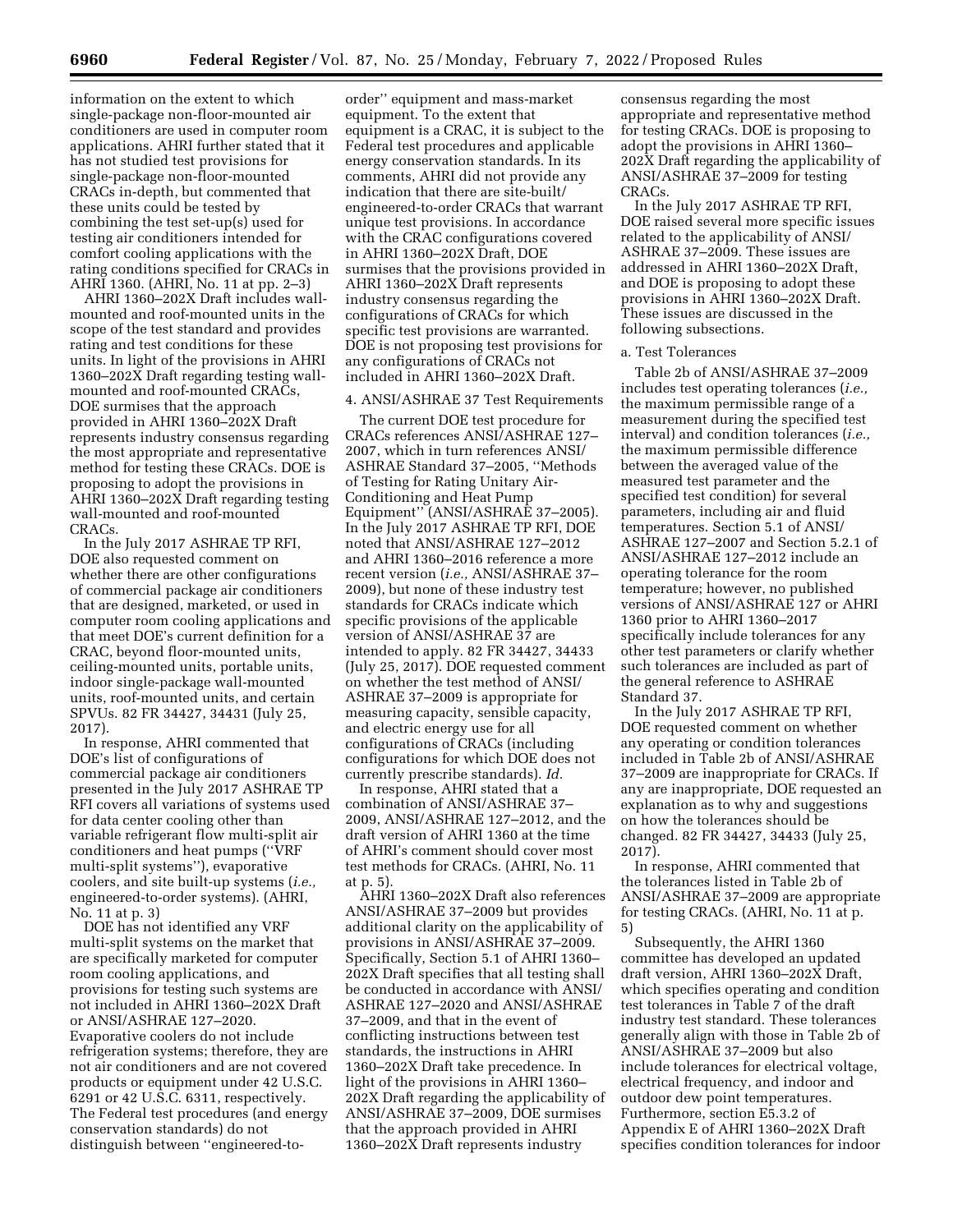information on the extent to which single-package non-floor-mounted air conditioners are used in computer room applications. AHRI further stated that it has not studied test provisions for single-package non-floor-mounted CRACs in-depth, but commented that these units could be tested by combining the test set-up(s) used for testing air conditioners intended for comfort cooling applications with the rating conditions specified for CRACs in AHRI 1360. (AHRI, No. 11 at pp. 2–3)

AHRI 1360–202X Draft includes wall-mounted and roof-mounted units in the scope of the test standard and provides rating and test conditions for these units. In light of the provisions in AHRI 1360–202X Draft regarding testing wall-mounted and roof-mounted CRACs, DOE surmises that the approach provided in AHRI 1360–202X Draft represents industry consensus regarding the most appropriate and representative method for testing these CRACs. DOE is proposing to adopt the provisions in AHRI 1360–202X Draft regarding testing wall-mounted and roof-mounted CRACs.

In the July 2017 ASHRAE TP RFI, DOE also requested comment on whether there are other configurations of commercial package air conditioners that are designed, marketed, or used in computer room cooling applications and that meet DOE's current definition for a CRAC, beyond floor-mounted units, ceiling-mounted units, portable units, indoor single-package wall-mounted units, roof-mounted units, and certain SPVUs. 82 FR 34427, 34431 (July 25, 2017).

In response, AHRI commented that DOE's list of configurations of commercial package air conditioners presented in the July 2017 ASHRAE TP RFI covers all variations of systems used for data center cooling other than variable refrigerant flow multi-split air conditioners and heat pumps (''VRF multi-split systems''), evaporative coolers, and site built-up systems (*i.e.,* engineered-to-order systems). (AHRI, No. 11 at p. 3)

DOE has not identified any VRF multi-split systems on the market that are specifically marketed for computer room cooling applications, and provisions for testing such systems are not included in AHRI 1360–202X Draft or ANSI/ASHRAE 127–2020. Evaporative coolers do not include refrigeration systems; therefore, they are not air conditioners and are not covered products or equipment under 42 U.S.C. 6291 or 42 U.S.C. 6311, respectively. The Federal test procedures (and energy conservation standards) do not distinguish between ''engineered-to-order'' equipment and mass-market equipment. To the extent that equipment is a CRAC, it is subject to the Federal test procedures and applicable energy conservation standards. In its comments, AHRI did not provide any indication that there are site-built/engineered-to-order CRACs that warrant unique test provisions. In accordance with the CRAC configurations covered in AHRI 1360–202X Draft, DOE surmises that the provisions provided in AHRI 1360–202X Draft represents industry consensus regarding the configurations of CRACs for which specific test provisions are warranted. DOE is not proposing test provisions for any configurations of CRACs not included in AHRI 1360–202X Draft.

4. ANSI/ASHRAE 37 Test Requirements

The current DOE test procedure for CRACs references ANSI/ASHRAE 127–2007, which in turn references ANSI/ASHRAE Standard 37–2005, ''Methods of Testing for Rating Unitary Air-Conditioning and Heat Pump Equipment'' (ANSI/ASHRAE 37–2005). In the July 2017 ASHRAE TP RFI, DOE noted that ANSI/ASHRAE 127–2012 and AHRI 1360–2016 reference a more recent version (*i.e.,* ANSI/ASHRAE 37–2009), but none of these industry test standards for CRACs indicate which specific provisions of the applicable version of ANSI/ASHRAE 37 are intended to apply. 82 FR 34427, 34433 (July 25, 2017). DOE requested comment on whether the test method of ANSI/ASHRAE 37–2009 is appropriate for measuring capacity, sensible capacity, and electric energy use for all configurations of CRACs (including configurations for which DOE does not currently prescribe standards). *Id.*

In response, AHRI stated that a combination of ANSI/ASHRAE 37–2009, ANSI/ASHRAE 127–2012, and the draft version of AHRI 1360 at the time of AHRI's comment should cover most test methods for CRACs. (AHRI, No. 11 at p. 5).

AHRI 1360–202X Draft also references ANSI/ASHRAE 37–2009 but provides additional clarity on the applicability of provisions in ANSI/ASHRAE 37–2009. Specifically, Section 5.1 of AHRI 1360–202X Draft specifies that all testing shall be conducted in accordance with ANSI/ASHRAE 127–2020 and ANSI/ASHRAE 37–2009, and that in the event of conflicting instructions between test standards, the instructions in AHRI 1360–202X Draft take precedence. In light of the provisions in AHRI 1360–202X Draft regarding the applicability of ANSI/ASHRAE 37–2009, DOE surmises that the approach provided in AHRI 1360–202X Draft represents industry consensus regarding the most appropriate and representative method for testing CRACs. DOE is proposing to adopt the provisions in AHRI 1360–202X Draft regarding the applicability of ANSI/ASHRAE 37–2009 for testing CRACs.

In the July 2017 ASHRAE TP RFI, DOE raised several more specific issues related to the applicability of ANSI/ASHRAE 37–2009. These issues are addressed in AHRI 1360–202X Draft, and DOE is proposing to adopt these provisions in AHRI 1360–202X Draft. These issues are discussed in the following subsections.

a. Test Tolerances

Table 2b of ANSI/ASHRAE 37–2009 includes test operating tolerances (*i.e.,* the maximum permissible range of a measurement during the specified test interval) and condition tolerances (*i.e.,* the maximum permissible difference between the averaged value of the measured test parameter and the specified test condition) for several parameters, including air and fluid temperatures. Section 5.1 of ANSI/ASHRAE 127–2007 and Section 5.2.1 of ANSI/ASHRAE 127–2012 include an operating tolerance for the room temperature; however, no published versions of ANSI/ASHRAE 127 or AHRI 1360 prior to AHRI 1360–2017 specifically include tolerances for any other test parameters or clarify whether such tolerances are included as part of the general reference to ASHRAE Standard 37.

In the July 2017 ASHRAE TP RFI, DOE requested comment on whether any operating or condition tolerances included in Table 2b of ANSI/ASHRAE 37–2009 are inappropriate for CRACs. If any are inappropriate, DOE requested an explanation as to why and suggestions on how the tolerances should be changed. 82 FR 34427, 34433 (July 25, 2017).

In response, AHRI commented that the tolerances listed in Table 2b of ANSI/ASHRAE 37–2009 are appropriate for testing CRACs. (AHRI, No. 11 at p. 5)

Subsequently, the AHRI 1360 committee has developed an updated draft version, AHRI 1360–202X Draft, which specifies operating and condition test tolerances in Table 7 of the draft industry test standard. These tolerances generally align with those in Table 2b of ANSI/ASHRAE 37–2009 but also include tolerances for electrical voltage, electrical frequency, and indoor and outdoor dew point temperatures. Furthermore, section E5.3.2 of Appendix E of AHRI 1360–202X Draft specifies condition tolerances for indoor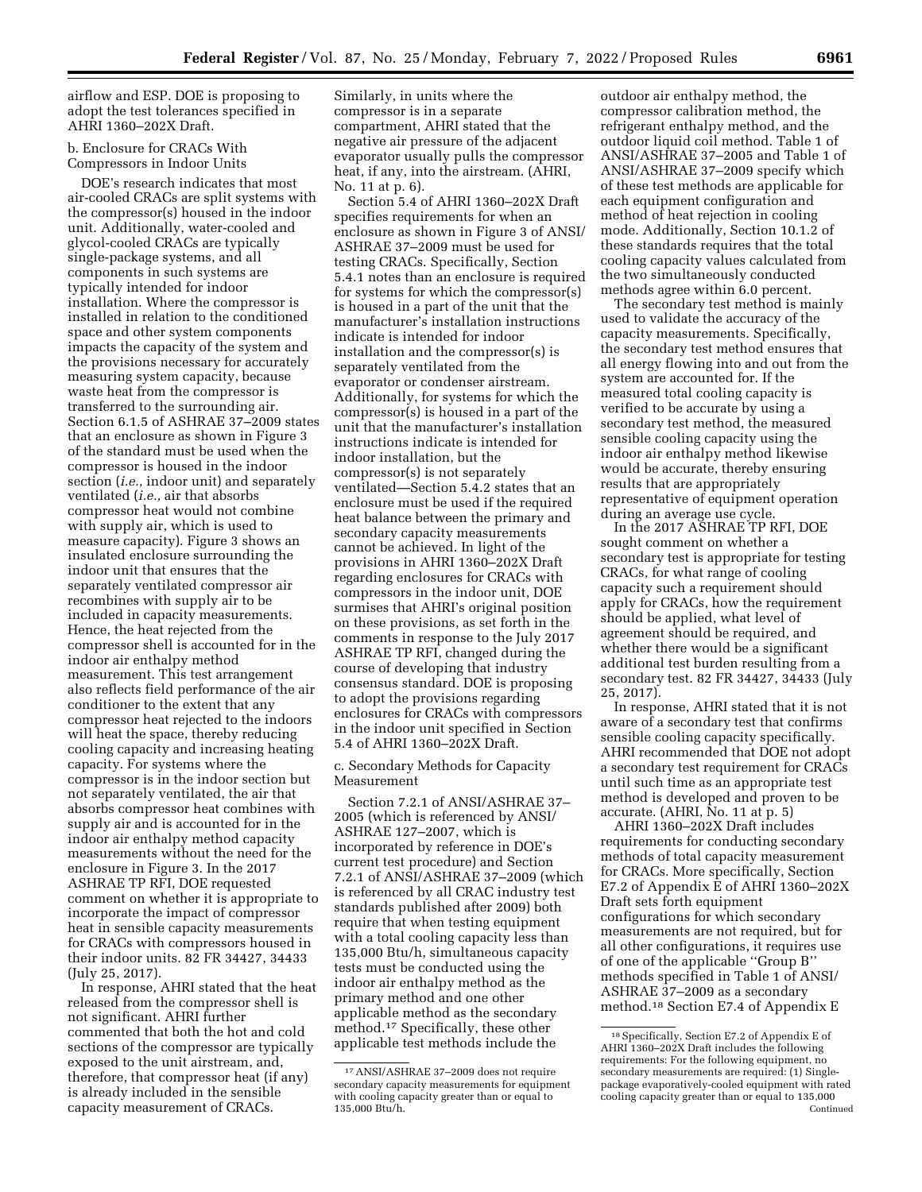airflow and ESP. DOE is proposing to adopt the test tolerances specified in AHRI 1360–202X Draft.

b. Enclosure for CRACs With Compressors in Indoor Units

DOE's research indicates that most air-cooled CRACs are split systems with the compressor(s) housed in the indoor unit. Additionally, water-cooled and glycol-cooled CRACs are typically single-package systems, and all components in such systems are typically intended for indoor installation. Where the compressor is installed in relation to the conditioned space and other system components impacts the capacity of the system and the provisions necessary for accurately measuring system capacity, because waste heat from the compressor is transferred to the surrounding air. Section 6.1.5 of ASHRAE 37–2009 states that an enclosure as shown in Figure 3 of the standard must be used when the compressor is housed in the indoor section (*i.e.,* indoor unit) and separately ventilated (*i.e.,* air that absorbs compressor heat would not combine with supply air, which is used to measure capacity). Figure 3 shows an insulated enclosure surrounding the indoor unit that ensures that the separately ventilated compressor air recombines with supply air to be included in capacity measurements. Hence, the heat rejected from the compressor shell is accounted for in the indoor air enthalpy method measurement. This test arrangement also reflects field performance of the air conditioner to the extent that any compressor heat rejected to the indoors will heat the space, thereby reducing cooling capacity and increasing heating capacity. For systems where the compressor is in the indoor section but not separately ventilated, the air that absorbs compressor heat combines with supply air and is accounted for in the indoor air enthalpy method capacity measurements without the need for the enclosure in Figure 3. In the 2017 ASHRAE TP RFI, DOE requested comment on whether it is appropriate to incorporate the impact of compressor heat in sensible capacity measurements for CRACs with compressors housed in their indoor units. 82 FR 34427, 34433 (July 25, 2017).

In response, AHRI stated that the heat released from the compressor shell is not significant. AHRI further commented that both the hot and cold sections of the compressor are typically exposed to the unit airstream, and, therefore, that compressor heat (if any) is already included in the sensible capacity measurement of CRACs. Similarly, in units where the compressor is in a separate compartment, AHRI stated that the negative air pressure of the adjacent evaporator usually pulls the compressor heat, if any, into the airstream. (AHRI, No. 11 at p. 6).

Section 5.4 of AHRI 1360–202X Draft specifies requirements for when an enclosure as shown in Figure 3 of ANSI/ASHRAE 37–2009 must be used for testing CRACs. Specifically, Section 5.4.1 notes than an enclosure is required for systems for which the compressor(s) is housed in a part of the unit that the manufacturer's installation instructions indicate is intended for indoor installation and the compressor(s) is separately ventilated from the evaporator or condenser airstream. Additionally, for systems for which the compressor(s) is housed in a part of the unit that the manufacturer's installation instructions indicate is intended for indoor installation, but the compressor(s) is not separately ventilated—Section 5.4.2 states that an enclosure must be used if the required heat balance between the primary and secondary capacity measurements cannot be achieved. In light of the provisions in AHRI 1360–202X Draft regarding enclosures for CRACs with compressors in the indoor unit, DOE surmises that AHRI's original position on these provisions, as set forth in the comments in response to the July 2017 ASHRAE TP RFI, changed during the course of developing that industry consensus standard. DOE is proposing to adopt the provisions regarding enclosures for CRACs with compressors in the indoor unit specified in Section 5.4 of AHRI 1360–202X Draft.

c. Secondary Methods for Capacity Measurement

Section 7.2.1 of ANSI/ASHRAE 37–2005 (which is referenced by ANSI/ASHRAE 127–2007, which is incorporated by reference in DOE's current test procedure) and Section 7.2.1 of ANSI/ASHRAE 37–2009 (which is referenced by all CRAC industry test standards published after 2009) both require that when testing equipment with a total cooling capacity less than 135,000 Btu/h, simultaneous capacity tests must be conducted using the indoor air enthalpy method as the primary method and one other applicable method as the secondary method.[17] Specifically, these other applicable test methods include the outdoor air enthalpy method, the compressor calibration method, the refrigerant enthalpy method, and the outdoor liquid coil method. Table 1 of ANSI/ASHRAE 37–2005 and Table 1 of ANSI/ASHRAE 37–2009 specify which of these test methods are applicable for each equipment configuration and method of heat rejection in cooling mode. Additionally, Section 10.1.2 of these standards requires that the total cooling capacity values calculated from the two simultaneously conducted methods agree within 6.0 percent.

The secondary test method is mainly used to validate the accuracy of the capacity measurements. Specifically, the secondary test method ensures that all energy flowing into and out from the system are accounted for. If the measured total cooling capacity is verified to be accurate by using a secondary test method, the measured sensible cooling capacity using the indoor air enthalpy method likewise would be accurate, thereby ensuring results that are appropriately representative of equipment operation during an average use cycle.

In the 2017 ASHRAE TP RFI, DOE sought comment on whether a secondary test is appropriate for testing CRACs, for what range of cooling capacity such a requirement should apply for CRACs, how the requirement should be applied, what level of agreement should be required, and whether there would be a significant additional test burden resulting from a secondary test. 82 FR 34427, 34433 (July 25, 2017).

In response, AHRI stated that it is not aware of a secondary test that confirms sensible cooling capacity specifically. AHRI recommended that DOE not adopt a secondary test requirement for CRACs until such time as an appropriate test method is developed and proven to be accurate. (AHRI, No. 11 at p. 5)

AHRI 1360–202X Draft includes requirements for conducting secondary methods of total capacity measurement for CRACs. More specifically, Section E7.2 of Appendix E of AHRI 1360–202X Draft sets forth equipment configurations for which secondary measurements are not required, but for all other configurations, it requires use of one of the applicable "Group B" methods specified in Table 1 of ANSI/ASHRAE 37–2009 as a secondary method.[18] Section E7.4 of Appendix E

[17] ANSI/ASHRAE 37–2009 does not require secondary capacity measurements for equipment with cooling capacity greater than or equal to 135,000 Btu/h.

[18] Specifically, Section E7.2 of Appendix E of AHRI 1360–202X Draft includes the following requirements: For the following equipment, no secondary measurements are required: (1) Single-package evaporatively-cooled equipment with rated cooling capacity greater than or equal to 135,000 Continued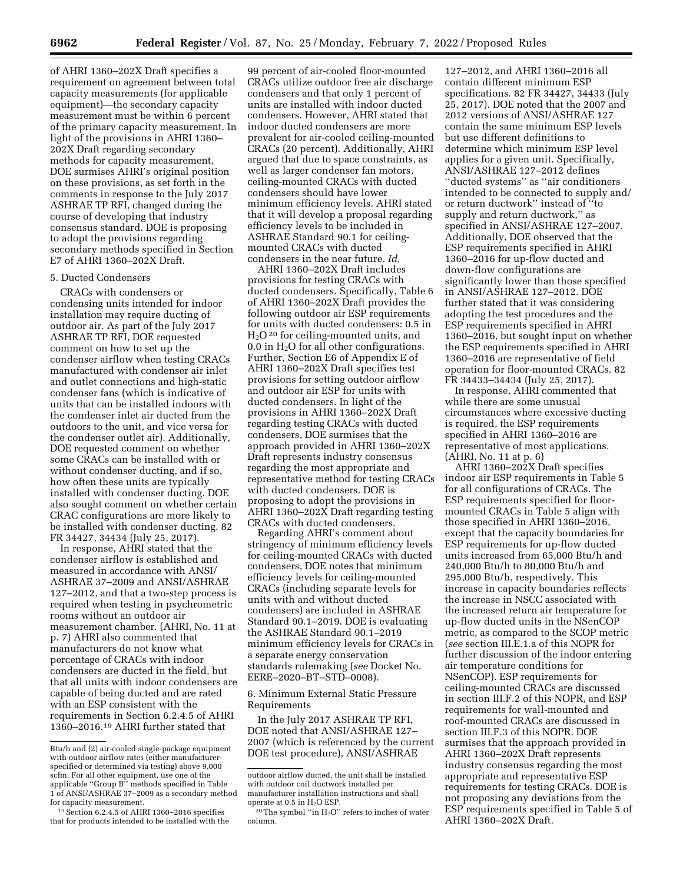of AHRI 1360–202X Draft specifies a requirement on agreement between total capacity measurements (for applicable equipment)—the secondary capacity measurement must be within 6 percent of the primary capacity measurement. In light of the provisions in AHRI 1360–202X Draft regarding secondary methods for capacity measurement, DOE surmises AHRI's original position on these provisions, as set forth in the comments in response to the July 2017 ASHRAE TP RFI, changed during the course of developing that industry consensus standard. DOE is proposing to adopt the provisions regarding secondary methods specified in Section E7 of AHRI 1360–202X Draft.

5. Ducted Condensers

CRACs with condensers or condensing units intended for indoor installation may require ducting of outdoor air. As part of the July 2017 ASHRAE TP RFI, DOE requested comment on how to set up the condenser airflow when testing CRACs manufactured with condenser air inlet and outlet connections and high-static condenser fans (which is indicative of units that can be installed indoors with the condenser inlet air ducted from the outdoors to the unit, and vice versa for the condenser outlet air). Additionally, DOE requested comment on whether some CRACs can be installed with or without condenser ducting, and if so, how often these units are typically installed with condenser ducting. DOE also sought comment on whether certain CRAC configurations are more likely to be installed with condenser ducting. 82 FR 34427, 34434 (July 25, 2017).

In response, AHRI stated that the condenser airflow is established and measured in accordance with ANSI/ASHRAE 37–2009 and ANSI/ASHRAE 127–2012, and that a two-step process is required when testing in psychrometric rooms without an outdoor air measurement chamber. (AHRI, No. 11 at p. 7) AHRI also commented that manufacturers do not know what percentage of CRACs with indoor condensers are ducted in the field, but that all units with indoor condensers are capable of being ducted and are rated with an ESP consistent with the requirements in Section 6.2.4.5 of AHRI 1360–2016.[19] AHRI further stated that 99 percent of air-cooled floor-mounted CRACs utilize outdoor free air discharge condensers and that only 1 percent of units are installed with indoor ducted condensers. However, AHRI stated that indoor ducted condensers are more prevalent for air-cooled ceiling-mounted CRACs (20 percent). Additionally, AHRI argued that due to space constraints, as well as larger condenser fan motors, ceiling-mounted CRACs with ducted condensers should have lower minimum efficiency levels. AHRI stated that it will develop a proposal regarding efficiency levels to be included in ASHRAE Standard 90.1 for ceiling-mounted CRACs with ducted condensers in the near future. *Id.*

AHRI 1360–202X Draft includes provisions for testing CRACs with ducted condensers. Specifically, Table 6 of AHRI 1360–202X Draft provides the following outdoor air ESP requirements for units with ducted condensers: 0.5 in $H_2O$[20] for ceiling-mounted units, and 0.0 in $H_2O$ for all other configurations. Further, Section E6 of Appendix E of AHRI 1360–202X Draft specifies test provisions for setting outdoor airflow and outdoor air ESP for units with ducted condensers. In light of the provisions in AHRI 1360–202X Draft regarding testing CRACs with ducted condensers, DOE surmises that the approach provided in AHRI 1360–202X Draft represents industry consensus regarding the most appropriate and representative method for testing CRACs with ducted condensers. DOE is proposing to adopt the provisions in AHRI 1360–202X Draft regarding testing CRACs with ducted condensers.

Regarding AHRI's comment about stringency of minimum efficiency levels for ceiling-mounted CRACs with ducted condensers, DOE notes that minimum efficiency levels for ceiling-mounted CRACs (including separate levels for units with and without ducted condensers) are included in ASHRAE Standard 90.1–2019. DOE is evaluating the ASHRAE Standard 90.1–2019 minimum efficiency levels for CRACs in a separate energy conservation standards rulemaking (*see* Docket No. EERE–2020–BT–STD–0008).

6. Minimum External Static Pressure Requirements

In the July 2017 ASHRAE TP RFI, DOE noted that ANSI/ASHRAE 127–2007 (which is referenced by the current DOE test procedure), ANSI/ASHRAE 127–2012, and AHRI 1360–2016 all contain different minimum ESP specifications. 82 FR 34427, 34433 (July 25, 2017). DOE noted that the 2007 and 2012 versions of ANSI/ASHRAE 127 contain the same minimum ESP levels but use different definitions to determine which minimum ESP level applies for a given unit. Specifically, ANSI/ASHRAE 127–2012 defines "ducted systems" as "air conditioners intended to be connected to supply and/or return ductwork" instead of "to supply and return ductwork," as specified in ANSI/ASHRAE 127–2007. Additionally, DOE observed that the ESP requirements specified in AHRI 1360–2016 for up-flow ducted and down-flow configurations are significantly lower than those specified in ANSI/ASHRAE 127–2012. DOE further stated that it was considering adopting the test procedures and the ESP requirements specified in AHRI 1360–2016, but sought input on whether the ESP requirements specified in AHRI 1360–2016 are representative of field operation for floor-mounted CRACs. 82 FR 34433–34434 (July 25, 2017).

In response, AHRI commented that while there are some unusual circumstances where excessive ducting is required, the ESP requirements specified in AHRI 1360–2016 are representative of most applications. (AHRI, No. 11 at p. 6)

AHRI 1360–202X Draft specifies indoor air ESP requirements in Table 5 for all configurations of CRACs. The ESP requirements specified for floor-mounted CRACs in Table 5 align with those specified in AHRI 1360–2016, except that the capacity boundaries for ESP requirements for up-flow ducted units increased from 65,000 Btu/h and 240,000 Btu/h to 80,000 Btu/h and 295,000 Btu/h, respectively. This increase in capacity boundaries reflects the increase in NSCC associated with the increased return air temperature for up-flow ducted units in the NSenCOP metric, as compared to the SCOP metric (*see* section III.E.1.a of this NOPR for further discussion of the indoor entering air temperature conditions for NSenCOP). ESP requirements for ceiling-mounted CRACs are discussed in section III.F.2 of this NOPR, and ESP requirements for wall-mounted and roof-mounted CRACs are discussed in section III.F.3 of this NOPR. DOE surmises that the approach provided in AHRI 1360–202X Draft represents industry consensus regarding the most appropriate and representative ESP requirements for testing CRACs. DOE is not proposing any deviations from the ESP requirements specified in Table 5 of AHRI 1360–202X Draft.

---

Btu/h and (2) air-cooled single-package equipment with outdoor airflow rates (either manufacturer-specified or determined via testing) above 9,000 scfm. For all other equipment, use one of the applicable "Group B" methods specified in Table 1 of ANSI/ASHRAE 37–2009 as a secondary method for capacity measurement.

[19] Section 6.2.4.5 of AHRI 1360–2016 specifies that for products intended to be installed with the outdoor airflow ducted, the unit shall be installed with outdoor coil ductwork installed per manufacturer installation instructions and shall operate at 0.5 in $H_2O$ ESP.

[20] The symbol "in $H_2O$" refers to inches of water column.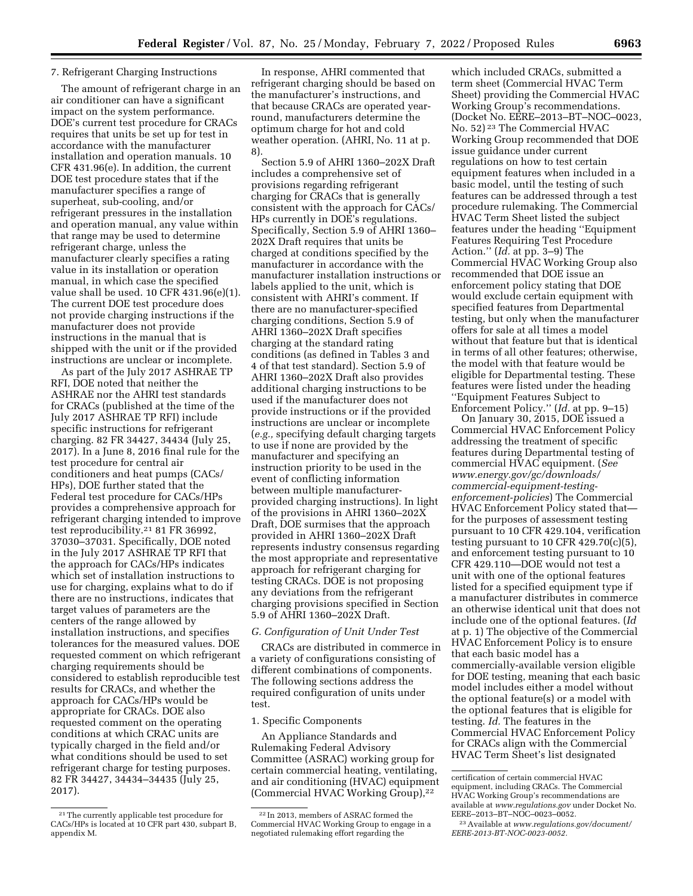### 7. Refrigerant Charging Instructions

The amount of refrigerant charge in an air conditioner can have a significant impact on the system performance. DOE's current test procedure for CRACs requires that units be set up for test in accordance with the manufacturer installation and operation manuals. 10 CFR 431.96(e). In addition, the current DOE test procedure states that if the manufacturer specifies a range of superheat, sub-cooling, and/or refrigerant pressures in the installation and operation manual, any value within that range may be used to determine refrigerant charge, unless the manufacturer clearly specifies a rating value in its installation or operation manual, in which case the specified value shall be used. 10 CFR 431.96(e)(1). The current DOE test procedure does not provide charging instructions if the manufacturer does not provide instructions in the manual that is shipped with the unit or if the provided instructions are unclear or incomplete.

As part of the July 2017 ASHRAE TP RFI, DOE noted that neither the ASHRAE nor the AHRI test standards for CRACs (published at the time of the July 2017 ASHRAE TP RFI) include specific instructions for refrigerant charging. 82 FR 34427, 34434 (July 25, 2017). In a June 8, 2016 final rule for the test procedure for central air conditioners and heat pumps (CACs/HPs), DOE further stated that the Federal test procedure for CACs/HPs provides a comprehensive approach for refrigerant charging intended to improve test reproducibility.[21] 81 FR 36992, 37030–37031. Specifically, DOE noted in the July 2017 ASHRAE TP RFI that the approach for CACs/HPs indicates which set of installation instructions to use for charging, explains what to do if there are no instructions, indicates that target values of parameters are the centers of the range allowed by installation instructions, and specifies tolerances for the measured values. DOE requested comment on which refrigerant charging requirements should be considered to establish reproducible test results for CRACs, and whether the approach for CACs/HPs would be appropriate for CRACs. DOE also requested comment on the operating conditions at which CRAC units are typically charged in the field and/or what conditions should be used to set refrigerant charge for testing purposes. 82 FR 34427, 34434–34435 (July 25, 2017).

In response, AHRI commented that refrigerant charging should be based on the manufacturer's instructions, and that because CRACs are operated year-round, manufacturers determine the optimum charge for hot and cold weather operation. (AHRI, No. 11 at p. 8).

Section 5.9 of AHRI 1360–202X Draft includes a comprehensive set of provisions regarding refrigerant charging for CRACs that is generally consistent with the approach for CACs/HPs currently in DOE's regulations. Specifically, Section 5.9 of AHRI 1360–202X Draft requires that units be charged at conditions specified by the manufacturer in accordance with the manufacturer installation instructions or labels applied to the unit, which is consistent with AHRI's comment. If there are no manufacturer-specified charging conditions, Section 5.9 of AHRI 1360–202X Draft specifies charging at the standard rating conditions (as defined in Tables 3 and 4 of that test standard). Section 5.9 of AHRI 1360–202X Draft also provides additional charging instructions to be used if the manufacturer does not provide instructions or if the provided instructions are unclear or incomplete (*e.g.,* specifying default charging targets to use if none are provided by the manufacturer and specifying an instruction priority to be used in the event of conflicting information between multiple manufacturer-provided charging instructions). In light of the provisions in AHRI 1360–202X Draft, DOE surmises that the approach provided in AHRI 1360–202X Draft represents industry consensus regarding the most appropriate and representative approach for refrigerant charging for testing CRACs. DOE is not proposing any deviations from the refrigerant charging provisions specified in Section 5.9 of AHRI 1360–202X Draft.

## *G. Configuration of Unit Under Test*

CRACs are distributed in commerce in a variety of configurations consisting of different combinations of components. The following sections address the required configuration of units under test.

### 1. Specific Components

An Appliance Standards and Rulemaking Federal Advisory Committee (ASRAC) working group for certain commercial heating, ventilating, and air conditioning (HVAC) equipment (Commercial HVAC Working Group),[22] which included CRACs, submitted a term sheet (Commercial HVAC Term Sheet) providing the Commercial HVAC Working Group's recommendations. (Docket No. EERE–2013–BT–NOC–0023, No. 52)[23] The Commercial HVAC Working Group recommended that DOE issue guidance under current regulations on how to test certain equipment features when included in a basic model, until the testing of such features can be addressed through a test procedure rulemaking. The Commercial HVAC Term Sheet listed the subject features under the heading "Equipment Features Requiring Test Procedure Action." (*Id.* at pp. 3–9) The Commercial HVAC Working Group also recommended that DOE issue an enforcement policy stating that DOE would exclude certain equipment with specified features from Departmental testing, but only when the manufacturer offers for sale at all times a model without that feature but that is identical in terms of all other features; otherwise, the model with that feature would be eligible for Departmental testing. These features were listed under the heading "Equipment Features Subject to Enforcement Policy." (*Id.* at pp. 9–15)

On January 30, 2015, DOE issued a Commercial HVAC Enforcement Policy addressing the treatment of specific features during Departmental testing of commercial HVAC equipment. (*See www.energy.gov/gc/downloads/commercial-equipment-testing-enforcement-policies*) The Commercial HVAC Enforcement Policy stated that—for the purposes of assessment testing pursuant to 10 CFR 429.104, verification testing pursuant to 10 CFR 429.70(c)(5), and enforcement testing pursuant to 10 CFR 429.110—DOE would not test a unit with one of the optional features listed for a specified equipment type if a manufacturer distributes in commerce an otherwise identical unit that does not include one of the optional features. (*Id* at p. 1) The objective of the Commercial HVAC Enforcement Policy is to ensure that each basic model has a commercially-available version eligible for DOE testing, meaning that each basic model includes either a model without the optional feature(s) or a model with the optional features that is eligible for testing. *Id.* The features in the Commercial HVAC Enforcement Policy for CRACs align with the Commercial HVAC Term Sheet's list designated

---

[21] The currently applicable test procedure for CACs/HPs is located at 10 CFR part 430, subpart B, appendix M.

[22] In 2013, members of ASRAC formed the Commercial HVAC Working Group to engage in a negotiated rulemaking effort regarding the certification of certain commercial HVAC equipment, including CRACs. The Commercial HVAC Working Group's recommendations are available at *www.regulations.gov* under Docket No. EERE–2013–BT–NOC–0023–0052.

[23] Available at *www.regulations.gov/document/EERE-2013-BT-NOC-0023-0052.*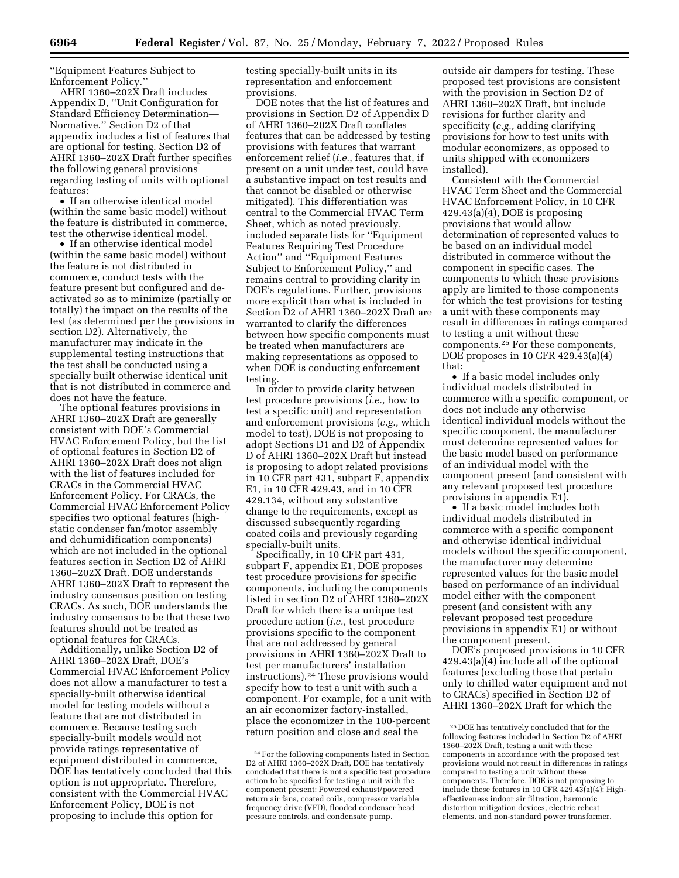''Equipment Features Subject to Enforcement Policy.''

AHRI 1360–202X Draft includes Appendix D, ''Unit Configuration for Standard Efficiency Determination—Normative.'' Section D2 of that appendix includes a list of features that are optional for testing. Section D2 of AHRI 1360–202X Draft further specifies the following general provisions regarding testing of units with optional features:

- If an otherwise identical model (within the same basic model) without the feature is distributed in commerce, test the otherwise identical model.
- If an otherwise identical model (within the same basic model) without the feature is not distributed in commerce, conduct tests with the feature present but configured and de-activated so as to minimize (partially or totally) the impact on the results of the test (as determined per the provisions in section D2). Alternatively, the manufacturer may indicate in the supplemental testing instructions that the test shall be conducted using a specially built otherwise identical unit that is not distributed in commerce and does not have the feature.

The optional features provisions in AHRI 1360–202X Draft are generally consistent with DOE's Commercial HVAC Enforcement Policy, but the list of optional features in Section D2 of AHRI 1360–202X Draft does not align with the list of features included for CRACs in the Commercial HVAC Enforcement Policy. For CRACs, the Commercial HVAC Enforcement Policy specifies two optional features (high-static condenser fan/motor assembly and dehumidification components) which are not included in the optional features section in Section D2 of AHRI 1360–202X Draft. DOE understands AHRI 1360–202X Draft to represent the industry consensus position on testing CRACs. As such, DOE understands the industry consensus to be that these two features should not be treated as optional features for CRACs.

Additionally, unlike Section D2 of AHRI 1360–202X Draft, DOE's Commercial HVAC Enforcement Policy does not allow a manufacturer to test a specially-built otherwise identical model for testing models without a feature that are not distributed in commerce. Because testing such specially-built models would not provide ratings representative of equipment distributed in commerce, DOE has tentatively concluded that this option is not appropriate. Therefore, consistent with the Commercial HVAC Enforcement Policy, DOE is not proposing to include this option for testing specially-built units in its representation and enforcement provisions.

DOE notes that the list of features and provisions in Section D2 of Appendix D of AHRI 1360–202X Draft conflates features that can be addressed by testing provisions with features that warrant enforcement relief (*i.e.,* features that, if present on a unit under test, could have a substantive impact on test results and that cannot be disabled or otherwise mitigated). This differentiation was central to the Commercial HVAC Term Sheet, which as noted previously, included separate lists for ''Equipment Features Requiring Test Procedure Action'' and ''Equipment Features Subject to Enforcement Policy,'' and remains central to providing clarity in DOE's regulations. Further, provisions more explicit than what is included in Section D2 of AHRI 1360–202X Draft are warranted to clarify the differences between how specific components must be treated when manufacturers are making representations as opposed to when DOE is conducting enforcement testing.

In order to provide clarity between test procedure provisions (*i.e.,* how to test a specific unit) and representation and enforcement provisions (*e.g.,* which model to test), DOE is not proposing to adopt Sections D1 and D2 of Appendix D of AHRI 1360–202X Draft but instead is proposing to adopt related provisions in 10 CFR part 431, subpart F, appendix E1, in 10 CFR 429.43, and in 10 CFR 429.134, without any substantive change to the requirements, except as discussed subsequently regarding coated coils and previously regarding specially-built units.

Specifically, in 10 CFR part 431, subpart F, appendix E1, DOE proposes test procedure provisions for specific components, including the components listed in section D2 of AHRI 1360–202X Draft for which there is a unique test procedure action (*i.e.,* test procedure provisions specific to the component that are not addressed by general provisions in AHRI 1360–202X Draft to test per manufacturers' installation instructions).[24] These provisions would specify how to test a unit with such a component. For example, for a unit with an air economizer factory-installed, place the economizer in the 100-percent return position and close and seal the outside air dampers for testing. These proposed test provisions are consistent with the provision in Section D2 of AHRI 1360–202X Draft, but include revisions for further clarity and specificity (*e.g.,* adding clarifying provisions for how to test units with modular economizers, as opposed to units shipped with economizers installed).

Consistent with the Commercial HVAC Term Sheet and the Commercial HVAC Enforcement Policy, in 10 CFR 429.43(a)(4), DOE is proposing provisions that would allow determination of represented values to be based on an individual model distributed in commerce without the component in specific cases. The components to which these provisions apply are limited to those components for which the test provisions for testing a unit with these components may result in differences in ratings compared to testing a unit without these components.[25] For these components, DOE proposes in 10 CFR 429.43(a)(4) that:

- If a basic model includes only individual models distributed in commerce with a specific component, or does not include any otherwise identical individual models without the specific component, the manufacturer must determine represented values for the basic model based on performance of an individual model with the component present (and consistent with any relevant proposed test procedure provisions in appendix E1).
- If a basic model includes both individual models distributed in commerce with a specific component and otherwise identical individual models without the specific component, the manufacturer may determine represented values for the basic model based on performance of an individual model either with the component present (and consistent with any relevant proposed test procedure provisions in appendix E1) or without the component present.

DOE's proposed provisions in 10 CFR 429.43(a)(4) include all of the optional features (excluding those that pertain only to chilled water equipment and not to CRACs) specified in Section D2 of AHRI 1360–202X Draft for which the

[24] For the following components listed in Section D2 of AHRI 1360–202X Draft, DOE has tentatively concluded that there is not a specific test procedure action to be specified for testing a unit with the component present: Powered exhaust/powered return air fans, coated coils, compressor variable frequency drive (VFD), flooded condenser head pressure controls, and condensate pump.

[25] DOE has tentatively concluded that for the following features included in Section D2 of AHRI 1360–202X Draft, testing a unit with these components in accordance with the proposed test provisions would not result in differences in ratings compared to testing a unit without these components. Therefore, DOE is not proposing to include these features in 10 CFR 429.43(a)(4): High-effectiveness indoor air filtration, harmonic distortion mitigation devices, electric reheat elements, and non-standard power transformer.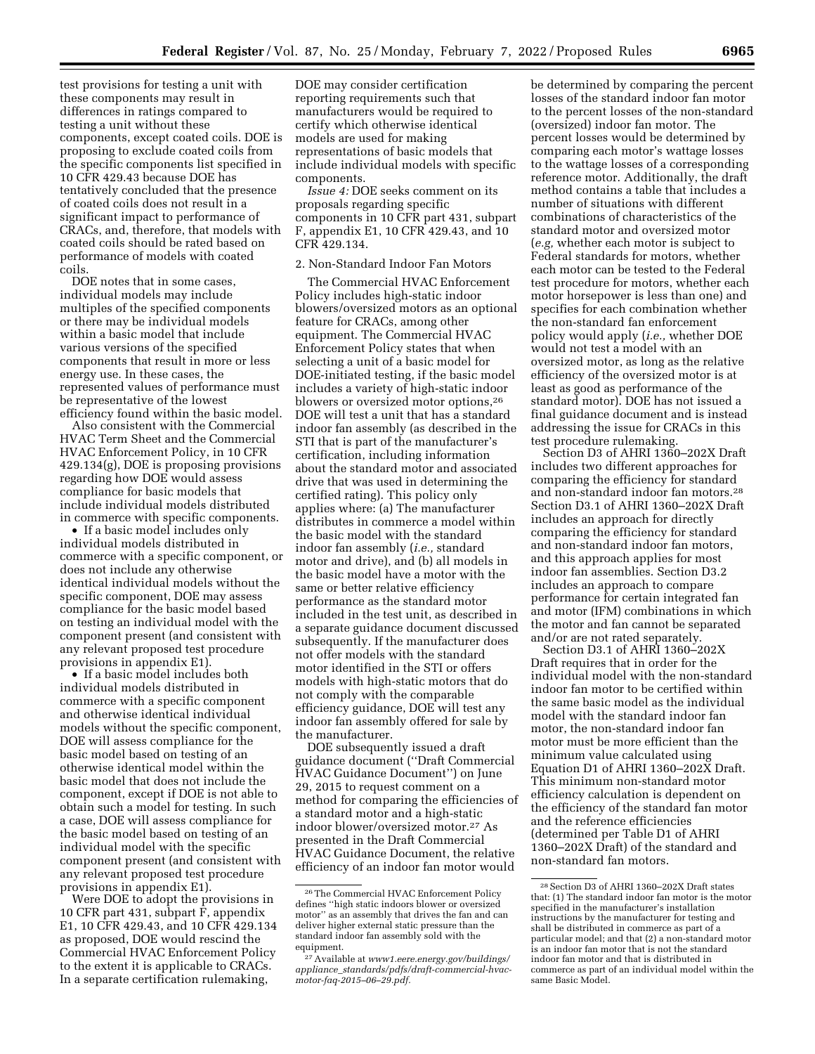test provisions for testing a unit with these components may result in differences in ratings compared to testing a unit without these components, except coated coils. DOE is proposing to exclude coated coils from the specific components list specified in 10 CFR 429.43 because DOE has tentatively concluded that the presence of coated coils does not result in a significant impact to performance of CRACs, and, therefore, that models with coated coils should be rated based on performance of models with coated coils.

DOE notes that in some cases, individual models may include multiples of the specified components or there may be individual models within a basic model that include various versions of the specified components that result in more or less energy use. In these cases, the represented values of performance must be representative of the lowest efficiency found within the basic model.

Also consistent with the Commercial HVAC Term Sheet and the Commercial HVAC Enforcement Policy, in 10 CFR 429.134(g), DOE is proposing provisions regarding how DOE would assess compliance for basic models that include individual models distributed in commerce with specific components.

- If a basic model includes only individual models distributed in commerce with a specific component, or does not include any otherwise identical individual models without the specific component, DOE may assess compliance for the basic model based on testing an individual model with the component present (and consistent with any relevant proposed test procedure provisions in appendix E1).
- If a basic model includes both individual models distributed in commerce with a specific component and otherwise identical individual models without the specific component, DOE will assess compliance for the basic model based on testing of an otherwise identical model within the basic model that does not include the component, except if DOE is not able to obtain such a model for testing. In such a case, DOE will assess compliance for the basic model based on testing of an individual model with the specific component present (and consistent with any relevant proposed test procedure provisions in appendix E1).

Were DOE to adopt the provisions in 10 CFR part 431, subpart F, appendix E1, 10 CFR 429.43, and 10 CFR 429.134 as proposed, DOE would rescind the Commercial HVAC Enforcement Policy to the extent it is applicable to CRACs. In a separate certification rulemaking, DOE may consider certification reporting requirements such that manufacturers would be required to certify which otherwise identical models are used for making representations of basic models that include individual models with specific components.

*Issue 4:* DOE seeks comment on its proposals regarding specific components in 10 CFR part 431, subpart F, appendix E1, 10 CFR 429.43, and 10 CFR 429.134.

2. Non-Standard Indoor Fan Motors

The Commercial HVAC Enforcement Policy includes high-static indoor blowers/oversized motors as an optional feature for CRACs, among other equipment. The Commercial HVAC Enforcement Policy states that when selecting a unit of a basic model for DOE-initiated testing, if the basic model includes a variety of high-static indoor blowers or oversized motor options,[26] DOE will test a unit that has a standard indoor fan assembly (as described in the STI that is part of the manufacturer's certification, including information about the standard motor and associated drive that was used in determining the certified rating). This policy only applies where: (a) The manufacturer distributes in commerce a model within the basic model with the standard indoor fan assembly (*i.e.,* standard motor and drive), and (b) all models in the basic model have a motor with the same or better relative efficiency performance as the standard motor included in the test unit, as described in a separate guidance document discussed subsequently. If the manufacturer does not offer models with the standard motor identified in the STI or offers models with high-static motors that do not comply with the comparable efficiency guidance, DOE will test any indoor fan assembly offered for sale by the manufacturer.

DOE subsequently issued a draft guidance document (''Draft Commercial HVAC Guidance Document'') on June 29, 2015 to request comment on a method for comparing the efficiencies of a standard motor and a high-static indoor blower/oversized motor.[27] As presented in the Draft Commercial HVAC Guidance Document, the relative efficiency of an indoor fan motor would be determined by comparing the percent losses of the standard indoor fan motor to the percent losses of the non-standard (oversized) indoor fan motor. The percent losses would be determined by comparing each motor's wattage losses to the wattage losses of a corresponding reference motor. Additionally, the draft method contains a table that includes a number of situations with different combinations of characteristics of the standard motor and oversized motor (*e.g,* whether each motor is subject to Federal standards for motors, whether each motor can be tested to the Federal test procedure for motors, whether each motor horsepower is less than one) and specifies for each combination whether the non-standard fan enforcement policy would apply (*i.e.,* whether DOE would not test a model with an oversized motor, as long as the relative efficiency of the oversized motor is at least as good as performance of the standard motor). DOE has not issued a final guidance document and is instead addressing the issue for CRACs in this test procedure rulemaking.

Section D3 of AHRI 1360–202X Draft includes two different approaches for comparing the efficiency for standard and non-standard indoor fan motors.[28] Section D3.1 of AHRI 1360–202X Draft includes an approach for directly comparing the efficiency for standard and non-standard indoor fan motors, and this approach applies for most indoor fan assemblies. Section D3.2 includes an approach to compare performance for certain integrated fan and motor (IFM) combinations in which the motor and fan cannot be separated and/or are not rated separately.

Section D3.1 of AHRI 1360–202X Draft requires that in order for the individual model with the non-standard indoor fan motor to be certified within the same basic model as the individual model with the standard indoor fan motor, the non-standard indoor fan motor must be more efficient than the minimum value calculated using Equation D1 of AHRI 1360–202X Draft. This minimum non-standard motor efficiency calculation is dependent on the efficiency of the standard fan motor and the reference efficiencies (determined per Table D1 of AHRI 1360–202X Draft) of the standard and non-standard fan motors.

[26] The Commercial HVAC Enforcement Policy defines ''high static indoors blower or oversized motor'' as an assembly that drives the fan and can deliver higher external static pressure than the standard indoor fan assembly sold with the equipment.

[27] Available at *www1.eere.energy.gov/buildings/appliance_standards/pdfs/draft-commercial-hvac-motor-faq-2015–06–29.pdf.*

[28] Section D3 of AHRI 1360–202X Draft states that: (1) The standard indoor fan motor is the motor specified in the manufacturer's installation instructions by the manufacturer for testing and shall be distributed in commerce as part of a particular model; and that (2) a non-standard motor is an indoor fan motor that is not the standard indoor fan motor and that is distributed in commerce as part of an individual model within the same Basic Model.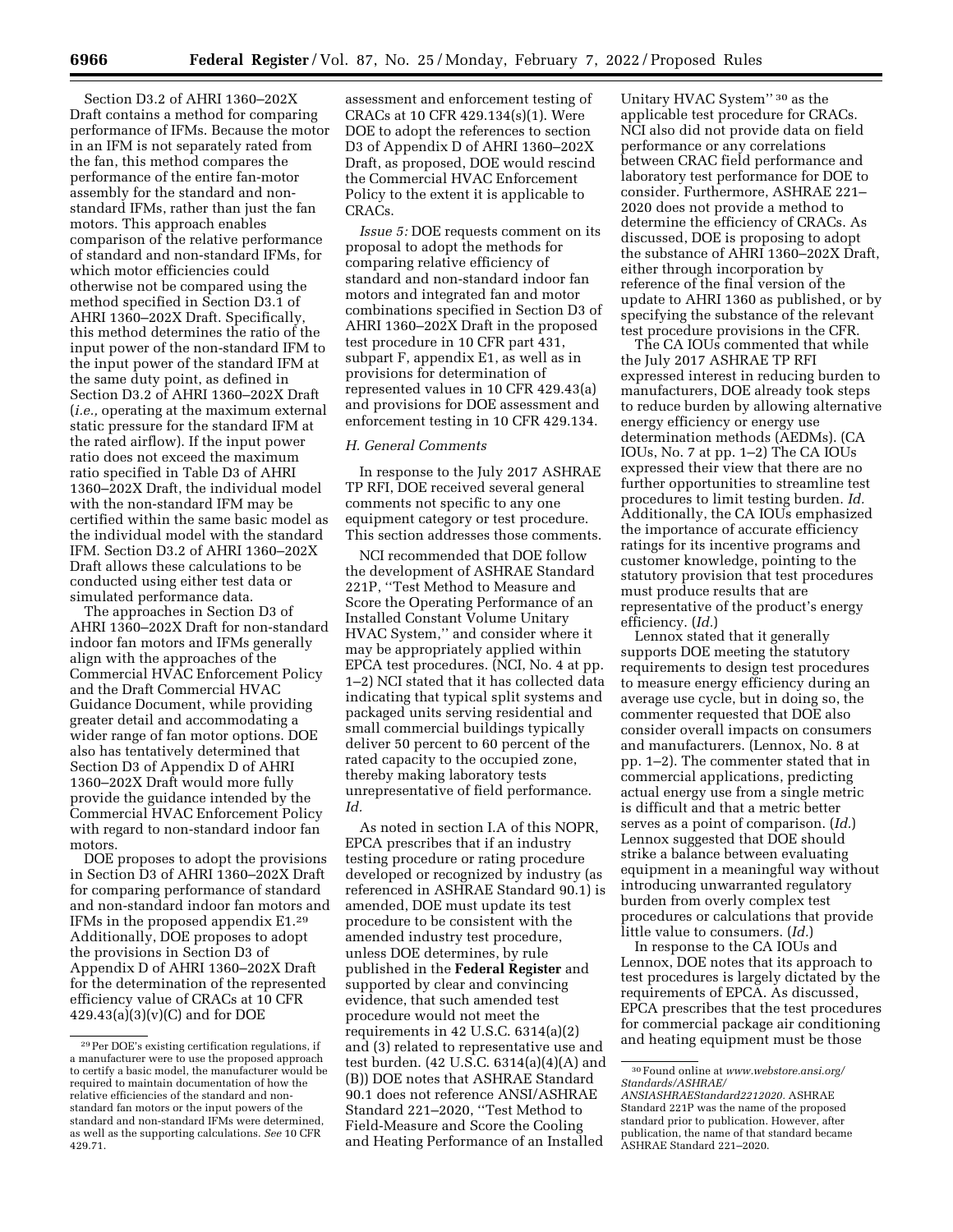Section D3.2 of AHRI 1360–202X Draft contains a method for comparing performance of IFMs. Because the motor in an IFM is not separately rated from the fan, this method compares the performance of the entire fan-motor assembly for the standard and non-standard IFMs, rather than just the fan motors. This approach enables comparison of the relative performance of standard and non-standard IFMs, for which motor efficiencies could otherwise not be compared using the method specified in Section D3.1 of AHRI 1360–202X Draft. Specifically, this method determines the ratio of the input power of the non-standard IFM to the input power of the standard IFM at the same duty point, as defined in Section D3.2 of AHRI 1360–202X Draft (*i.e.,* operating at the maximum external static pressure for the standard IFM at the rated airflow). If the input power ratio does not exceed the maximum ratio specified in Table D3 of AHRI 1360–202X Draft, the individual model with the non-standard IFM may be certified within the same basic model as the individual model with the standard IFM. Section D3.2 of AHRI 1360–202X Draft allows these calculations to be conducted using either test data or simulated performance data.

The approaches in Section D3 of AHRI 1360–202X Draft for non-standard indoor fan motors and IFMs generally align with the approaches of the Commercial HVAC Enforcement Policy and the Draft Commercial HVAC Guidance Document, while providing greater detail and accommodating a wider range of fan motor options. DOE also has tentatively determined that Section D3 of Appendix D of AHRI 1360–202X Draft would more fully provide the guidance intended by the Commercial HVAC Enforcement Policy with regard to non-standard indoor fan motors.

DOE proposes to adopt the provisions in Section D3 of AHRI 1360–202X Draft for comparing performance of standard and non-standard indoor fan motors and IFMs in the proposed appendix E1.[29] Additionally, DOE proposes to adopt the provisions in Section D3 of Appendix D of AHRI 1360–202X Draft for the determination of the represented efficiency value of CRACs at 10 CFR 429.43(a)(3)(v)(C) and for DOE assessment and enforcement testing of CRACs at 10 CFR 429.134(s)(1). Were DOE to adopt the references to section D3 of Appendix D of AHRI 1360–202X Draft, as proposed, DOE would rescind the Commercial HVAC Enforcement Policy to the extent it is applicable to CRACs.

*Issue 5:* DOE requests comment on its proposal to adopt the methods for comparing relative efficiency of standard and non-standard indoor fan motors and integrated fan and motor combinations specified in Section D3 of AHRI 1360–202X Draft in the proposed test procedure in 10 CFR part 431, subpart F, appendix E1, as well as in provisions for determination of represented values in 10 CFR 429.43(a) and provisions for DOE assessment and enforcement testing in 10 CFR 429.134.

### *H. General Comments*

In response to the July 2017 ASHRAE TP RFI, DOE received several general comments not specific to any one equipment category or test procedure. This section addresses those comments.

NCI recommended that DOE follow the development of ASHRAE Standard 221P, ''Test Method to Measure and Score the Operating Performance of an Installed Constant Volume Unitary HVAC System,'' and consider where it may be appropriately applied within EPCA test procedures. (NCI, No. 4 at pp. 1–2) NCI stated that it has collected data indicating that typical split systems and packaged units serving residential and small commercial buildings typically deliver 50 percent to 60 percent of the rated capacity to the occupied zone, thereby making laboratory tests unrepresentative of field performance. *Id.*

As noted in section I.A of this NOPR, EPCA prescribes that if an industry testing procedure or rating procedure developed or recognized by industry (as referenced in ASHRAE Standard 90.1) is amended, DOE must update its test procedure to be consistent with the amended industry test procedure, unless DOE determines, by rule published in the **Federal Register** and supported by clear and convincing evidence, that such amended test procedure would not meet the requirements in 42 U.S.C. 6314(a)(2) and (3) related to representative use and test burden. (42 U.S.C. 6314(a)(4)(A) and (B)) DOE notes that ASHRAE Standard 90.1 does not reference ANSI/ASHRAE Standard 221–2020, ''Test Method to Field-Measure and Score the Cooling and Heating Performance of an Installed Unitary HVAC System''[30] as the applicable test procedure for CRACs. NCI also did not provide data on field performance or any correlations between CRAC field performance and laboratory test performance for DOE to consider. Furthermore, ASHRAE 221–2020 does not provide a method to determine the efficiency of CRACs. As discussed, DOE is proposing to adopt the substance of AHRI 1360–202X Draft, either through incorporation by reference of the final version of the update to AHRI 1360 as published, or by specifying the substance of the relevant test procedure provisions in the CFR.

The CA IOUs commented that while the July 2017 ASHRAE TP RFI expressed interest in reducing burden to manufacturers, DOE already took steps to reduce burden by allowing alternative energy efficiency or energy use determination methods (AEDMs). (CA IOUs, No. 7 at pp. 1–2) The CA IOUs expressed their view that there are no further opportunities to streamline test procedures to limit testing burden. *Id.* Additionally, the CA IOUs emphasized the importance of accurate efficiency ratings for its incentive programs and customer knowledge, pointing to the statutory provision that test procedures must produce results that are representative of the product's energy efficiency. (*Id.*)

Lennox stated that it generally supports DOE meeting the statutory requirements to design test procedures to measure energy efficiency during an average use cycle, but in doing so, the commenter requested that DOE also consider overall impacts on consumers and manufacturers. (Lennox, No. 8 at pp. 1–2). The commenter stated that in commercial applications, predicting actual energy use from a single metric is difficult and that a metric better serves as a point of comparison. (*Id.*) Lennox suggested that DOE should strike a balance between evaluating equipment in a meaningful way without introducing unwarranted regulatory burden from overly complex test procedures or calculations that provide little value to consumers. (*Id.*)

In response to the CA IOUs and Lennox, DOE notes that its approach to test procedures is largely dictated by the requirements of EPCA. As discussed, EPCA prescribes that the test procedures for commercial package air conditioning and heating equipment must be those

---

[29] Per DOE's existing certification regulations, if a manufacturer were to use the proposed approach to certify a basic model, the manufacturer would be required to maintain documentation of how the relative efficiencies of the standard and non-standard fan motors or the input powers of the standard and non-standard IFMs were determined, as well as the supporting calculations. *See* 10 CFR 429.71.

[30] Found online at *www.webstore.ansi.org/Standards/ASHRAE/ANSIASHRAEStandard2212020.* ASHRAE Standard 221P was the name of the proposed standard prior to publication. However, after publication, the name of that standard became ASHRAE Standard 221–2020.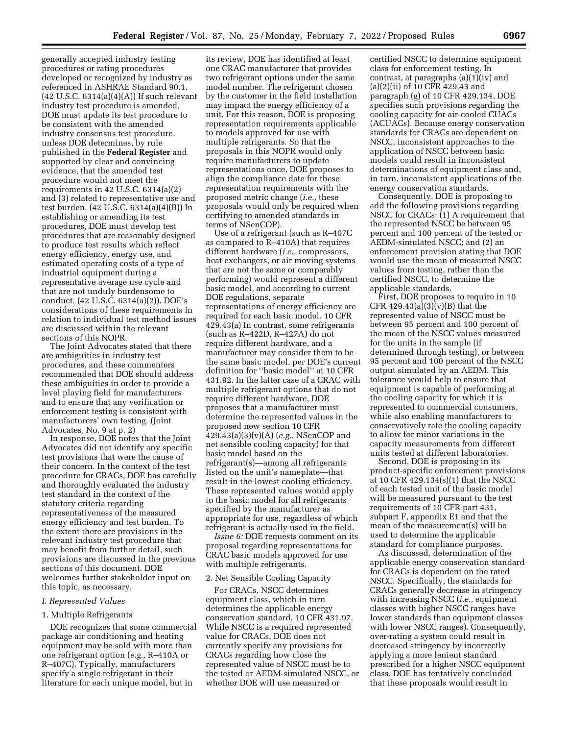generally accepted industry testing procedures or rating procedures developed or recognized by industry as referenced in ASHRAE Standard 90.1. (42 U.S.C. 6314(a)(4)(A)) If such relevant industry test procedure is amended, DOE must update its test procedure to be consistent with the amended industry consensus test procedure, unless DOE determines, by rule published in the **Federal Register** and supported by clear and convincing evidence, that the amended test procedure would not meet the requirements in 42 U.S.C. 6314(a)(2) and (3) related to representative use and test burden. (42 U.S.C. 6314(a)(4)(B)) In establishing or amending its test procedures, DOE must develop test procedures that are reasonably designed to produce test results which reflect energy efficiency, energy use, and estimated operating costs of a type of industrial equipment during a representative average use cycle and that are not unduly burdensome to conduct. (42 U.S.C. 6314(a)(2)). DOE's considerations of these requirements in relation to individual test method issues are discussed within the relevant sections of this NOPR.

The Joint Advocates stated that there are ambiguities in industry test procedures, and these commenters recommended that DOE should address these ambiguities in order to provide a level playing field for manufacturers and to ensure that any verification or enforcement testing is consistent with manufacturers' own testing. (Joint Advocates, No. 9 at p. 2)

In response, DOE notes that the Joint Advocates did not identify any specific test provisions that were the cause of their concern. In the context of the test procedure for CRACs, DOE has carefully and thoroughly evaluated the industry test standard in the context of the statutory criteria regarding representativeness of the measured energy efficiency and test burden. To the extent there are provisions in the relevant industry test procedure that may benefit from further detail, such provisions are discussed in the previous sections of this document. DOE welcomes further stakeholder input on this topic, as necessary.

### *I. Represented Values*

#### 1. Multiple Refrigerants

DOE recognizes that some commercial package air conditioning and heating equipment may be sold with more than one refrigerant option (*e.g.,* R–410A or R–407C). Typically, manufacturers specify a single refrigerant in their literature for each unique model, but in its review, DOE has identified at least one CRAC manufacturer that provides two refrigerant options under the same model number. The refrigerant chosen by the customer in the field installation may impact the energy efficiency of a unit. For this reason, DOE is proposing representation requirements applicable to models approved for use with multiple refrigerants. So that the proposals in this NOPR would only require manufacturers to update representations once, DOE proposes to align the compliance date for these representation requirements with the proposed metric change (*i.e.,* these proposals would only be required when certifying to amended standards in terms of NSenCOP).

Use of a refrigerant (such as R–407C as compared to R–410A) that requires different hardware (*i.e.,* compressors, heat exchangers, or air moving systems that are not the same or comparably performing) would represent a different basic model, and according to current DOE regulations, separate representations of energy efficiency are required for each basic model. 10 CFR 429.43(a) In contrast, some refrigerants (such as R–422D, R–427A) do not require different hardware, and a manufacturer may consider them to be the same basic model, per DOE's current definition for ''basic model'' at 10 CFR 431.92. In the latter case of a CRAC with multiple refrigerant options that do not require different hardware, DOE proposes that a manufacturer must determine the represented values in the proposed new section 10 CFR 429.43(a)(3)(v)(A) (*e.g.,* NSenCOP and net sensible cooling capacity) for that basic model based on the refrigerant(s)—among all refrigerants listed on the unit's nameplate—that result in the lowest cooling efficiency. These represented values would apply to the basic model for all refrigerants specified by the manufacturer as appropriate for use, regardless of which refrigerant is actually used in the field.

*Issue 6:* DOE requests comment on its proposal regarding representations for CRAC basic models approved for use with multiple refrigerants.

#### 2. Net Sensible Cooling Capacity

For CRACs, NSCC determines equipment class, which in turn determines the applicable energy conservation standard. 10 CFR 431.97. While NSCC is a required represented value for CRACs, DOE does not currently specify any provisions for CRACs regarding how close the represented value of NSCC must be to the tested or AEDM-simulated NSCC, or whether DOE will use measured or certified NSCC to determine equipment class for enforcement testing. In contrast, at paragraphs (a)(1)(iv) and (a)(2)(ii) of 10 CFR 429.43 and paragraph (g) of 10 CFR 429.134, DOE specifies such provisions regarding the cooling capacity for air-cooled CUACs (ACUACs). Because energy conservation standards for CRACs are dependent on NSCC, inconsistent approaches to the application of NSCC between basic models could result in inconsistent determinations of equipment class and, in turn, inconsistent applications of the energy conservation standards.

Consequently, DOE is proposing to add the following provisions regarding NSCC for CRACs: (1) A requirement that the represented NSCC be between 95 percent and 100 percent of the tested or AEDM-simulated NSCC; and (2) an enforcement provision stating that DOE would use the mean of measured NSCC values from testing, rather than the certified NSCC, to determine the applicable standards.

First, DOE proposes to require in 10 CFR 429.43(a)(3)(v)(B) that the represented value of NSCC must be between 95 percent and 100 percent of the mean of the NSCC values measured for the units in the sample (if determined through testing), or between 95 percent and 100 percent of the NSCC output simulated by an AEDM. This tolerance would help to ensure that equipment is capable of performing at the cooling capacity for which it is represented to commercial consumers, while also enabling manufacturers to conservatively rate the cooling capacity to allow for minor variations in the capacity measurements from different units tested at different laboratories.

Second, DOE is proposing in its product-specific enforcement provisions at 10 CFR 429.134(s)(1) that the NSCC of each tested unit of the basic model will be measured pursuant to the test requirements of 10 CFR part 431, subpart F, appendix E1 and that the mean of the measurement(s) will be used to determine the applicable standard for compliance purposes.

As discussed, determination of the applicable energy conservation standard for CRACs is dependent on the rated NSCC. Specifically, the standards for CRACs generally decrease in stringency with increasing NSCC (*i.e.,* equipment classes with higher NSCC ranges have lower standards than equipment classes with lower NSCC ranges). Consequently, over-rating a system could result in decreased stringency by incorrectly applying a more lenient standard prescribed for a higher NSCC equipment class. DOE has tentatively concluded that these proposals would result in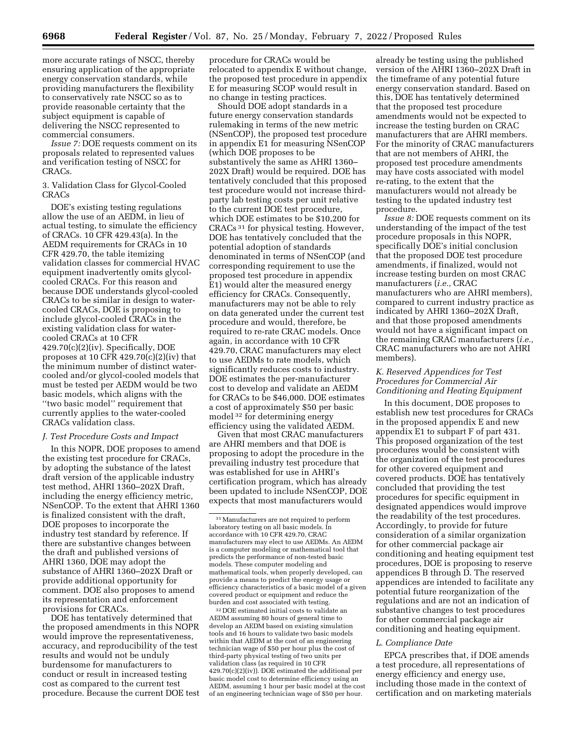more accurate ratings of NSCC, thereby ensuring application of the appropriate energy conservation standards, while providing manufacturers the flexibility to conservatively rate NSCC so as to provide reasonable certainty that the subject equipment is capable of delivering the NSCC represented to commercial consumers.

*Issue 7:* DOE requests comment on its proposals related to represented values and verification testing of NSCC for CRACs.

3. Validation Class for Glycol-Cooled CRACs

DOE's existing testing regulations allow the use of an AEDM, in lieu of actual testing, to simulate the efficiency of CRACs. 10 CFR 429.43(a). In the AEDM requirements for CRACs in 10 CFR 429.70, the table itemizing validation classes for commercial HVAC equipment inadvertently omits glycol-cooled CRACs. For this reason and because DOE understands glycol-cooled CRACs to be similar in design to water-cooled CRACs, DOE is proposing to include glycol-cooled CRACs in the existing validation class for water-cooled CRACs at 10 CFR 429.70(c)(2)(iv). Specifically, DOE proposes at 10 CFR 429.70(c)(2)(iv) that the minimum number of distinct water-cooled and/or glycol-cooled models that must be tested per AEDM would be two basic models, which aligns with the "two basic model" requirement that currently applies to the water-cooled CRACs validation class.

### *J. Test Procedure Costs and Impact*

In this NOPR, DOE proposes to amend the existing test procedure for CRACs, by adopting the substance of the latest draft version of the applicable industry test method, AHRI 1360–202X Draft, including the energy efficiency metric, NSenCOP. To the extent that AHRI 1360 is finalized consistent with the draft, DOE proposes to incorporate the industry test standard by reference. If there are substantive changes between the draft and published versions of AHRI 1360, DOE may adopt the substance of AHRI 1360–202X Draft or provide additional opportunity for comment. DOE also proposes to amend its representation and enforcement provisions for CRACs.

DOE has tentatively determined that the proposed amendments in this NOPR would improve the representativeness, accuracy, and reproducibility of the test results and would not be unduly burdensome for manufacturers to conduct or result in increased testing cost as compared to the current test procedure. Because the current DOE test procedure for CRACs would be relocated to appendix E without change, the proposed test procedure in appendix E for measuring SCOP would result in no change in testing practices.

Should DOE adopt standards in a future energy conservation standards rulemaking in terms of the new metric (NSenCOP), the proposed test procedure in appendix E1 for measuring NSenCOP (which DOE proposes to be substantively the same as AHRI 1360–202X Draft) would be required. DOE has tentatively concluded that this proposed test procedure would not increase third-party lab testing costs per unit relative to the current DOE test procedure, which DOE estimates to be $10,200 for CRACs [31] for physical testing. However, DOE has tentatively concluded that the potential adoption of standards denominated in terms of NSenCOP (and corresponding requirement to use the proposed test procedure in appendix E1) would alter the measured energy efficiency for CRACs. Consequently, manufacturers may not be able to rely on data generated under the current test procedure and would, therefore, be required to re-rate CRAC models. Once again, in accordance with 10 CFR 429.70, CRAC manufacturers may elect to use AEDMs to rate models, which significantly reduces costs to industry. DOE estimates the per-manufacturer cost to develop and validate an AEDM for CRACs to be $46,000. DOE estimates a cost of approximately $50 per basic model [32] for determining energy efficiency using the validated AEDM.

Given that most CRAC manufacturers are AHRI members and that DOE is proposing to adopt the procedure in the prevailing industry test procedure that was established for use in AHRI's certification program, which has already been updated to include NSenCOP, DOE expects that most manufacturers would already be testing using the published version of the AHRI 1360–202X Draft in the timeframe of any potential future energy conservation standard. Based on this, DOE has tentatively determined that the proposed test procedure amendments would not be expected to increase the testing burden on CRAC manufacturers that are AHRI members. For the minority of CRAC manufacturers that are not members of AHRI, the proposed test procedure amendments may have costs associated with model re-rating, to the extent that the manufacturers would not already be testing to the updated industry test procedure.

*Issue 8:* DOE requests comment on its understanding of the impact of the test procedure proposals in this NOPR, specifically DOE's initial conclusion that the proposed DOE test procedure amendments, if finalized, would not increase testing burden on most CRAC manufacturers (*i.e.,* CRAC manufacturers who are AHRI members), compared to current industry practice as indicated by AHRI 1360–202X Draft, and that those proposed amendments would not have a significant impact on the remaining CRAC manufacturers (*i.e.,* CRAC manufacturers who are not AHRI members).

### *K. Reserved Appendices for Test Procedures for Commercial Air Conditioning and Heating Equipment*

In this document, DOE proposes to establish new test procedures for CRACs in the proposed appendix E and new appendix E1 to subpart F of part 431. This proposed organization of the test procedures would be consistent with the organization of the test procedures for other covered equipment and covered products. DOE has tentatively concluded that providing the test procedures for specific equipment in designated appendices would improve the readability of the test procedures. Accordingly, to provide for future consideration of a similar organization for other commercial package air conditioning and heating equipment test procedures, DOE is proposing to reserve appendices B through D. The reserved appendices are intended to facilitate any potential future reorganization of the regulations and are not an indication of substantive changes to test procedures for other commercial package air conditioning and heating equipment.

### *L. Compliance Date*

EPCA prescribes that, if DOE amends a test procedure, all representations of energy efficiency and energy use, including those made in the context of certification and on marketing materials

---

[31] Manufacturers are not required to perform laboratory testing on all basic models. In accordance with 10 CFR 429.70, CRAC manufacturers may elect to use AEDMs. An AEDM is a computer modeling or mathematical tool that predicts the performance of non-tested basic models. These computer modeling and mathematical tools, when properly developed, can provide a means to predict the energy usage or efficiency characteristics of a basic model of a given covered product or equipment and reduce the burden and cost associated with testing.

[32] DOE estimated initial costs to validate an AEDM assuming 80 hours of general time to develop an AEDM based on existing simulation tools and 16 hours to validate two basic models within that AEDM at the cost of an engineering technician wage of $50 per hour plus the cost of third-party physical testing of two units per validation class (as required in 10 CFR 429.70(c)(2)(iv)). DOE estimated the additional per basic model cost to determine efficiency using an AEDM, assuming 1 hour per basic model at the cost of an engineering technician wage of $50 per hour.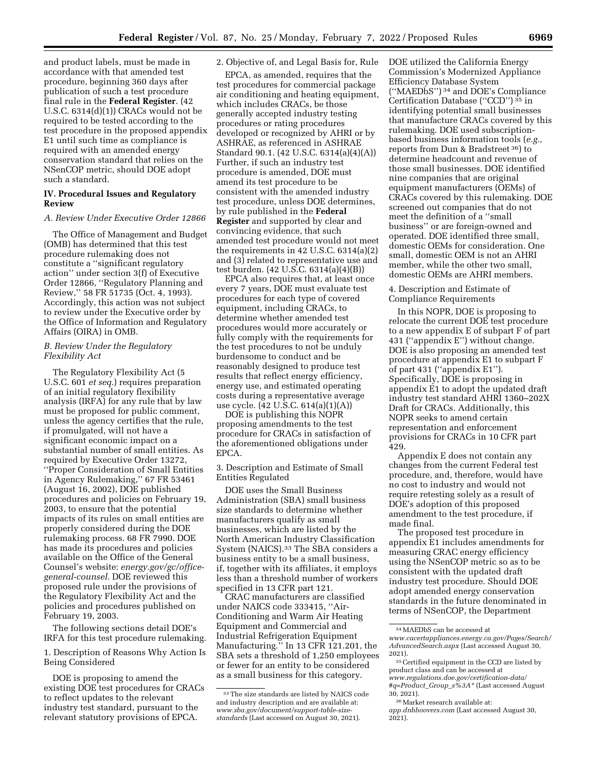and product labels, must be made in accordance with that amended test procedure, beginning 360 days after publication of such a test procedure final rule in the **Federal Register**. (42 U.S.C. 6314(d)(1)) CRACs would not be required to be tested according to the test procedure in the proposed appendix E1 until such time as compliance is required with an amended energy conservation standard that relies on the NSenCOP metric, should DOE adopt such a standard.

## IV. Procedural Issues and Regulatory Review

### A. Review Under Executive Order 12866

The Office of Management and Budget (OMB) has determined that this test procedure rulemaking does not constitute a "significant regulatory action" under section 3(f) of Executive Order 12866, "Regulatory Planning and Review," 58 FR 51735 (Oct. 4, 1993). Accordingly, this action was not subject to review under the Executive order by the Office of Information and Regulatory Affairs (OIRA) in OMB.

### B. Review Under the Regulatory Flexibility Act

The Regulatory Flexibility Act (5 U.S.C. 601 *et seq.*) requires preparation of an initial regulatory flexibility analysis (IRFA) for any rule that by law must be proposed for public comment, unless the agency certifies that the rule, if promulgated, will not have a significant economic impact on a substantial number of small entities. As required by Executive Order 13272, "Proper Consideration of Small Entities in Agency Rulemaking," 67 FR 53461 (August 16, 2002), DOE published procedures and policies on February 19, 2003, to ensure that the potential impacts of its rules on small entities are properly considered during the DOE rulemaking process. 68 FR 7990. DOE has made its procedures and policies available on the Office of the General Counsel's website: *energy.gov/gc/office-general-counsel.* DOE reviewed this proposed rule under the provisions of the Regulatory Flexibility Act and the policies and procedures published on February 19, 2003.

The following sections detail DOE's IRFA for this test procedure rulemaking.

1. Description of Reasons Why Action Is Being Considered

DOE is proposing to amend the existing DOE test procedures for CRACs to reflect updates to the relevant industry test standard, pursuant to the relevant statutory provisions of EPCA.

2. Objective of, and Legal Basis for, Rule

EPCA, as amended, requires that the test procedures for commercial package air conditioning and heating equipment, which includes CRACs, be those generally accepted industry testing procedures or rating procedures developed or recognized by AHRI or by ASHRAE, as referenced in ASHRAE Standard 90.1. (42 U.S.C. 6314(a)(4)(A)) Further, if such an industry test procedure is amended, DOE must amend its test procedure to be consistent with the amended industry test procedure, unless DOE determines, by rule published in the **Federal Register** and supported by clear and convincing evidence, that such amended test procedure would not meet the requirements in 42 U.S.C. 6314(a)(2) and (3) related to representative use and test burden. (42 U.S.C. 6314(a)(4)(B))

EPCA also requires that, at least once every 7 years, DOE must evaluate test procedures for each type of covered equipment, including CRACs, to determine whether amended test procedures would more accurately or fully comply with the requirements for the test procedures to not be unduly burdensome to conduct and be reasonably designed to produce test results that reflect energy efficiency, energy use, and estimated operating costs during a representative average use cycle. (42 U.S.C. 614(a)(1)(A))

DOE is publishing this NOPR proposing amendments to the test procedure for CRACs in satisfaction of the aforementioned obligations under EPCA.

3. Description and Estimate of Small Entities Regulated

DOE uses the Small Business Administration (SBA) small business size standards to determine whether manufacturers qualify as small businesses, which are listed by the North American Industry Classification System (NAICS).[33] The SBA considers a business entity to be a small business, if, together with its affiliates, it employs less than a threshold number of workers specified in 13 CFR part 121.

CRAC manufacturers are classified under NAICS code 333415, "Air-Conditioning and Warm Air Heating Equipment and Commercial and Industrial Refrigeration Equipment Manufacturing." In 13 CFR 121.201, the SBA sets a threshold of 1,250 employees or fewer for an entity to be considered as a small business for this category.

DOE utilized the California Energy Commission's Modernized Appliance Efficiency Database System ("MAEDbS")[34] and DOE's Compliance Certification Database ("CCD")[35] in identifying potential small businesses that manufacture CRACs covered by this rulemaking. DOE used subscription-based business information tools (*e.g.,* reports from Dun & Bradstreet[36]) to determine headcount and revenue of those small businesses. DOE identified nine companies that are original equipment manufacturers (OEMs) of CRACs covered by this rulemaking. DOE screened out companies that do not meet the definition of a "small business" or are foreign-owned and operated. DOE identified three small, domestic OEMs for consideration. One small, domestic OEM is not an AHRI member, while the other two small, domestic OEMs are AHRI members.

4. Description and Estimate of Compliance Requirements

In this NOPR, DOE is proposing to relocate the current DOE test procedure to a new appendix E of subpart F of part 431 ("appendix E") without change. DOE is also proposing an amended test procedure at appendix E1 to subpart F of part 431 ("appendix E1"). Specifically, DOE is proposing in appendix E1 to adopt the updated draft industry test standard AHRI 1360–202X Draft for CRACs. Additionally, this NOPR seeks to amend certain representation and enforcement provisions for CRACs in 10 CFR part 429.

Appendix E does not contain any changes from the current Federal test procedure, and, therefore, would have no cost to industry and would not require retesting solely as a result of DOE's adoption of this proposed amendment to the test procedure, if made final.

The proposed test procedure in appendix E1 includes amendments for measuring CRAC energy efficiency using the NSenCOP metric so as to be consistent with the updated draft industry test procedure. Should DOE adopt amended energy conservation standards in the future denominated in terms of NSenCOP, the Department

---

[33] The size standards are listed by NAICS code and industry description and are available at: *www.sba.gov/document/support-table-size-standards* (Last accessed on August 30, 2021).

[34] MAEDbS can be accessed at *www.cacertappliances.energy.ca.gov/Pages/Search/AdvancedSearch.aspx* (Last accessed August 30, 2021).

[35] Certified equipment in the CCD are listed by product class and can be accessed at *www.regulations.doe.gov/certification-data/#q=Product_Group_s%3A** (Last accessed August 30, 2021).

[36] Market research available at: *app.dnbhoovers.com* (Last accessed August 30, 2021).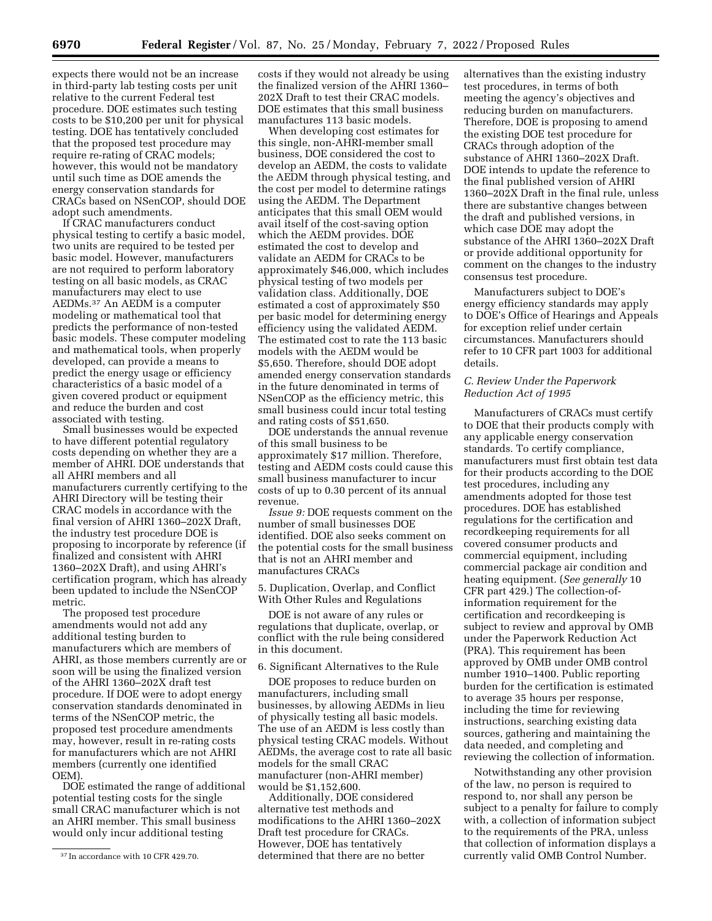expects there would not be an increase in third-party lab testing costs per unit relative to the current Federal test procedure. DOE estimates such testing costs to be $10,200 per unit for physical testing. DOE has tentatively concluded that the proposed test procedure may require re-rating of CRAC models; however, this would not be mandatory until such time as DOE amends the energy conservation standards for CRACs based on NSenCOP, should DOE adopt such amendments.

If CRAC manufacturers conduct physical testing to certify a basic model, two units are required to be tested per basic model. However, manufacturers are not required to perform laboratory testing on all basic models, as CRAC manufacturers may elect to use AEDMs.[37] An AEDM is a computer modeling or mathematical tool that predicts the performance of non-tested basic models. These computer modeling and mathematical tools, when properly developed, can provide a means to predict the energy usage or efficiency characteristics of a basic model of a given covered product or equipment and reduce the burden and cost associated with testing.

Small businesses would be expected to have different potential regulatory costs depending on whether they are a member of AHRI. DOE understands that all AHRI members and all manufacturers currently certifying to the AHRI Directory will be testing their CRAC models in accordance with the final version of AHRI 1360–202X Draft, the industry test procedure DOE is proposing to incorporate by reference (if finalized and consistent with AHRI 1360–202X Draft), and using AHRI's certification program, which has already been updated to include the NSenCOP metric.

The proposed test procedure amendments would not add any additional testing burden to manufacturers which are members of AHRI, as those members currently are or soon will be using the finalized version of the AHRI 1360–202X draft test procedure. If DOE were to adopt energy conservation standards denominated in terms of the NSenCOP metric, the proposed test procedure amendments may, however, result in re-rating costs for manufacturers which are not AHRI members (currently one identified OEM).

DOE estimated the range of additional potential testing costs for the single small CRAC manufacturer which is not an AHRI member. This small business would only incur additional testing costs if they would not already be using the finalized version of the AHRI 1360–202X Draft to test their CRAC models. DOE estimates that this small business manufactures 113 basic models.

When developing cost estimates for this single, non-AHRI-member small business, DOE considered the cost to develop an AEDM, the costs to validate the AEDM through physical testing, and the cost per model to determine ratings using the AEDM. The Department anticipates that this small OEM would avail itself of the cost-saving option which the AEDM provides. DOE estimated the cost to develop and validate an AEDM for CRACs to be approximately $46,000, which includes physical testing of two models per validation class. Additionally, DOE estimated a cost of approximately $50 per basic model for determining energy efficiency using the validated AEDM. The estimated cost to rate the 113 basic models with the AEDM would be $5,650. Therefore, should DOE adopt amended energy conservation standards in the future denominated in terms of NSenCOP as the efficiency metric, this small business could incur total testing and rating costs of $51,650.

DOE understands the annual revenue of this small business to be approximately $17 million. Therefore, testing and AEDM costs could cause this small business manufacturer to incur costs of up to 0.30 percent of its annual revenue.

*Issue 9:* DOE requests comment on the number of small businesses DOE identified. DOE also seeks comment on the potential costs for the small business that is not an AHRI member and manufactures CRACs

5. Duplication, Overlap, and Conflict With Other Rules and Regulations

DOE is not aware of any rules or regulations that duplicate, overlap, or conflict with the rule being considered in this document.

6. Significant Alternatives to the Rule

DOE proposes to reduce burden on manufacturers, including small businesses, by allowing AEDMs in lieu of physically testing all basic models. The use of an AEDM is less costly than physical testing CRAC models. Without AEDMs, the average cost to rate all basic models for the small CRAC manufacturer (non-AHRI member) would be $1,152,600.

Additionally, DOE considered alternative test methods and modifications to the AHRI 1360–202X Draft test procedure for CRACs. However, DOE has tentatively determined that there are no better alternatives than the existing industry test procedures, in terms of both meeting the agency's objectives and reducing burden on manufacturers. Therefore, DOE is proposing to amend the existing DOE test procedure for CRACs through adoption of the substance of AHRI 1360–202X Draft. DOE intends to update the reference to the final published version of AHRI 1360–202X Draft in the final rule, unless there are substantive changes between the draft and published versions, in which case DOE may adopt the substance of the AHRI 1360–202X Draft or provide additional opportunity for comment on the changes to the industry consensus test procedure.

Manufacturers subject to DOE's energy efficiency standards may apply to DOE's Office of Hearings and Appeals for exception relief under certain circumstances. Manufacturers should refer to 10 CFR part 1003 for additional details.

### *C. Review Under the Paperwork Reduction Act of 1995*

Manufacturers of CRACs must certify to DOE that their products comply with any applicable energy conservation standards. To certify compliance, manufacturers must first obtain test data for their products according to the DOE test procedures, including any amendments adopted for those test procedures. DOE has established regulations for the certification and recordkeeping requirements for all covered consumer products and commercial equipment, including commercial package air condition and heating equipment. (*See generally* 10 CFR part 429.) The collection-of-information requirement for the certification and recordkeeping is subject to review and approval by OMB under the Paperwork Reduction Act (PRA). This requirement has been approved by OMB under OMB control number 1910–1400. Public reporting burden for the certification is estimated to average 35 hours per response, including the time for reviewing instructions, searching existing data sources, gathering and maintaining the data needed, and completing and reviewing the collection of information.

Notwithstanding any other provision of the law, no person is required to respond to, nor shall any person be subject to a penalty for failure to comply with, a collection of information subject to the requirements of the PRA, unless that collection of information displays a currently valid OMB Control Number.

[37] In accordance with 10 CFR 429.70.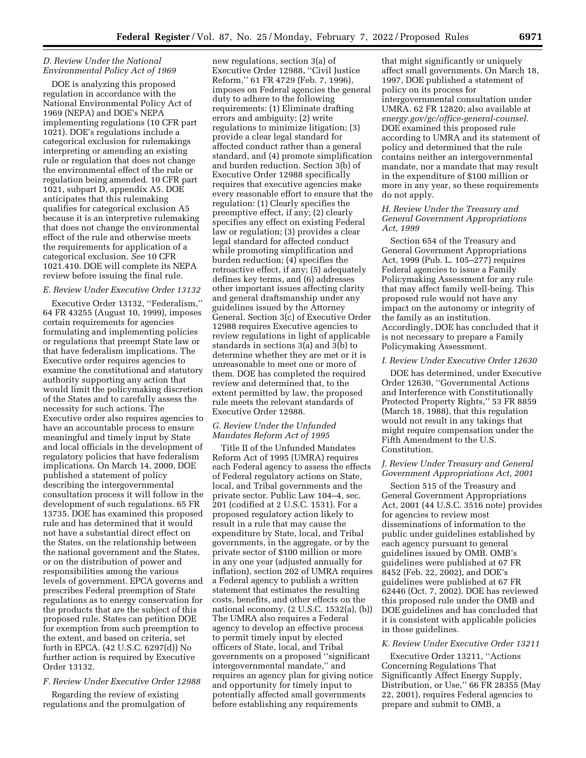### D. Review Under the National Environmental Policy Act of 1969

DOE is analyzing this proposed regulation in accordance with the National Environmental Policy Act of 1969 (NEPA) and DOE's NEPA implementing regulations (10 CFR part 1021). DOE's regulations include a categorical exclusion for rulemakings interpreting or amending an existing rule or regulation that does not change the environmental effect of the rule or regulation being amended. 10 CFR part 1021, subpart D, appendix A5. DOE anticipates that this rulemaking qualifies for categorical exclusion A5 because it is an interpretive rulemaking that does not change the environmental effect of the rule and otherwise meets the requirements for application of a categorical exclusion. *See* 10 CFR 1021.410. DOE will complete its NEPA review before issuing the final rule.

### E. Review Under Executive Order 13132

Executive Order 13132, ''Federalism,'' 64 FR 43255 (August 10, 1999), imposes certain requirements for agencies formulating and implementing policies or regulations that preempt State law or that have federalism implications. The Executive order requires agencies to examine the constitutional and statutory authority supporting any action that would limit the policymaking discretion of the States and to carefully assess the necessity for such actions. The Executive order also requires agencies to have an accountable process to ensure meaningful and timely input by State and local officials in the development of regulatory policies that have federalism implications. On March 14, 2000, DOE published a statement of policy describing the intergovernmental consultation process it will follow in the development of such regulations. 65 FR 13735. DOE has examined this proposed rule and has determined that it would not have a substantial direct effect on the States, on the relationship between the national government and the States, or on the distribution of power and responsibilities among the various levels of government. EPCA governs and prescribes Federal preemption of State regulations as to energy conservation for the products that are the subject of this proposed rule. States can petition DOE for exemption from such preemption to the extent, and based on criteria, set forth in EPCA. (42 U.S.C. 6297(d)) No further action is required by Executive Order 13132.

### F. Review Under Executive Order 12988

Regarding the review of existing regulations and the promulgation of new regulations, section 3(a) of Executive Order 12988, ''Civil Justice Reform,'' 61 FR 4729 (Feb. 7, 1996), imposes on Federal agencies the general duty to adhere to the following requirements: (1) Eliminate drafting errors and ambiguity; (2) write regulations to minimize litigation; (3) provide a clear legal standard for affected conduct rather than a general standard, and (4) promote simplification and burden reduction. Section 3(b) of Executive Order 12988 specifically requires that executive agencies make every reasonable effort to ensure that the regulation: (1) Clearly specifies the preemptive effect, if any; (2) clearly specifies any effect on existing Federal law or regulation; (3) provides a clear legal standard for affected conduct while promoting simplification and burden reduction; (4) specifies the retroactive effect, if any; (5) adequately defines key terms, and (6) addresses other important issues affecting clarity and general draftsmanship under any guidelines issued by the Attorney General. Section 3(c) of Executive Order 12988 requires Executive agencies to review regulations in light of applicable standards in sections 3(a) and 3(b) to determine whether they are met or it is unreasonable to meet one or more of them. DOE has completed the required review and determined that, to the extent permitted by law, the proposed rule meets the relevant standards of Executive Order 12988.

### G. Review Under the Unfunded Mandates Reform Act of 1995

Title II of the Unfunded Mandates Reform Act of 1995 (UMRA) requires each Federal agency to assess the effects of Federal regulatory actions on State, local, and Tribal governments and the private sector. Public Law 104–4, sec. 201 (codified at 2 U.S.C. 1531). For a proposed regulatory action likely to result in a rule that may cause the expenditure by State, local, and Tribal governments, in the aggregate, or by the private sector of $100 million or more in any one year (adjusted annually for inflation), section 202 of UMRA requires a Federal agency to publish a written statement that estimates the resulting costs, benefits, and other effects on the national economy. (2 U.S.C. 1532(a), (b)) The UMRA also requires a Federal agency to develop an effective process to permit timely input by elected officers of State, local, and Tribal governments on a proposed ''significant intergovernmental mandate,'' and requires an agency plan for giving notice and opportunity for timely input to potentially affected small governments before establishing any requirements that might significantly or uniquely affect small governments. On March 18, 1997, DOE published a statement of policy on its process for intergovernmental consultation under UMRA. 62 FR 12820; also available at *energy.gov/gc/office-general-counsel.* DOE examined this proposed rule according to UMRA and its statement of policy and determined that the rule contains neither an intergovernmental mandate, nor a mandate that may result in the expenditure of $100 million or more in any year, so these requirements do not apply.

### H. Review Under the Treasury and General Government Appropriations Act, 1999

Section 654 of the Treasury and General Government Appropriations Act, 1999 (Pub. L. 105–277) requires Federal agencies to issue a Family Policymaking Assessment for any rule that may affect family well-being. This proposed rule would not have any impact on the autonomy or integrity of the family as an institution. Accordingly, DOE has concluded that it is not necessary to prepare a Family Policymaking Assessment.

### I. Review Under Executive Order 12630

DOE has determined, under Executive Order 12630, ''Governmental Actions and Interference with Constitutionally Protected Property Rights,'' 53 FR 8859 (March 18, 1988), that this regulation would not result in any takings that might require compensation under the Fifth Amendment to the U.S. Constitution.

### J. Review Under Treasury and General Government Appropriations Act, 2001

Section 515 of the Treasury and General Government Appropriations Act, 2001 (44 U.S.C. 3516 note) provides for agencies to review most disseminations of information to the public under guidelines established by each agency pursuant to general guidelines issued by OMB. OMB's guidelines were published at 67 FR 8452 (Feb. 22, 2002), and DOE's guidelines were published at 67 FR 62446 (Oct. 7, 2002). DOE has reviewed this proposed rule under the OMB and DOE guidelines and has concluded that it is consistent with applicable policies in those guidelines.

### K. Review Under Executive Order 13211

Executive Order 13211, ''Actions Concerning Regulations That Significantly Affect Energy Supply, Distribution, or Use,'' 66 FR 28355 (May 22, 2001), requires Federal agencies to prepare and submit to OMB, a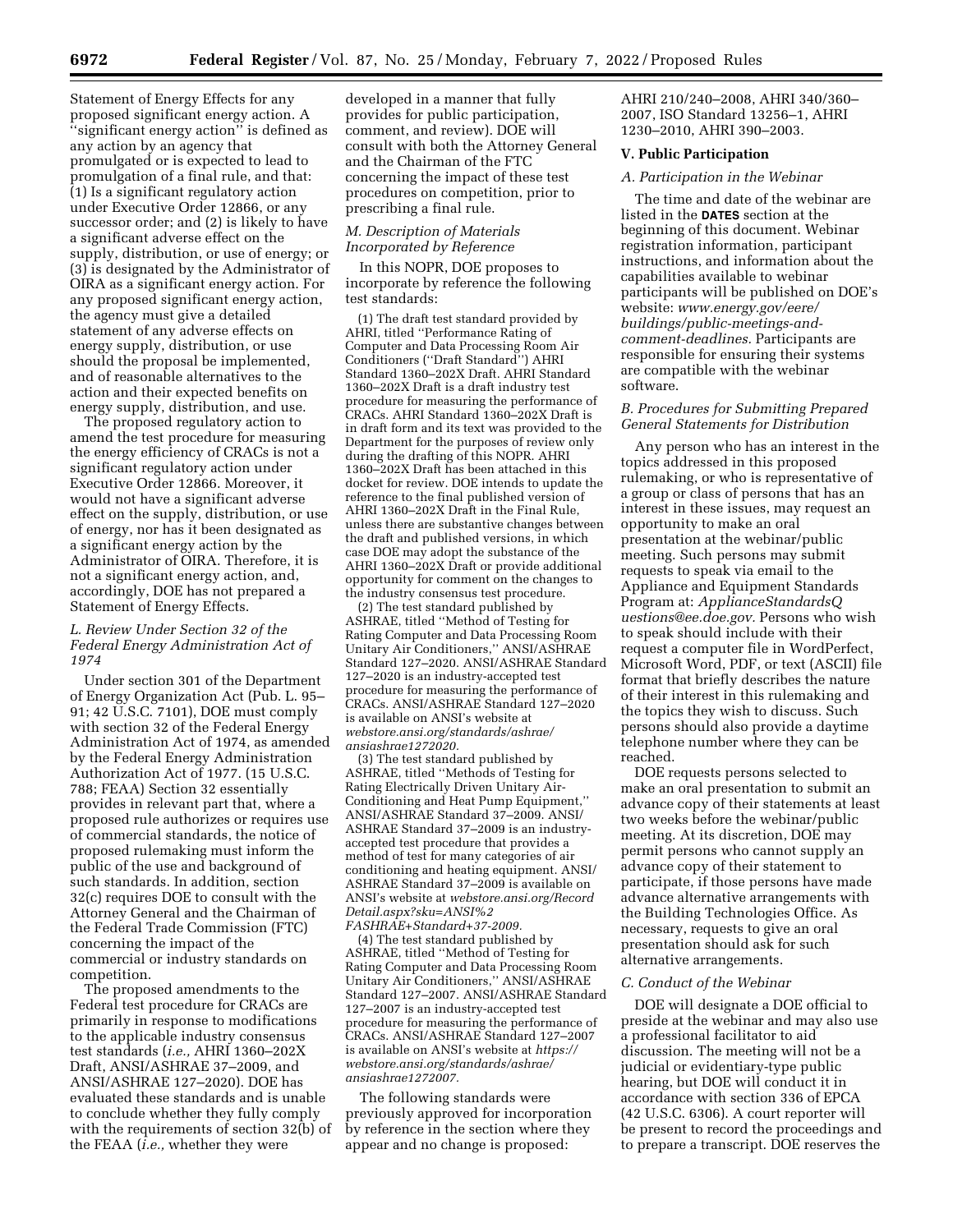Statement of Energy Effects for any proposed significant energy action. A "significant energy action" is defined as any action by an agency that promulgated or is expected to lead to promulgation of a final rule, and that: (1) Is a significant regulatory action under Executive Order 12866, or any successor order; and (2) is likely to have a significant adverse effect on the supply, distribution, or use of energy; or (3) is designated by the Administrator of OIRA as a significant energy action. For any proposed significant energy action, the agency must give a detailed statement of any adverse effects on energy supply, distribution, or use should the proposal be implemented, and of reasonable alternatives to the action and their expected benefits on energy supply, distribution, and use.

The proposed regulatory action to amend the test procedure for measuring the energy efficiency of CRACs is not a significant regulatory action under Executive Order 12866. Moreover, it would not have a significant adverse effect on the supply, distribution, or use of energy, nor has it been designated as a significant energy action by the Administrator of OIRA. Therefore, it is not a significant energy action, and, accordingly, DOE has not prepared a Statement of Energy Effects.

### L. Review Under Section 32 of the Federal Energy Administration Act of 1974

Under section 301 of the Department of Energy Organization Act (Pub. L. 95–91; 42 U.S.C. 7101), DOE must comply with section 32 of the Federal Energy Administration Act of 1974, as amended by the Federal Energy Administration Authorization Act of 1977. (15 U.S.C. 788; FEAA) Section 32 essentially provides in relevant part that, where a proposed rule authorizes or requires use of commercial standards, the notice of proposed rulemaking must inform the public of the use and background of such standards. In addition, section 32(c) requires DOE to consult with the Attorney General and the Chairman of the Federal Trade Commission (FTC) concerning the impact of the commercial or industry standards on competition.

The proposed amendments to the Federal test procedure for CRACs are primarily in response to modifications to the applicable industry consensus test standards (*i.e.,* AHRI 1360–202X Draft, ANSI/ASHRAE 37–2009, and ANSI/ASHRAE 127–2020). DOE has evaluated these standards and is unable to conclude whether they fully comply with the requirements of section 32(b) of the FEAA (*i.e.,* whether they were developed in a manner that fully provides for public participation, comment, and review). DOE will consult with both the Attorney General and the Chairman of the FTC concerning the impact of these test procedures on competition, prior to prescribing a final rule.

### M. Description of Materials Incorporated by Reference

In this NOPR, DOE proposes to incorporate by reference the following test standards:

(1) The draft test standard provided by AHRI, titled "Performance Rating of Computer and Data Processing Room Air Conditioners ("Draft Standard") AHRI Standard 1360–202X Draft. AHRI Standard 1360–202X Draft is a draft industry test procedure for measuring the performance of CRACs. AHRI Standard 1360–202X Draft is in draft form and its text was provided to the Department for the purposes of review only during the drafting of this NOPR. AHRI 1360–202X Draft has been attached in this docket for review. DOE intends to update the reference to the final published version of AHRI 1360–202X Draft in the Final Rule, unless there are substantive changes between the draft and published versions, in which case DOE may adopt the substance of the AHRI 1360–202X Draft or provide additional opportunity for comment on the changes to the industry consensus test procedure.

(2) The test standard published by ASHRAE, titled "Method of Testing for Rating Computer and Data Processing Room Unitary Air Conditioners," ANSI/ASHRAE Standard 127–2020. ANSI/ASHRAE Standard 127–2020 is an industry-accepted test procedure for measuring the performance of CRACs. ANSI/ASHRAE Standard 127–2020 is available on ANSI's website at *webstore.ansi.org/standards/ashrae/ansiashrae1272020.*

(3) The test standard published by ASHRAE, titled "Methods of Testing for Rating Electrically Driven Unitary Air-Conditioning and Heat Pump Equipment," ANSI/ASHRAE Standard 37–2009. ANSI/ASHRAE Standard 37–2009 is an industry-accepted test procedure that provides a method of test for many categories of air conditioning and heating equipment. ANSI/ASHRAE Standard 37–2009 is available on ANSI's website at *webstore.ansi.org/RecordDetail.aspx?sku=ANSI%2FASHRAE+Standard+37-2009.*

(4) The test standard published by ASHRAE, titled "Method of Testing for Rating Computer and Data Processing Room Unitary Air Conditioners," ANSI/ASHRAE Standard 127–2007. ANSI/ASHRAE Standard 127–2007 is an industry-accepted test procedure for measuring the performance of CRACs. ANSI/ASHRAE Standard 127–2007 is available on ANSI's website at *https://webstore.ansi.org/standards/ashrae/ansiashrae1272007.*

The following standards were previously approved for incorporation by reference in the section where they appear and no change is proposed: AHRI 210/240–2008, AHRI 340/360–2007, ISO Standard 13256–1, AHRI 1230–2010, AHRI 390–2003.

## V. Public Participation

### A. Participation in the Webinar

The time and date of the webinar are listed in the **DATES** section at the beginning of this document. Webinar registration information, participant instructions, and information about the capabilities available to webinar participants will be published on DOE's website: *www.energy.gov/eere/buildings/public-meetings-and-comment-deadlines.* Participants are responsible for ensuring their systems are compatible with the webinar software.

### B. Procedures for Submitting Prepared General Statements for Distribution

Any person who has an interest in the topics addressed in this proposed rulemaking, or who is representative of a group or class of persons that has an interest in these issues, may request an opportunity to make an oral presentation at the webinar/public meeting. Such persons may submit requests to speak via email to the Appliance and Equipment Standards Program at: *ApplianceStandardsQuestions@ee.doe.gov.* Persons who wish to speak should include with their request a computer file in WordPerfect, Microsoft Word, PDF, or text (ASCII) file format that briefly describes the nature of their interest in this rulemaking and the topics they wish to discuss. Such persons should also provide a daytime telephone number where they can be reached.

DOE requests persons selected to make an oral presentation to submit an advance copy of their statements at least two weeks before the webinar/public meeting. At its discretion, DOE may permit persons who cannot supply an advance copy of their statement to participate, if those persons have made advance alternative arrangements with the Building Technologies Office. As necessary, requests to give an oral presentation should ask for such alternative arrangements.

### C. Conduct of the Webinar

DOE will designate a DOE official to preside at the webinar and may also use a professional facilitator to aid discussion. The meeting will not be a judicial or evidentiary-type public hearing, but DOE will conduct it in accordance with section 336 of EPCA (42 U.S.C. 6306). A court reporter will be present to record the proceedings and to prepare a transcript. DOE reserves the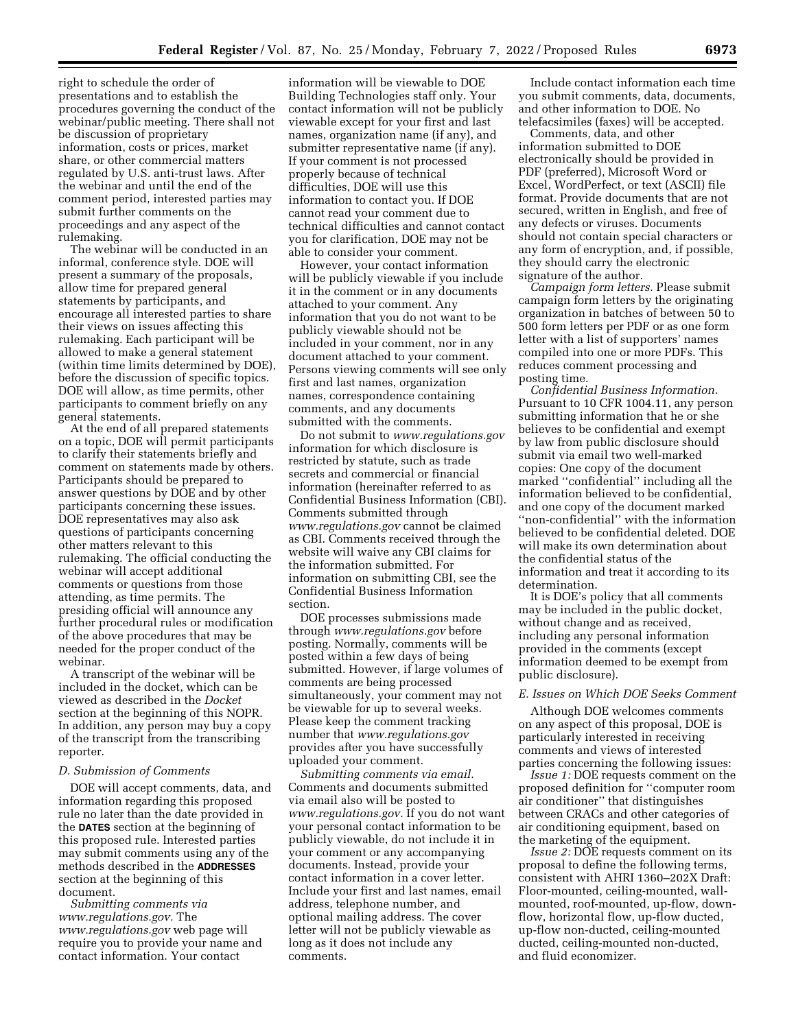right to schedule the order of presentations and to establish the procedures governing the conduct of the webinar/public meeting. There shall not be discussion of proprietary information, costs or prices, market share, or other commercial matters regulated by U.S. anti-trust laws. After the webinar and until the end of the comment period, interested parties may submit further comments on the proceedings and any aspect of the rulemaking.

The webinar will be conducted in an informal, conference style. DOE will present a summary of the proposals, allow time for prepared general statements by participants, and encourage all interested parties to share their views on issues affecting this rulemaking. Each participant will be allowed to make a general statement (within time limits determined by DOE), before the discussion of specific topics. DOE will allow, as time permits, other participants to comment briefly on any general statements.

At the end of all prepared statements on a topic, DOE will permit participants to clarify their statements briefly and comment on statements made by others. Participants should be prepared to answer questions by DOE and by other participants concerning these issues. DOE representatives may also ask questions of participants concerning other matters relevant to this rulemaking. The official conducting the webinar will accept additional comments or questions from those attending, as time permits. The presiding official will announce any further procedural rules or modification of the above procedures that may be needed for the proper conduct of the webinar.

A transcript of the webinar will be included in the docket, which can be viewed as described in the *Docket* section at the beginning of this NOPR. In addition, any person may buy a copy of the transcript from the transcribing reporter.

### D. Submission of Comments

DOE will accept comments, data, and information regarding this proposed rule no later than the date provided in the **DATES** section at the beginning of this proposed rule. Interested parties may submit comments using any of the methods described in the **ADDRESSES** section at the beginning of this document.

*Submitting comments via www.regulations.gov.* The *www.regulations.gov* web page will require you to provide your name and contact information. Your contact information will be viewable to DOE Building Technologies staff only. Your contact information will not be publicly viewable except for your first and last names, organization name (if any), and submitter representative name (if any). If your comment is not processed properly because of technical difficulties, DOE will use this information to contact you. If DOE cannot read your comment due to technical difficulties and cannot contact you for clarification, DOE may not be able to consider your comment.

However, your contact information will be publicly viewable if you include it in the comment or in any documents attached to your comment. Any information that you do not want to be publicly viewable should not be included in your comment, nor in any document attached to your comment. Persons viewing comments will see only first and last names, organization names, correspondence containing comments, and any documents submitted with the comments.

Do not submit to *www.regulations.gov* information for which disclosure is restricted by statute, such as trade secrets and commercial or financial information (hereinafter referred to as Confidential Business Information (CBI). Comments submitted through *www.regulations.gov* cannot be claimed as CBI. Comments received through the website will waive any CBI claims for the information submitted. For information on submitting CBI, see the Confidential Business Information section.

DOE processes submissions made through *www.regulations.gov* before posting. Normally, comments will be posted within a few days of being submitted. However, if large volumes of comments are being processed simultaneously, your comment may not be viewable for up to several weeks. Please keep the comment tracking number that *www.regulations.gov* provides after you have successfully uploaded your comment.

*Submitting comments via email.* Comments and documents submitted via email also will be posted to *www.regulations.gov.* If you do not want your personal contact information to be publicly viewable, do not include it in your comment or any accompanying documents. Instead, provide your contact information in a cover letter. Include your first and last names, email address, telephone number, and optional mailing address. The cover letter will not be publicly viewable as long as it does not include any comments.

Include contact information each time you submit comments, data, documents, and other information to DOE. No telefacsimiles (faxes) will be accepted.

Comments, data, and other information submitted to DOE electronically should be provided in PDF (preferred), Microsoft Word or Excel, WordPerfect, or text (ASCII) file format. Provide documents that are not secured, written in English, and free of any defects or viruses. Documents should not contain special characters or any form of encryption, and, if possible, they should carry the electronic signature of the author.

*Campaign form letters.* Please submit campaign form letters by the originating organization in batches of between 50 to 500 form letters per PDF or as one form letter with a list of supporters' names compiled into one or more PDFs. This reduces comment processing and posting time.

*Confidential Business Information.* Pursuant to 10 CFR 1004.11, any person submitting information that he or she believes to be confidential and exempt by law from public disclosure should submit via email two well-marked copies: One copy of the document marked "confidential" including all the information believed to be confidential, and one copy of the document marked "non-confidential" with the information believed to be confidential deleted. DOE will make its own determination about the confidential status of the information and treat it according to its determination.

It is DOE's policy that all comments may be included in the public docket, without change and as received, including any personal information provided in the comments (except information deemed to be exempt from public disclosure).

### E. Issues on Which DOE Seeks Comment

Although DOE welcomes comments on any aspect of this proposal, DOE is particularly interested in receiving comments and views of interested parties concerning the following issues:

*Issue 1:* DOE requests comment on the proposed definition for "computer room air conditioner" that distinguishes between CRACs and other categories of air conditioning equipment, based on the marketing of the equipment.

*Issue 2:* DOE requests comment on its proposal to define the following terms, consistent with AHRI 1360–202X Draft: Floor-mounted, ceiling-mounted, wall-mounted, roof-mounted, up-flow, down-flow, horizontal flow, up-flow ducted, up-flow non-ducted, ceiling-mounted ducted, ceiling-mounted non-ducted, and fluid economizer.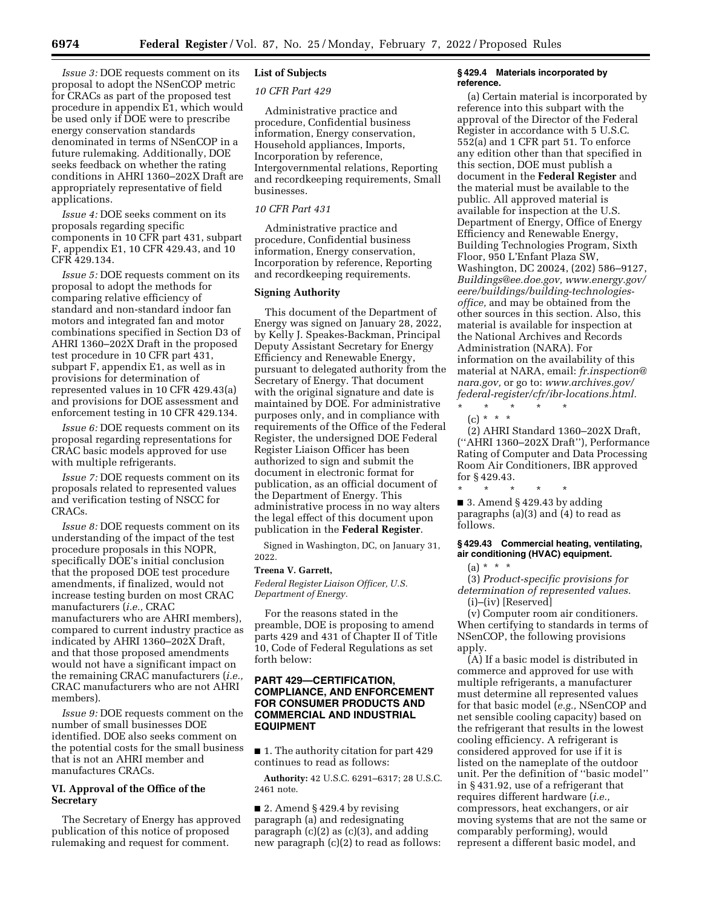*Issue 3:* DOE requests comment on its proposal to adopt the NSenCOP metric for CRACs as part of the proposed test procedure in appendix E1, which would be used only if DOE were to prescribe energy conservation standards denominated in terms of NSenCOP in a future rulemaking. Additionally, DOE seeks feedback on whether the rating conditions in AHRI 1360–202X Draft are appropriately representative of field applications.

*Issue 4:* DOE seeks comment on its proposals regarding specific components in 10 CFR part 431, subpart F, appendix E1, 10 CFR 429.43, and 10 CFR 429.134.

*Issue 5:* DOE requests comment on its proposal to adopt the methods for comparing relative efficiency of standard and non-standard indoor fan motors and integrated fan and motor combinations specified in Section D3 of AHRI 1360–202X Draft in the proposed test procedure in 10 CFR part 431, subpart F, appendix E1, as well as in provisions for determination of represented values in 10 CFR 429.43(a) and provisions for DOE assessment and enforcement testing in 10 CFR 429.134.

*Issue 6:* DOE requests comment on its proposal regarding representations for CRAC basic models approved for use with multiple refrigerants.

*Issue 7:* DOE requests comment on its proposals related to represented values and verification testing of NSCC for CRACs.

*Issue 8:* DOE requests comment on its understanding of the impact of the test procedure proposals in this NOPR, specifically DOE's initial conclusion that the proposed DOE test procedure amendments, if finalized, would not increase testing burden on most CRAC manufacturers (*i.e.,* CRAC manufacturers who are AHRI members), compared to current industry practice as indicated by AHRI 1360–202X Draft, and that those proposed amendments would not have a significant impact on the remaining CRAC manufacturers (*i.e.,* CRAC manufacturers who are not AHRI members).

*Issue 9:* DOE requests comment on the number of small businesses DOE identified. DOE also seeks comment on the potential costs for the small business that is not an AHRI member and manufactures CRACs.

## VI. Approval of the Office of the Secretary

The Secretary of Energy has approved publication of this notice of proposed rulemaking and request for comment.

## List of Subjects

*10 CFR Part 429*

Administrative practice and procedure, Confidential business information, Energy conservation, Household appliances, Imports, Incorporation by reference, Intergovernmental relations, Reporting and recordkeeping requirements, Small businesses.

*10 CFR Part 431*

Administrative practice and procedure, Confidential business information, Energy conservation, Incorporation by reference, Reporting and recordkeeping requirements.

## Signing Authority

This document of the Department of Energy was signed on January 28, 2022, by Kelly J. Speakes-Backman, Principal Deputy Assistant Secretary for Energy Efficiency and Renewable Energy, pursuant to delegated authority from the Secretary of Energy. That document with the original signature and date is maintained by DOE. For administrative purposes only, and in compliance with requirements of the Office of the Federal Register, the undersigned DOE Federal Register Liaison Officer has been authorized to sign and submit the document in electronic format for publication, as an official document of the Department of Energy. This administrative process in no way alters the legal effect of this document upon publication in the **Federal Register**.

Signed in Washington, DC, on January 31, 2022.

**Treena V. Garrett,**

*Federal Register Liaison Officer, U.S. Department of Energy.*

For the reasons stated in the preamble, DOE is proposing to amend parts 429 and 431 of Chapter II of Title 10, Code of Federal Regulations as set forth below:

## PART 429—CERTIFICATION, COMPLIANCE, AND ENFORCEMENT FOR CONSUMER PRODUCTS AND COMMERCIAL AND INDUSTRIAL EQUIPMENT

■ 1. The authority citation for part 429 continues to read as follows:

**Authority:** 42 U.S.C. 6291–6317; 28 U.S.C. 2461 note.

■ 2. Amend § 429.4 by revising paragraph (a) and redesignating paragraph (c)(2) as (c)(3), and adding new paragraph (c)(2) to read as follows:

### § 429.4 Materials incorporated by reference.

(a) Certain material is incorporated by reference into this subpart with the approval of the Director of the Federal Register in accordance with 5 U.S.C. 552(a) and 1 CFR part 51. To enforce any edition other than that specified in this section, DOE must publish a document in the **Federal Register** and the material must be available to the public. All approved material is available for inspection at the U.S. Department of Energy, Office of Energy Efficiency and Renewable Energy, Building Technologies Program, Sixth Floor, 950 L'Enfant Plaza SW, Washington, DC 20024, (202) 586–9127, *Buildings@ee.doe.gov, www.energy.gov/eere/buildings/building-technologies-office,* and may be obtained from the other sources in this section. Also, this material is available for inspection at the National Archives and Records Administration (NARA). For information on the availability of this material at NARA, email: *fr.inspection@nara.gov,* or go to: *www.archives.gov/federal-register/cfr/ibr-locations.html.*

\* \* \* \* \*

(c) \* \* \*

(2) AHRI Standard 1360–202X Draft, (''AHRI 1360–202X Draft''), Performance Rating of Computer and Data Processing Room Air Conditioners, IBR approved for § 429.43.

\* \* \* \* \*

■ 3. Amend § 429.43 by adding paragraphs (a)(3) and (4) to read as follows.

### § 429.43 Commercial heating, ventilating, air conditioning (HVAC) equipment.

(a) \* \* \*

(3) *Product-specific provisions for determination of represented values.*

(i)–(iv) [Reserved]

(v) Computer room air conditioners. When certifying to standards in terms of NSenCOP, the following provisions apply.

(A) If a basic model is distributed in commerce and approved for use with multiple refrigerants, a manufacturer must determine all represented values for that basic model (*e.g.,* NSenCOP and net sensible cooling capacity) based on the refrigerant that results in the lowest cooling efficiency. A refrigerant is considered approved for use if it is listed on the nameplate of the outdoor unit. Per the definition of ''basic model'' in § 431.92, use of a refrigerant that requires different hardware (*i.e.,* compressors, heat exchangers, or air moving systems that are not the same or comparably performing), would represent a different basic model, and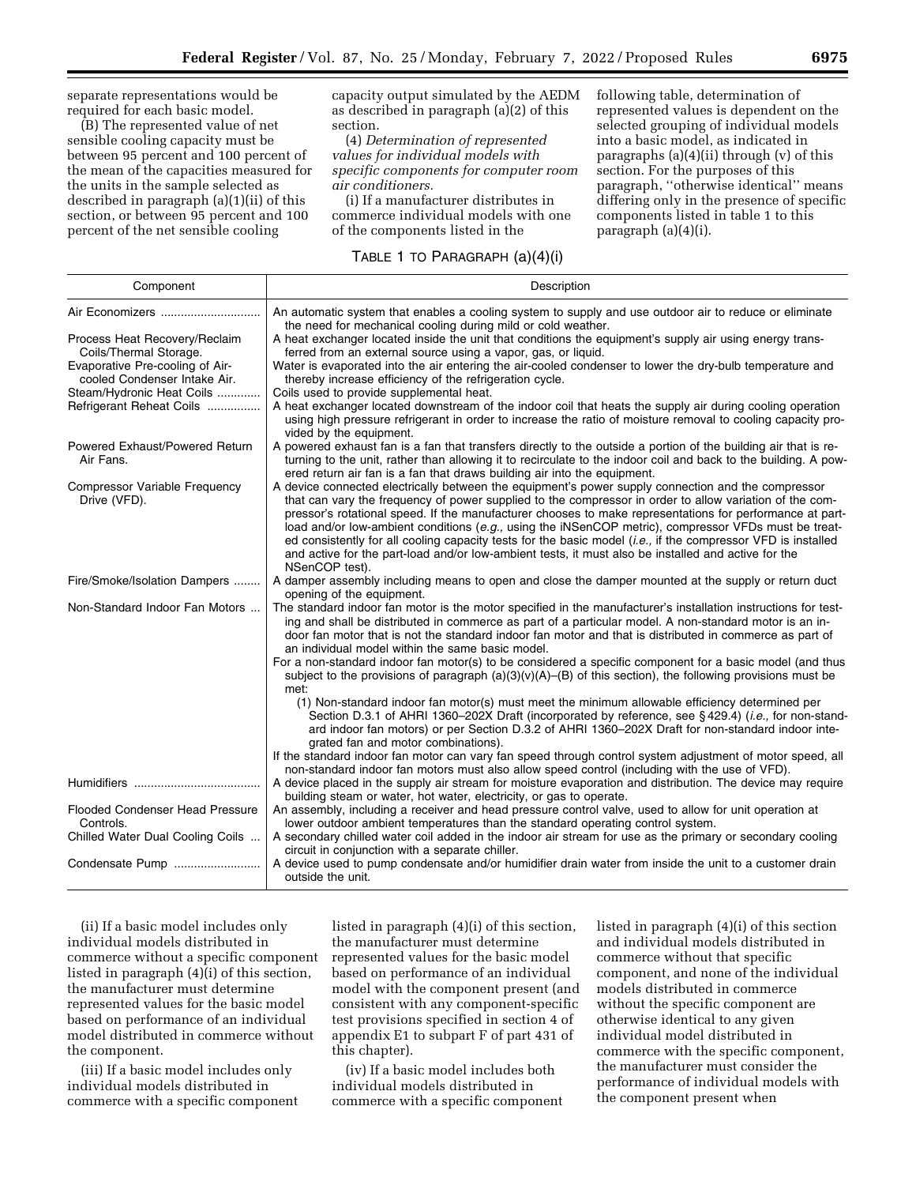separate representations would be required for each basic model.

(B) The represented value of net sensible cooling capacity must be between 95 percent and 100 percent of the mean of the capacities measured for the units in the sample selected as described in paragraph (a)(1)(ii) of this section, or between 95 percent and 100 percent of the net sensible cooling capacity output simulated by the AEDM as described in paragraph (a)(2) of this section.

(4) *Determination of represented values for individual models with specific components for computer room air conditioners.*

(i) If a manufacturer distributes in commerce individual models with one of the components listed in the following table, determination of represented values is dependent on the selected grouping of individual models into a basic model, as indicated in paragraphs (a)(4)(ii) through (v) of this section. For the purposes of this paragraph, ''otherwise identical'' means differing only in the presence of specific components listed in table 1 to this paragraph (a)(4)(i).

TABLE 1 TO PARAGRAPH (a)(4)(i)

| Component | Description |
|---|---|
| Air Economizers | An automatic system that enables a cooling system to supply and use outdoor air to reduce or eliminate the need for mechanical cooling during mild or cold weather. |
| Process Heat Recovery/Reclaim Coils/Thermal Storage. | A heat exchanger located inside the unit that conditions the equipment's supply air using energy transferred from an external source using a vapor, gas, or liquid. |
| Evaporative Pre-cooling of Air-cooled Condenser Intake Air. | Water is evaporated into the air entering the air-cooled condenser to lower the dry-bulb temperature and thereby increase efficiency of the refrigeration cycle. |
| Steam/Hydronic Heat Coils | Coils used to provide supplemental heat. |
| Refrigerant Reheat Coils | A heat exchanger located downstream of the indoor coil that heats the supply air during cooling operation using high pressure refrigerant in order to increase the ratio of moisture removal to cooling capacity provided by the equipment. |
| Powered Exhaust/Powered Return Air Fans. | A powered exhaust fan is a fan that transfers directly to the outside a portion of the building air that is returning to the unit, rather than allowing it to recirculate to the indoor coil and back to the building. A powered return air fan is a fan that draws building air into the equipment. |
| Compressor Variable Frequency Drive (VFD). | A device connected electrically between the equipment's power supply connection and the compressor that can vary the frequency of power supplied to the compressor in order to allow variation of the compressor's rotational speed. If the manufacturer chooses to make representations for performance at part-load and/or low-ambient conditions (*e.g.,* using the iNSenCOP metric), compressor VFDs must be treated consistently for all cooling capacity tests for the basic model (*i.e.,* if the compressor VFD is installed and active for the part-load and/or low-ambient tests, it must also be installed and active for the NSenCOP test). |
| Fire/Smoke/Isolation Dampers | A damper assembly including means to open and close the damper mounted at the supply or return duct opening of the equipment. |
| Non-Standard Indoor Fan Motors | The standard indoor fan motor is the motor specified in the manufacturer's installation instructions for testing and shall be distributed in commerce as part of a particular model. A non-standard motor is an indoor fan motor that is not the standard indoor fan motor and that is distributed in commerce as part of an individual model within the same basic model.<br>For a non-standard indoor fan motor(s) to be considered a specific component for a basic model (and thus subject to the provisions of paragraph (a)(3)(v)(A)–(B) of this section), the following provisions must be met:<br>(1) Non-standard indoor fan motor(s) must meet the minimum allowable efficiency determined per Section D.3.1 of AHRI 1360–202X Draft (incorporated by reference, see § 429.4) (*i.e.,* for non-standard indoor fan motors) or per Section D.3.2 of AHRI 1360–202X Draft for non-standard indoor integrated fan and motor combinations).<br>If the standard indoor fan motor can vary fan speed through control system adjustment of motor speed, all non-standard indoor fan motors must also allow speed control (including with the use of VFD). |
| Humidifiers | A device placed in the supply air stream for moisture evaporation and distribution. The device may require building steam or water, hot water, electricity, or gas to operate. |
| Flooded Condenser Head Pressure Controls. | An assembly, including a receiver and head pressure control valve, used to allow for unit operation at lower outdoor ambient temperatures than the standard operating control system. |
| Chilled Water Dual Cooling Coils | A secondary chilled water coil added in the indoor air stream for use as the primary or secondary cooling circuit in conjunction with a separate chiller. |
| Condensate Pump | A device used to pump condensate and/or humidifier drain water from inside the unit to a customer drain outside the unit. |

(ii) If a basic model includes only individual models distributed in commerce without a specific component listed in paragraph (4)(i) of this section, the manufacturer must determine represented values for the basic model based on performance of an individual model distributed in commerce without the component.

(iii) If a basic model includes only individual models distributed in commerce with a specific component listed in paragraph (4)(i) of this section, the manufacturer must determine represented values for the basic model based on performance of an individual model with the component present (and consistent with any component-specific test provisions specified in section 4 of appendix E1 to subpart F of part 431 of this chapter).

(iv) If a basic model includes both individual models distributed in commerce with a specific component listed in paragraph (4)(i) of this section and individual models distributed in commerce without that specific component, and none of the individual models distributed in commerce without the specific component are otherwise identical to any given individual model distributed in commerce with the specific component, the manufacturer must consider the performance of individual models with the component present when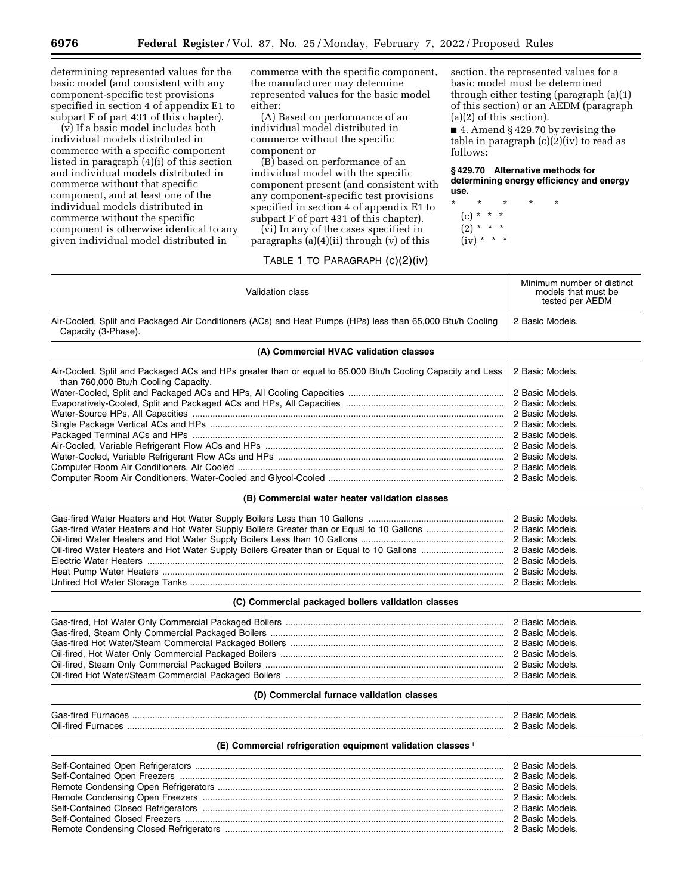determining represented values for the basic model (and consistent with any component-specific test provisions specified in section 4 of appendix E1 to subpart F of part 431 of this chapter).

(v) If a basic model includes both individual models distributed in commerce with a specific component listed in paragraph (4)(i) of this section and individual models distributed in commerce without that specific component, and at least one of the individual models distributed in commerce without the specific component is otherwise identical to any given individual model distributed in commerce with the specific component, the manufacturer may determine represented values for the basic model either:

(A) Based on performance of an individual model distributed in commerce without the specific component or

(B) based on performance of an individual model with the specific component present (and consistent with any component-specific test provisions specified in section 4 of appendix E1 to subpart F of part 431 of this chapter).

(vi) In any of the cases specified in paragraphs (a)(4)(ii) through (v) of this section, the represented values for a basic model must be determined through either testing (paragraph (a)(1) of this section) or an AEDM (paragraph (a)(2) of this section).

■ 4. Amend § 429.70 by revising the table in paragraph (c)(2)(iv) to read as follows:

**§ 429.70 Alternative methods for determining energy efficiency and energy use.**

\* \* \* \* \*

(c) \* \* \*

(2) \* \* \*

(iv) \* \* \*

TABLE 1 TO PARAGRAPH (c)(2)(iv)

| Validation class | Minimum number of distinct models that must be tested per AEDM |
|---|---|
| Air-Cooled, Split and Packaged Air Conditioners (ACs) and Heat Pumps (HPs) less than 65,000 Btu/h Cooling Capacity (3-Phase). | 2 Basic Models. |
| **(A) Commercial HVAC validation classes** | |
| Air-Cooled, Split and Packaged ACs and HPs greater than or equal to 65,000 Btu/h Cooling Capacity and Less than 760,000 Btu/h Cooling Capacity. | 2 Basic Models. |
| Water-Cooled, Split and Packaged ACs and HPs, All Cooling Capacities | 2 Basic Models. |
| Evaporatively-Cooled, Split and Packaged ACs and HPs, All Capacities | 2 Basic Models. |
| Water-Source HPs, All Capacities | 2 Basic Models. |
| Single Package Vertical ACs and HPs | 2 Basic Models. |
| Packaged Terminal ACs and HPs | 2 Basic Models. |
| Air-Cooled, Variable Refrigerant Flow ACs and HPs | 2 Basic Models. |
| Water-Cooled, Variable Refrigerant Flow ACs and HPs | 2 Basic Models. |
| Computer Room Air Conditioners, Air Cooled | 2 Basic Models. |
| Computer Room Air Conditioners, Water-Cooled and Glycol-Cooled | 2 Basic Models. |
| **(B) Commercial water heater validation classes** | |
| Gas-fired Water Heaters and Hot Water Supply Boilers Less than 10 Gallons | 2 Basic Models. |
| Gas-fired Water Heaters and Hot Water Supply Boilers Greater than or Equal to 10 Gallons | 2 Basic Models. |
| Oil-fired Water Heaters and Hot Water Supply Boilers Less than 10 Gallons | 2 Basic Models. |
| Oil-fired Water Heaters and Hot Water Supply Boilers Greater than or Equal to 10 Gallons | 2 Basic Models. |
| Electric Water Heaters | 2 Basic Models. |
| Heat Pump Water Heaters | 2 Basic Models. |
| Unfired Hot Water Storage Tanks | 2 Basic Models. |
| **(C) Commercial packaged boilers validation classes** | |
| Gas-fired, Hot Water Only Commercial Packaged Boilers | 2 Basic Models. |
| Gas-fired, Steam Only Commercial Packaged Boilers | 2 Basic Models. |
| Gas-fired Hot Water/Steam Commercial Packaged Boilers | 2 Basic Models. |
| Oil-fired, Hot Water Only Commercial Packaged Boilers | 2 Basic Models. |
| Oil-fired, Steam Only Commercial Packaged Boilers | 2 Basic Models. |
| Oil-fired Hot Water/Steam Commercial Packaged Boilers | 2 Basic Models. |
| **(D) Commercial furnace validation classes** | |
| Gas-fired Furnaces | 2 Basic Models. |
| Oil-fired Furnaces | 2 Basic Models. |
| **(E) Commercial refrigeration equipment validation classes** [1] | |
| Self-Contained Open Refrigerators | 2 Basic Models. |
| Self-Contained Open Freezers | 2 Basic Models. |
| Remote Condensing Open Refrigerators | 2 Basic Models. |
| Remote Condensing Open Freezers | 2 Basic Models. |
| Self-Contained Closed Refrigerators | 2 Basic Models. |
| Self-Contained Closed Freezers | 2 Basic Models. |
| Remote Condensing Closed Refrigerators | 2 Basic Models. |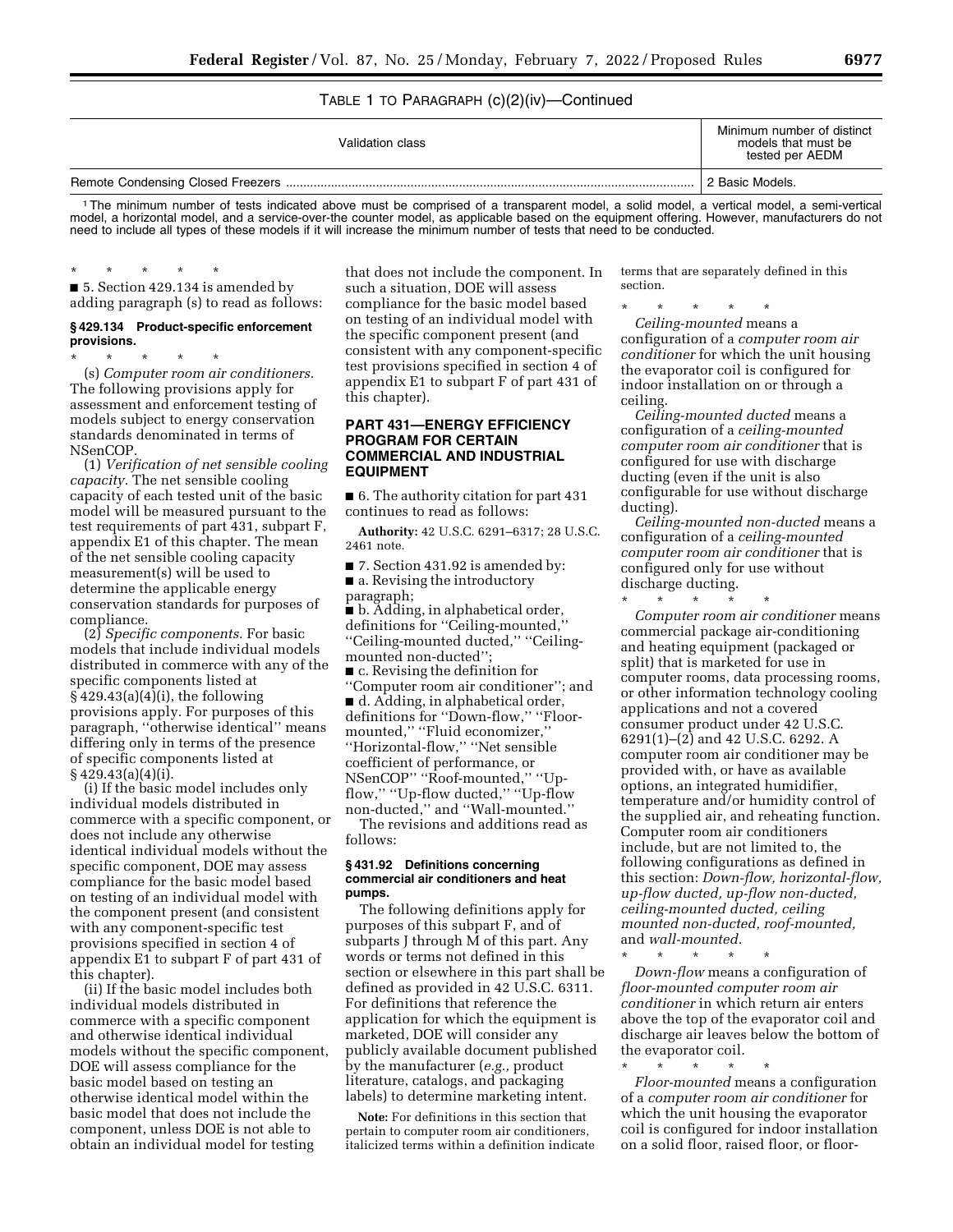TABLE 1 TO PARAGRAPH (c)(2)(iv)—Continued

| Validation class | Minimum number of distinct models that must be tested per AEDM |
|---|---|
| Remote Condensing Closed Freezers | 2 Basic Models. |

[1] The minimum number of tests indicated above must be comprised of a transparent model, a solid model, a vertical model, a semi-vertical model, a horizontal model, and a service-over-the counter model, as applicable based on the equipment offering. However, manufacturers do not need to include all types of these models if it will increase the minimum number of tests that need to be conducted.

\* \* \* \* \*

■ 5. Section 429.134 is amended by adding paragraph (s) to read as follows:

**§ 429.134 Product-specific enforcement provisions.**

\* \* \* \* \*

(s) *Computer room air conditioners.* The following provisions apply for assessment and enforcement testing of models subject to energy conservation standards denominated in terms of NSenCOP.

(1) *Verification of net sensible cooling capacity.* The net sensible cooling capacity of each tested unit of the basic model will be measured pursuant to the test requirements of part 431, subpart F, appendix E1 of this chapter. The mean of the net sensible cooling capacity measurement(s) will be used to determine the applicable energy conservation standards for purposes of compliance.

(2) *Specific components.* For basic models that include individual models distributed in commerce with any of the specific components listed at § 429.43(a)(4)(i), the following provisions apply. For purposes of this paragraph, ''otherwise identical'' means differing only in terms of the presence of specific components listed at § 429.43(a)(4)(i).

(i) If the basic model includes only individual models distributed in commerce with a specific component, or does not include any otherwise identical individual models without the specific component, DOE may assess compliance for the basic model based on testing of an individual model with the component present (and consistent with any component-specific test provisions specified in section 4 of appendix E1 to subpart F of part 431 of this chapter).

(ii) If the basic model includes both individual models distributed in commerce with a specific component and otherwise identical individual models without the specific component, DOE will assess compliance for the basic model based on testing an otherwise identical model within the basic model that does not include the component, unless DOE is not able to obtain an individual model for testing that does not include the component. In such a situation, DOE will assess compliance for the basic model based on testing of an individual model with the specific component present (and consistent with any component-specific test provisions specified in section 4 of appendix E1 to subpart F of part 431 of this chapter).

## PART 431—ENERGY EFFICIENCY PROGRAM FOR CERTAIN COMMERCIAL AND INDUSTRIAL EQUIPMENT

■ 6. The authority citation for part 431 continues to read as follows:

**Authority:** 42 U.S.C. 6291–6317; 28 U.S.C. 2461 note.

■ 7. Section 431.92 is amended by:

■ a. Revising the introductory paragraph;

■ b. Adding, in alphabetical order, definitions for ''Ceiling-mounted,'' ''Ceiling-mounted ducted,'' ''Ceiling-mounted non-ducted'';

■ c. Revising the definition for ''Computer room air conditioner''; and

■ d. Adding, in alphabetical order, definitions for ''Down-flow,'' ''Floor-mounted,'' ''Fluid economizer,'' ''Horizontal-flow,'' ''Net sensible coefficient of performance, or NSenCOP'' ''Roof-mounted,'' ''Up-flow,'' ''Up-flow ducted,'' ''Up-flow non-ducted,'' and ''Wall-mounted.''

The revisions and additions read as follows:

**§ 431.92 Definitions concerning commercial air conditioners and heat pumps.**

The following definitions apply for purposes of this subpart F, and of subparts J through M of this part. Any words or terms not defined in this section or elsewhere in this part shall be defined as provided in 42 U.S.C. 6311. For definitions that reference the application for which the equipment is marketed, DOE will consider any publicly available document published by the manufacturer (*e.g.,* product literature, catalogs, and packaging labels) to determine marketing intent.

**Note:** For definitions in this section that pertain to computer room air conditioners, italicized terms within a definition indicate terms that are separately defined in this section.

\* \* \* \* \*

*Ceiling-mounted* means a configuration of a *computer room air conditioner* for which the unit housing the evaporator coil is configured for indoor installation on or through a ceiling.

*Ceiling-mounted ducted* means a configuration of a *ceiling-mounted computer room air conditioner* that is configured for use with discharge ducting (even if the unit is also configurable for use without discharge ducting).

*Ceiling-mounted non-ducted* means a configuration of a *ceiling-mounted computer room air conditioner* that is configured only for use without discharge ducting.

\* \* \* \* \*

*Computer room air conditioner* means commercial package air-conditioning and heating equipment (packaged or split) that is marketed for use in computer rooms, data processing rooms, or other information technology cooling applications and not a covered consumer product under 42 U.S.C. 6291(1)–(2) and 42 U.S.C. 6292. A computer room air conditioner may be provided with, or have as available options, an integrated humidifier, temperature and/or humidity control of the supplied air, and reheating function. Computer room air conditioners include, but are not limited to, the following configurations as defined in this section: *Down-flow, horizontal-flow, up-flow ducted, up-flow non-ducted, ceiling-mounted ducted, ceiling mounted non-ducted, roof-mounted,* and *wall-mounted.*

\* \* \* \* \*

*Down-flow* means a configuration of *floor-mounted computer room air conditioner* in which return air enters above the top of the evaporator coil and discharge air leaves below the bottom of the evaporator coil.

\* \* \* \* \*

*Floor-mounted* means a configuration of a *computer room air conditioner* for which the unit housing the evaporator coil is configured for indoor installation on a solid floor, raised floor, or floor-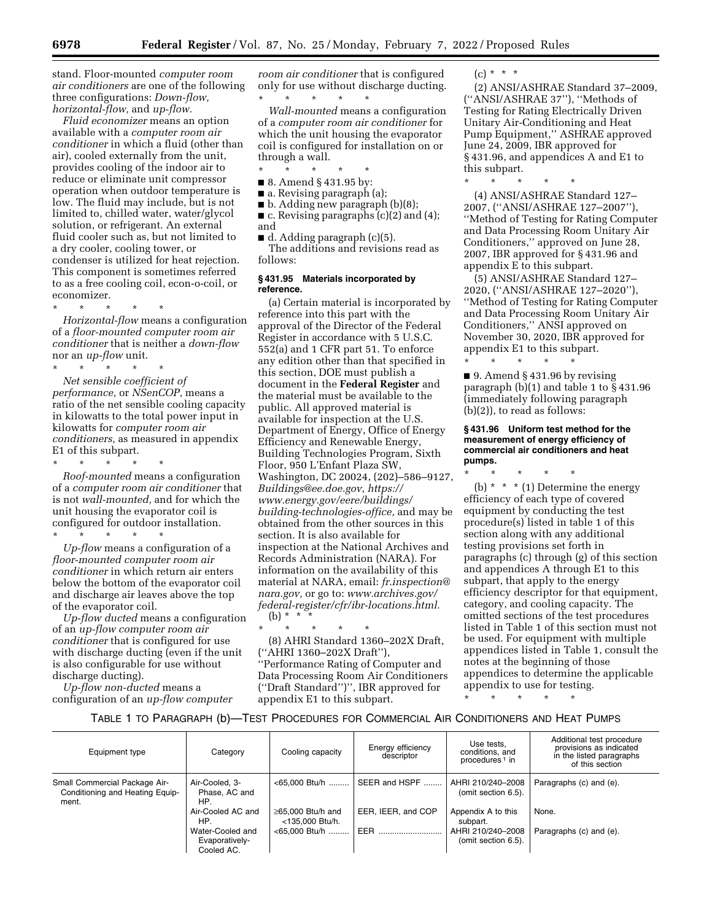stand. Floor-mounted *computer room air conditioners* are one of the following three configurations: *Down-flow, horizontal-flow,* and *up-flow.*

*Fluid economizer* means an option available with a *computer room air conditioner* in which a fluid (other than air), cooled externally from the unit, provides cooling of the indoor air to reduce or eliminate unit compressor operation when outdoor temperature is low. The fluid may include, but is not limited to, chilled water, water/glycol solution, or refrigerant. An external fluid cooler such as, but not limited to a dry cooler, cooling tower, or condenser is utilized for heat rejection. This component is sometimes referred to as a free cooling coil, econ-o-coil, or economizer.

\* \* \* \* \*

*Horizontal-flow* means a configuration of a *floor-mounted computer room air conditioner* that is neither a *down-flow* nor an *up-flow* unit.

\* \* \* \* \*

*Net sensible coefficient of performance,* or *NSenCOP,* means a ratio of the net sensible cooling capacity in kilowatts to the total power input in kilowatts for *computer room air conditioners,* as measured in appendix E1 of this subpart.

\* \* \* \* \*

*Roof-mounted* means a configuration of a *computer room air conditioner* that is not *wall-mounted,* and for which the unit housing the evaporator coil is configured for outdoor installation.

\* \* \* \* \*

*Up-flow* means a configuration of a *floor-mounted computer room air conditioner* in which return air enters below the bottom of the evaporator coil and discharge air leaves above the top of the evaporator coil.

*Up-flow ducted* means a configuration of an *up-flow computer room air conditioner* that is configured for use with discharge ducting (even if the unit is also configurable for use without discharge ducting).

*Up-flow non-ducted* means a configuration of an *up-flow computer room air conditioner* that is configured only for use without discharge ducting.

\* \* \* \* \*

*Wall-mounted* means a configuration of a *computer room air conditioner* for which the unit housing the evaporator coil is configured for installation on or through a wall.

\* \* \* \* \*

■ 8. Amend § 431.95 by:

■ a. Revising paragraph (a);

■ b. Adding new paragraph (b)(8);

■ c. Revising paragraphs (c)(2) and (4); and

■ d. Adding paragraph (c)(5).

The additions and revisions read as follows:

**§ 431.95 Materials incorporated by reference.**

(a) Certain material is incorporated by reference into this part with the approval of the Director of the Federal Register in accordance with 5 U.S.C. 552(a) and 1 CFR part 51. To enforce any edition other than that specified in this section, DOE must publish a document in the **Federal Register** and the material must be available to the public. All approved material is available for inspection at the U.S. Department of Energy, Office of Energy Efficiency and Renewable Energy, Building Technologies Program, Sixth Floor, 950 L'Enfant Plaza SW, Washington, DC 20024, (202)–586–9127, *Buildings@ee.doe.gov, https://www.energy.gov/eere/buildings/building-technologies-office,* and may be obtained from the other sources in this section. It is also available for inspection at the National Archives and Records Administration (NARA). For information on the availability of this material at NARA, email: *fr.inspection@nara.gov,* or go to: *www.archives.gov/federal-register/cfr/ibr-locations.html.*

(b) \* \* \*

\* \* \* \* \*

(8) AHRI Standard 1360–202X Draft, (''AHRI 1360–202X Draft''), ''Performance Rating of Computer and Data Processing Room Air Conditioners (''Draft Standard'')'', IBR approved for appendix E1 to this subpart.

(c) \* \* \*

(2) ANSI/ASHRAE Standard 37–2009, (''ANSI/ASHRAE 37''), ''Methods of Testing for Rating Electrically Driven Unitary Air-Conditioning and Heat Pump Equipment,'' ASHRAE approved June 24, 2009, IBR approved for § 431.96, and appendices A and E1 to this subpart.

\* \* \* \* \*

(4) ANSI/ASHRAE Standard 127–2007, (''ANSI/ASHRAE 127–2007''), ''Method of Testing for Rating Computer and Data Processing Room Unitary Air Conditioners,'' approved on June 28, 2007, IBR approved for § 431.96 and appendix E to this subpart.

(5) ANSI/ASHRAE Standard 127–2020, (''ANSI/ASHRAE 127–2020''), ''Method of Testing for Rating Computer and Data Processing Room Unitary Air Conditioners,'' ANSI approved on November 30, 2020, IBR approved for appendix E1 to this subpart.

\* \* \* \* \*

■ 9. Amend § 431.96 by revising paragraph (b)(1) and table 1 to § 431.96 (immediately following paragraph (b)(2)), to read as follows:

**§ 431.96 Uniform test method for the measurement of energy efficiency of commercial air conditioners and heat pumps.**

\* \* \* \* \*

(b) \* \* \* (1) Determine the energy efficiency of each type of covered equipment by conducting the test procedure(s) listed in table 1 of this section along with any additional testing provisions set forth in paragraphs (c) through (g) of this section and appendices A through E1 to this subpart, that apply to the energy efficiency descriptor for that equipment, category, and cooling capacity. The omitted sections of the test procedures listed in Table 1 of this section must not be used. For equipment with multiple appendices listed in Table 1, consult the notes at the beginning of those appendices to determine the applicable appendix to use for testing.

\* \* \* \* \*

TABLE 1 TO PARAGRAPH (b)—TEST PROCEDURES FOR COMMERCIAL AIR CONDITIONERS AND HEAT PUMPS

| Equipment type | Category | Cooling capacity | Energy efficiency descriptor | Use tests, conditions, and procedures [1] in | Additional test procedure provisions as indicated in the listed paragraphs of this section |
|---|---|---|---|---|---|
| Small Commercial Package Air-Conditioning and Heating Equipment. | Air-Cooled, 3-Phase, AC and HP. | <65,000 Btu/h | SEER and HSPF | AHRI 210/240–2008 (omit section 6.5). | Paragraphs (c) and (e). |
| | Air-Cooled AC and HP. | ≥65,000 Btu/h and <135,000 Btu/h. | EER, IEER, and COP | Appendix A to this subpart. | None. |
| | Water-Cooled and Evaporatively-Cooled AC. | <65,000 Btu/h | EER | AHRI 210/240–2008 (omit section 6.5). | Paragraphs (c) and (e). |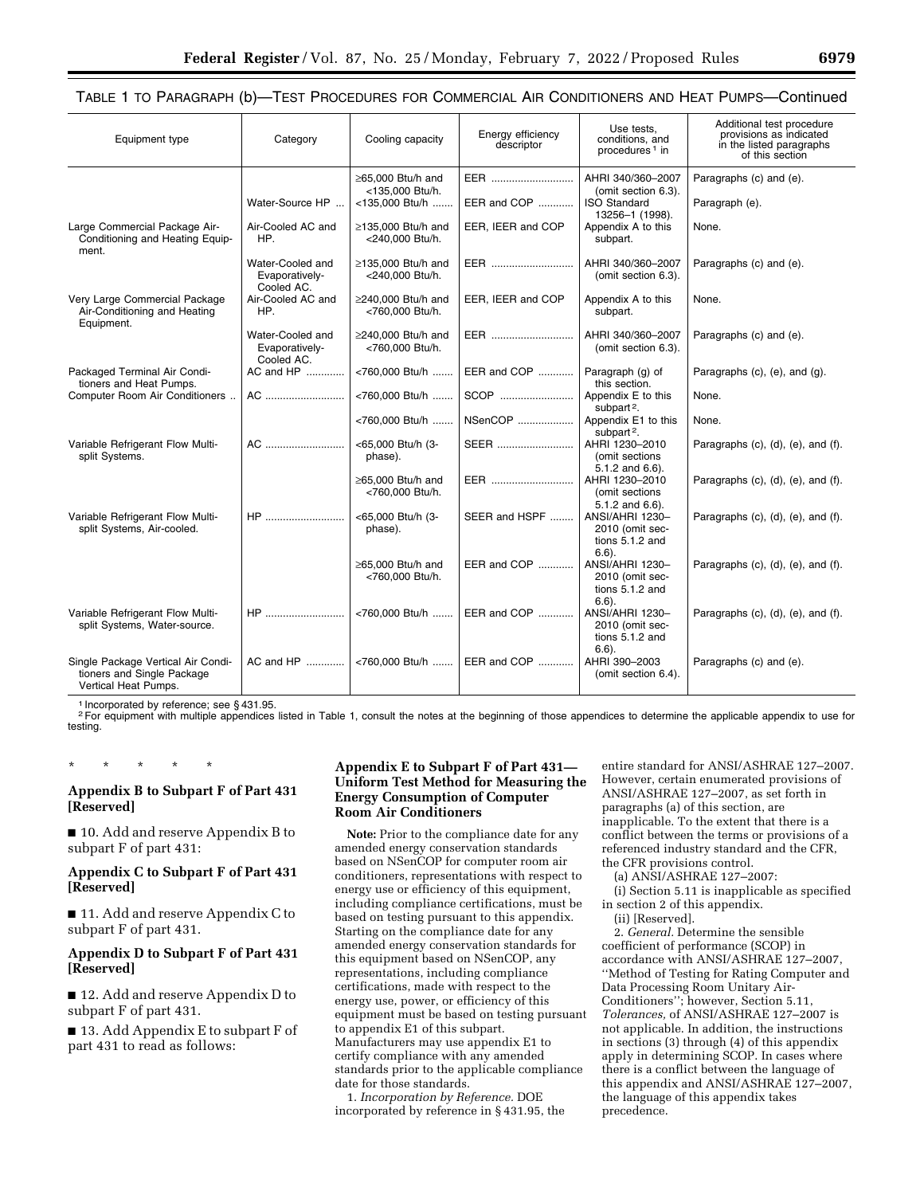TABLE 1 TO PARAGRAPH (b)—TEST PROCEDURES FOR COMMERCIAL AIR CONDITIONERS AND HEAT PUMPS—Continued

| Equipment type | Category | Cooling capacity | Energy efficiency descriptor | Use tests, conditions, and procedures [1] in | Additional test procedure provisions as indicated in the listed paragraphs of this section |
|---|---|---|---|---|---|
| | | ≥65,000 Btu/h and <135,000 Btu/h. | EER | AHRI 340/360–2007 (omit section 6.3). | Paragraphs (c) and (e). |
| | Water-Source HP | <135,000 Btu/h | EER and COP | ISO Standard 13256–1 (1998). | Paragraph (e). |
| Large Commercial Package Air-Conditioning and Heating Equipment. | Air-Cooled AC and HP. | ≥135,000 Btu/h and <240,000 Btu/h. | EER, IEER and COP | Appendix A to this subpart. | None. |
| | Water-Cooled and Evaporatively-Cooled AC. | ≥135,000 Btu/h and <240,000 Btu/h. | EER | AHRI 340/360–2007 (omit section 6.3). | Paragraphs (c) and (e). |
| Very Large Commercial Package Air-Conditioning and Heating Equipment. | Air-Cooled AC and HP. | ≥240,000 Btu/h and <760,000 Btu/h. | EER, IEER and COP | Appendix A to this subpart. | None. |
| | Water-Cooled and Evaporatively-Cooled AC. | ≥240,000 Btu/h and <760,000 Btu/h. | EER | AHRI 340/360–2007 (omit section 6.3). | Paragraphs (c) and (e). |
| Packaged Terminal Air Conditioners and Heat Pumps. | AC and HP | <760,000 Btu/h | EER and COP | Paragraph (g) of this section. | Paragraphs (c), (e), and (g). |
| Computer Room Air Conditioners | AC | <760,000 Btu/h | SCOP | Appendix E to this subpart [2]. | None. |
| | | <760,000 Btu/h | NSenCOP | Appendix E1 to this subpart [2]. | None. |
| Variable Refrigerant Flow Multi-split Systems. | AC | <65,000 Btu/h (3-phase). | SEER | AHRI 1230–2010 (omit sections 5.1.2 and 6.6). | Paragraphs (c), (d), (e), and (f). |
| | | ≥65,000 Btu/h and <760,000 Btu/h. | EER | AHRI 1230–2010 (omit sections 5.1.2 and 6.6). | Paragraphs (c), (d), (e), and (f). |
| Variable Refrigerant Flow Multi-split Systems, Air-cooled. | HP | <65,000 Btu/h (3-phase). | SEER and HSPF | ANSI/AHRI 1230–2010 (omit sections 5.1.2 and 6.6). | Paragraphs (c), (d), (e), and (f). |
| | | ≥65,000 Btu/h and <760,000 Btu/h. | EER and COP | ANSI/AHRI 1230–2010 (omit sections 5.1.2 and 6.6). | Paragraphs (c), (d), (e), and (f). |
| Variable Refrigerant Flow Multi-split Systems, Water-source. | HP | <760,000 Btu/h | EER and COP | ANSI/AHRI 1230–2010 (omit sections 5.1.2 and 6.6). | Paragraphs (c), (d), (e), and (f). |
| Single Package Vertical Air Conditioners and Single Package Vertical Heat Pumps. | AC and HP | <760,000 Btu/h | EER and COP | AHRI 390–2003 (omit section 6.4). | Paragraphs (c) and (e). |

[1] Incorporated by reference; see § 431.95.
[2] For equipment with multiple appendices listed in Table 1, consult the notes at the beginning of those appendices to determine the applicable appendix to use for testing.

\* \* \* \* \*

**Appendix B to Subpart F of Part 431 [Reserved]**

■ 10. Add and reserve Appendix B to subpart F of part 431:

**Appendix C to Subpart F of Part 431 [Reserved]**

■ 11. Add and reserve Appendix C to subpart F of part 431.

**Appendix D to Subpart F of Part 431 [Reserved]**

■ 12. Add and reserve Appendix D to subpart F of part 431.

■ 13. Add Appendix E to subpart F of part 431 to read as follows:

**Appendix E to Subpart F of Part 431—Uniform Test Method for Measuring the Energy Consumption of Computer Room Air Conditioners**

**Note:** Prior to the compliance date for any amended energy conservation standards based on NSenCOP for computer room air conditioners, representations with respect to energy use or efficiency of this equipment, including compliance certifications, must be based on testing pursuant to this appendix. Starting on the compliance date for any amended energy conservation standards for this equipment based on NSenCOP, any representations, including compliance certifications, made with respect to the energy use, power, or efficiency of this equipment must be based on testing pursuant to appendix E1 of this subpart. Manufacturers may use appendix E1 to certify compliance with any amended standards prior to the applicable compliance date for those standards.

1. *Incorporation by Reference.* DOE incorporated by reference in § 431.95, the entire standard for ANSI/ASHRAE 127–2007. However, certain enumerated provisions of ANSI/ASHRAE 127–2007, as set forth in paragraphs (a) of this section, are inapplicable. To the extent that there is a conflict between the terms or provisions of a referenced industry standard and the CFR, the CFR provisions control.

(a) ANSI/ASHRAE 127–2007:

(i) Section 5.11 is inapplicable as specified in section 2 of this appendix.

(ii) [Reserved].

2. *General.* Determine the sensible coefficient of performance (SCOP) in accordance with ANSI/ASHRAE 127–2007, ''Method of Testing for Rating Computer and Data Processing Room Unitary Air-Conditioners''; however, Section 5.11, *Tolerances,* of ANSI/ASHRAE 127–2007 is not applicable. In addition, the instructions in sections (3) through (4) of this appendix apply in determining SCOP. In cases where there is a conflict between the language of this appendix and ANSI/ASHRAE 127–2007, the language of this appendix takes precedence.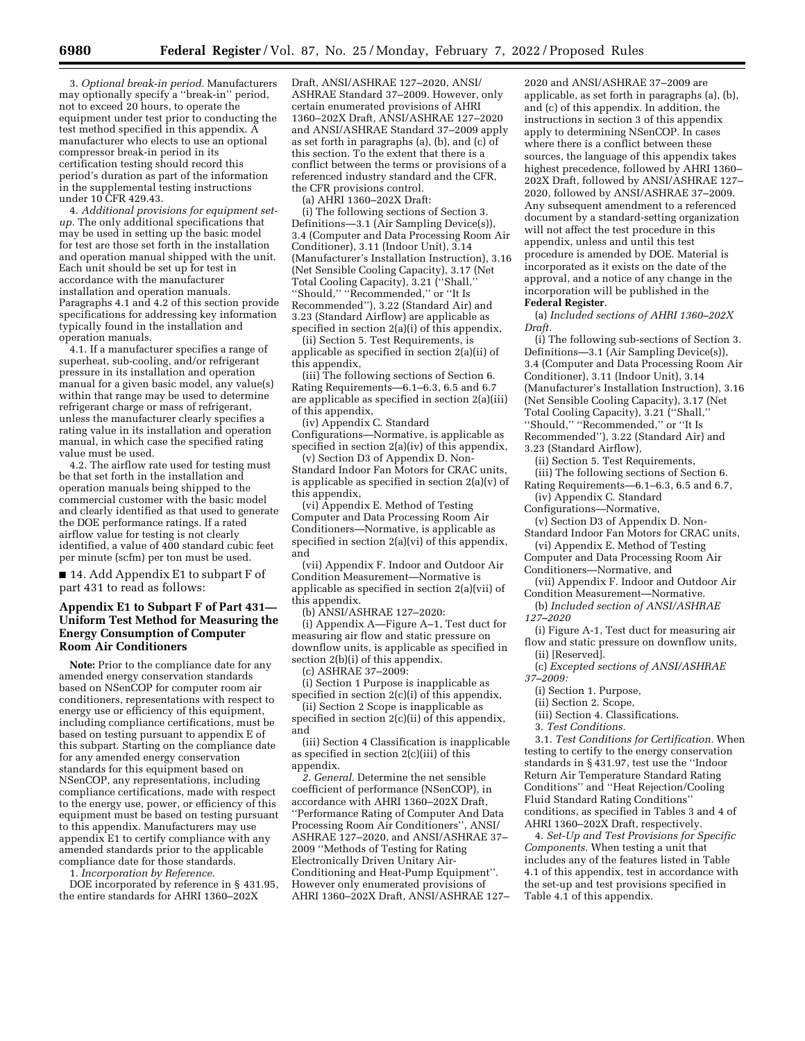3. *Optional break-in period.* Manufacturers may optionally specify a ''break-in'' period, not to exceed 20 hours, to operate the equipment under test prior to conducting the test method specified in this appendix. A manufacturer who elects to use an optional compressor break-in period in its certification testing should record this period's duration as part of the information in the supplemental testing instructions under 10 CFR 429.43.

4. *Additional provisions for equipment set-up.* The only additional specifications that may be used in setting up the basic model for test are those set forth in the installation and operation manual shipped with the unit. Each unit should be set up for test in accordance with the manufacturer installation and operation manuals. Paragraphs 4.1 and 4.2 of this section provide specifications for addressing key information typically found in the installation and operation manuals.

4.1. If a manufacturer specifies a range of superheat, sub-cooling, and/or refrigerant pressure in its installation and operation manual for a given basic model, any value(s) within that range may be used to determine refrigerant charge or mass of refrigerant, unless the manufacturer clearly specifies a rating value in its installation and operation manual, in which case the specified rating value must be used.

4.2. The airflow rate used for testing must be that set forth in the installation and operation manuals being shipped to the commercial customer with the basic model and clearly identified as that used to generate the DOE performance ratings. If a rated airflow value for testing is not clearly identified, a value of 400 standard cubic feet per minute (scfm) per ton must be used.

■ 14. Add Appendix E1 to subpart F of part 431 to read as follows:

## Appendix E1 to Subpart F of Part 431—Uniform Test Method for Measuring the Energy Consumption of Computer Room Air Conditioners

**Note:** Prior to the compliance date for any amended energy conservation standards based on NSenCOP for computer room air conditioners, representations with respect to energy use or efficiency of this equipment, including compliance certifications, must be based on testing pursuant to appendix E of this subpart. Starting on the compliance date for any amended energy conservation standards for this equipment based on NSenCOP, any representations, including compliance certifications, made with respect to the energy use, power, or efficiency of this equipment must be based on testing pursuant to this appendix. Manufacturers may use appendix E1 to certify compliance with any amended standards prior to the applicable compliance date for those standards.

1. *Incorporation by Reference.*

DOE incorporated by reference in § 431.95, the entire standards for AHRI 1360–202X Draft, ANSI/ASHRAE 127–2020, ANSI/ASHRAE Standard 37–2009. However, only certain enumerated provisions of AHRI 1360–202X Draft, ANSI/ASHRAE 127–2020 and ANSI/ASHRAE Standard 37–2009 apply as set forth in paragraphs (a), (b), and (c) of this section. To the extent that there is a conflict between the terms or provisions of a referenced industry standard and the CFR, the CFR provisions control.

(a) AHRI 1360–202X Draft:

(i) The following sections of Section 3. Definitions—3.1 (Air Sampling Device(s)), 3.4 (Computer and Data Processing Room Air Conditioner), 3.11 (Indoor Unit), 3.14 (Manufacturer's Installation Instruction), 3.16 (Net Sensible Cooling Capacity), 3.17 (Net Total Cooling Capacity), 3.21 (''Shall,'' ''Should,'' ''Recommended,'' or ''It Is Recommended''), 3.22 (Standard Air) and 3.23 (Standard Airflow) are applicable as specified in section 2(a)(i) of this appendix,

(ii) Section 5. Test Requirements, is applicable as specified in section 2(a)(ii) of this appendix,

(iii) The following sections of Section 6. Rating Requirements—6.1–6.3, 6.5 and 6.7 are applicable as specified in section 2(a)(iii) of this appendix,

(iv) Appendix C. Standard Configurations—Normative, is applicable as specified in section 2(a)(iv) of this appendix,

(v) Section D3 of Appendix D. Non-Standard Indoor Fan Motors for CRAC units, is applicable as specified in section 2(a)(v) of this appendix,

(vi) Appendix E. Method of Testing Computer and Data Processing Room Air Conditioners—Normative, is applicable as specified in section 2(a)(vi) of this appendix, and

(vii) Appendix F. Indoor and Outdoor Air Condition Measurement—Normative is applicable as specified in section 2(a)(vii) of this appendix.

(b) ANSI/ASHRAE 127–2020:

(i) Appendix A—Figure A–1, Test duct for measuring air flow and static pressure on downflow units, is applicable as specified in section 2(b)(i) of this appendix.

(c) ASHRAE 37–2009:

(i) Section 1 Purpose is inapplicable as specified in section 2(c)(i) of this appendix,

(ii) Section 2 Scope is inapplicable as specified in section 2(c)(ii) of this appendix, and

(iii) Section 4 Classification is inapplicable as specified in section 2(c)(iii) of this appendix.

*2. General.* Determine the net sensible coefficient of performance (NSenCOP), in accordance with AHRI 1360–202X Draft, ''Performance Rating of Computer And Data Processing Room Air Conditioners'', ANSI/ASHRAE 127–2020, and ANSI/ASHRAE 37–2009 ''Methods of Testing for Rating Electronically Driven Unitary Air-Conditioning and Heat-Pump Equipment''. However only enumerated provisions of AHRI 1360–202X Draft, ANSI/ASHRAE 127–2020 and ANSI/ASHRAE 37–2009 are applicable, as set forth in paragraphs (a), (b), and (c) of this appendix. In addition, the instructions in section 3 of this appendix apply to determining NSenCOP. In cases where there is a conflict between these sources, the language of this appendix takes highest precedence, followed by AHRI 1360–202X Draft, followed by ANSI/ASHRAE 127–2020, followed by ANSI/ASHRAE 37–2009. Any subsequent amendment to a referenced document by a standard-setting organization will not affect the test procedure in this appendix, unless and until this test procedure is amended by DOE. Material is incorporated as it exists on the date of the approval, and a notice of any change in the incorporation will be published in the **Federal Register**.

(a) *Included sections of AHRI 1360–202X Draft.*

(i) The following sub-sections of Section 3. Definitions—3.1 (Air Sampling Device(s)), 3.4 (Computer and Data Processing Room Air Conditioner), 3.11 (Indoor Unit), 3.14 (Manufacturer's Installation Instruction), 3.16 (Net Sensible Cooling Capacity), 3.17 (Net Total Cooling Capacity), 3.21 (''Shall,'' ''Should,'' ''Recommended,'' or ''It Is Recommended''), 3.22 (Standard Air) and 3.23 (Standard Airflow),

(ii) Section 5. Test Requirements,

(iii) The following sections of Section 6. Rating Requirements—6.1–6.3, 6.5 and 6.7,

(iv) Appendix C. Standard Configurations—Normative,

(v) Section D3 of Appendix D. Non-Standard Indoor Fan Motors for CRAC units,

(vi) Appendix E. Method of Testing Computer and Data Processing Room Air Conditioners—Normative, and

(vii) Appendix F. Indoor and Outdoor Air Condition Measurement—Normative.

(b) *Included section of ANSI/ASHRAE 127–2020*

(i) Figure A-1, Test duct for measuring air flow and static pressure on downflow units,

(ii) [Reserved].

(c) *Excepted sections of ANSI/ASHRAE 37–2009:*

(i) Section 1. Purpose,

(ii) Section 2. Scope,

(iii) Section 4. Classifications.

3. *Test Conditions.*

3.1. *Test Conditions for Certification.* When testing to certify to the energy conservation standards in § 431.97, test use the ''Indoor Return Air Temperature Standard Rating Conditions'' and ''Heat Rejection/Cooling Fluid Standard Rating Conditions'' conditions, as specified in Tables 3 and 4 of AHRI 1360–202X Draft, respectively.

4. *Set-Up and Test Provisions for Specific Components.* When testing a unit that includes any of the features listed in Table 4.1 of this appendix, test in accordance with the set-up and test provisions specified in Table 4.1 of this appendix.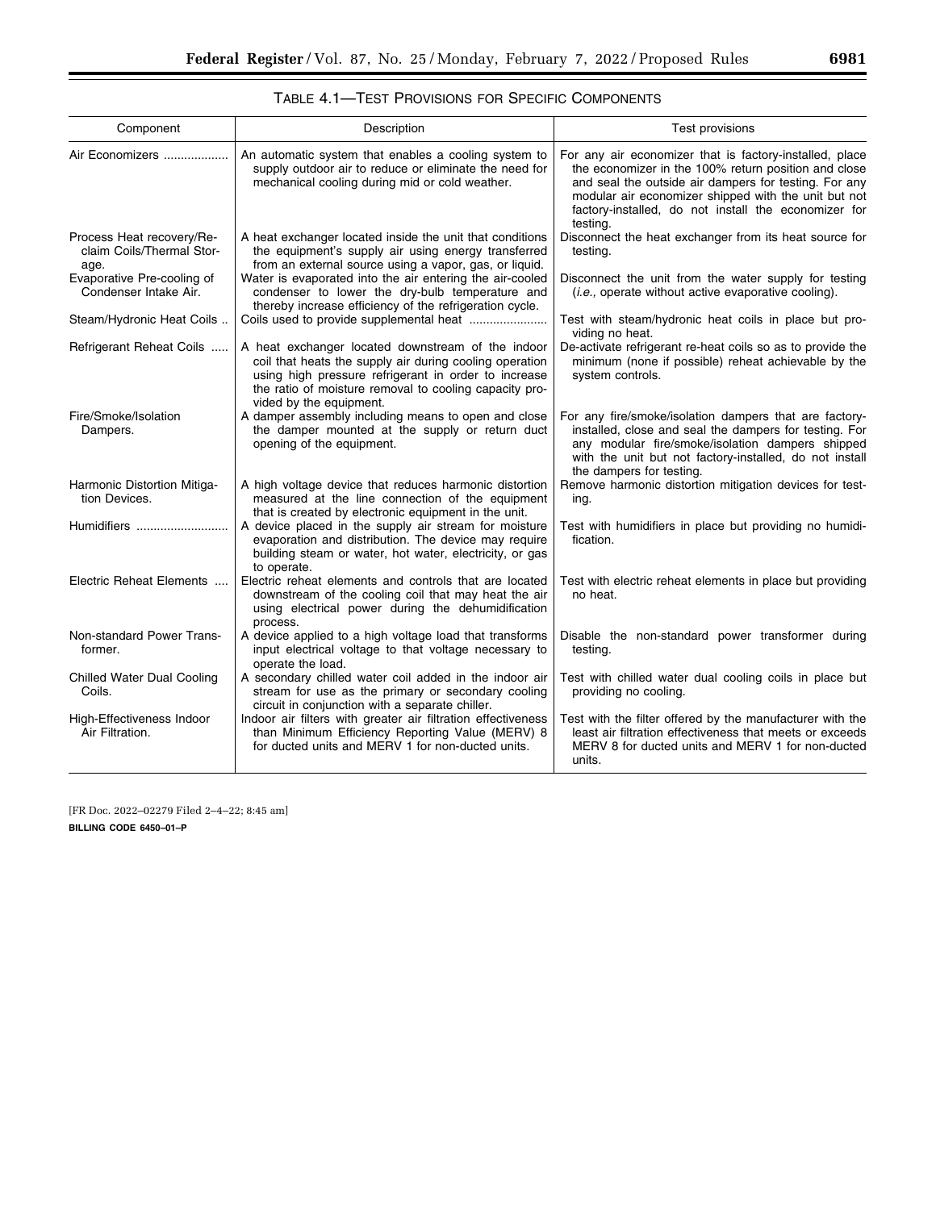TABLE 4.1—TEST PROVISIONS FOR SPECIFIC COMPONENTS

| Component | Description | Test provisions |
| --- | --- | --- |
| Air Economizers | An automatic system that enables a cooling system to supply outdoor air to reduce or eliminate the need for mechanical cooling during mid or cold weather. | For any air economizer that is factory-installed, place the economizer in the 100% return position and close and seal the outside air dampers for testing. For any modular air economizer shipped with the unit but not factory-installed, do not install the economizer for testing. |
| Process Heat recovery/Reclaim Coils/Thermal Storage. | A heat exchanger located inside the unit that conditions the equipment's supply air using energy transferred from an external source using a vapor, gas, or liquid. | Disconnect the heat exchanger from its heat source for testing. |
| Evaporative Pre-cooling of Condenser Intake Air. | Water is evaporated into the air entering the air-cooled condenser to lower the dry-bulb temperature and thereby increase efficiency of the refrigeration cycle. | Disconnect the unit from the water supply for testing (*i.e.,* operate without active evaporative cooling). |
| Steam/Hydronic Heat Coils | Coils used to provide supplemental heat | Test with steam/hydronic heat coils in place but providing no heat. |
| Refrigerant Reheat Coils | A heat exchanger located downstream of the indoor coil that heats the supply air during cooling operation using high pressure refrigerant in order to increase the ratio of moisture removal to cooling capacity provided by the equipment. | De-activate refrigerant re-heat coils so as to provide the minimum (none if possible) reheat achievable by the system controls. |
| Fire/Smoke/Isolation Dampers. | A damper assembly including means to open and close the damper mounted at the supply or return duct opening of the equipment. | For any fire/smoke/isolation dampers that are factory-installed, close and seal the dampers for testing. For any modular fire/smoke/isolation dampers shipped with the unit but not factory-installed, do not install the dampers for testing. |
| Harmonic Distortion Mitigation Devices. | A high voltage device that reduces harmonic distortion measured at the line connection of the equipment that is created by electronic equipment in the unit. | Remove harmonic distortion mitigation devices for testing. |
| Humidifiers | A device placed in the supply air stream for moisture evaporation and distribution. The device may require building steam or water, hot water, electricity, or gas to operate. | Test with humidifiers in place but providing no humidification. |
| Electric Reheat Elements | Electric reheat elements and controls that are located downstream of the cooling coil that may heat the air using electrical power during the dehumidification process. | Test with electric reheat elements in place but providing no heat. |
| Non-standard Power Transformer. | A device applied to a high voltage load that transforms input electrical voltage to that voltage necessary to operate the load. | Disable the non-standard power transformer during testing. |
| Chilled Water Dual Cooling Coils. | A secondary chilled water coil added in the indoor air stream for use as the primary or secondary cooling circuit in conjunction with a separate chiller. | Test with chilled water dual cooling coils in place but providing no cooling. |
| High-Effectiveness Indoor Air Filtration. | Indoor air filters with greater air filtration effectiveness than Minimum Efficiency Reporting Value (MERV) 8 for ducted units and MERV 1 for non-ducted units. | Test with the filter offered by the manufacturer with the least air filtration effectiveness that meets or exceeds MERV 8 for ducted units and MERV 1 for non-ducted units. |

[FR Doc. 2022–02279 Filed 2–4–22; 8:45 am]

**BILLING CODE 6450–01–P**